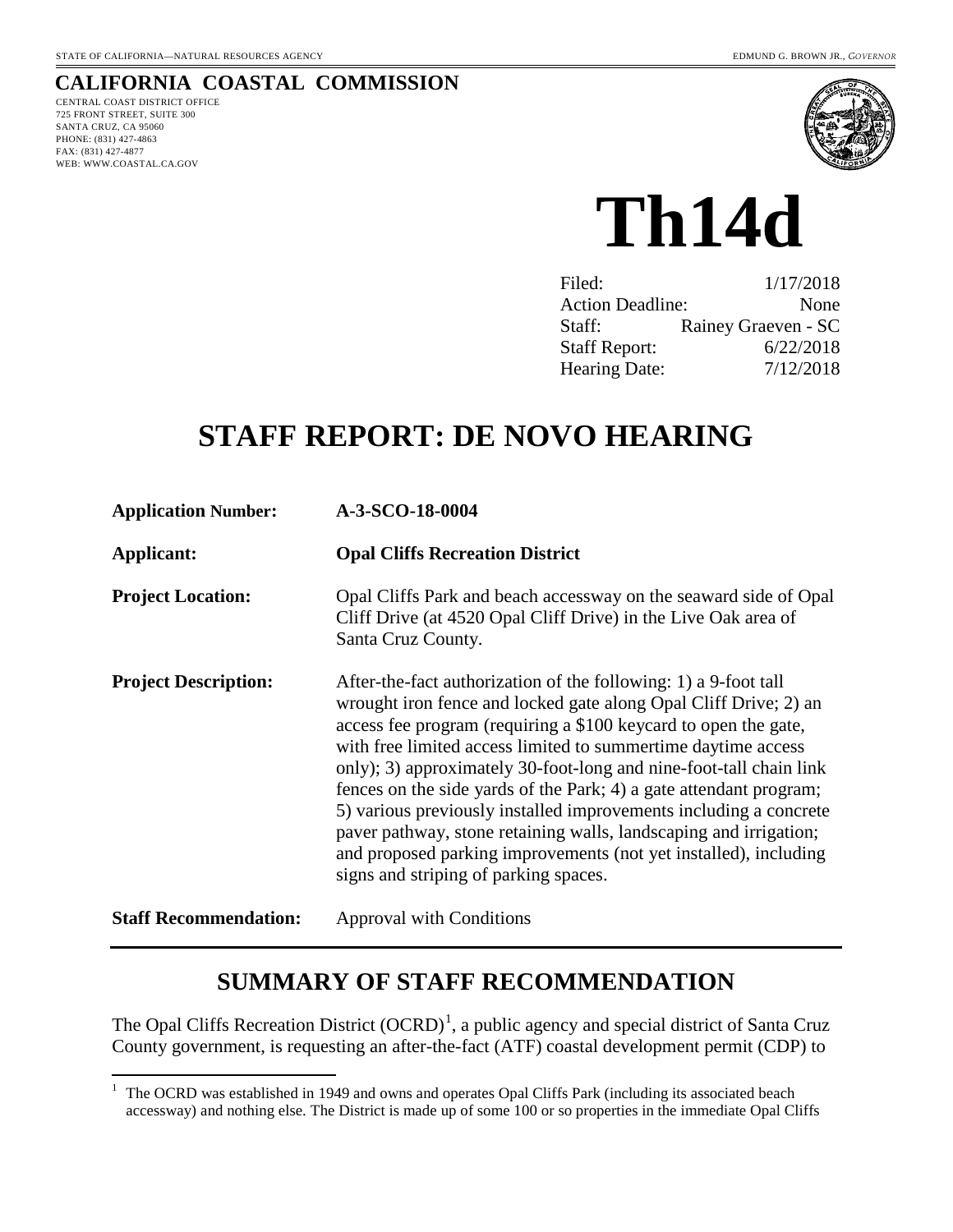STATE OF CALIFORNIA—NATURAL RESOURCES AGENCY

EDMUND G. BROWN JR., *GOVERNOR*

**CALIFORNIA COASTAL COMMISSION**

CENTRAL COAST DISTRICT OFFICE
725 FRONT STREET, SUITE 300
SANTA CRUZ, CA 95060
PHONE: (831) 427-4863
FAX: (831) 427-4877
WEB: WWW.COASTAL.CA.GOV

# Th14d

| | |
|---|---|
| Filed: | 1/17/2018 |
| Action Deadline: | None |
| Staff: | Rainey Graeven - SC |
| Staff Report: | 6/22/2018 |
| Hearing Date: | 7/12/2018 |

# STAFF REPORT: DE NOVO HEARING

**Application Number:** **A-3-SCO-18-0004**

**Applicant:** **Opal Cliffs Recreation District**

**Project Location:** Opal Cliffs Park and beach accessway on the seaward side of Opal Cliff Drive (at 4520 Opal Cliff Drive) in the Live Oak area of Santa Cruz County.

**Project Description:** After-the-fact authorization of the following: 1) a 9-foot tall wrought iron fence and locked gate along Opal Cliff Drive; 2) an access fee program (requiring a $100 keycard to open the gate, with free limited access limited to summertime daytime access only); 3) approximately 30-foot-long and nine-foot-tall chain link fences on the side yards of the Park; 4) a gate attendant program; 5) various previously installed improvements including a concrete paver pathway, stone retaining walls, landscaping and irrigation; and proposed parking improvements (not yet installed), including signs and striping of parking spaces.

**Staff Recommendation:** Approval with Conditions

## SUMMARY OF STAFF RECOMMENDATION

The Opal Cliffs Recreation District (OCRD)[1], a public agency and special district of Santa Cruz County government, is requesting an after-the-fact (ATF) coastal development permit (CDP) to

[1] The OCRD was established in 1949 and owns and operates Opal Cliffs Park (including its associated beach accessway) and nothing else. The District is made up of some 100 or so properties in the immediate Opal Cliffs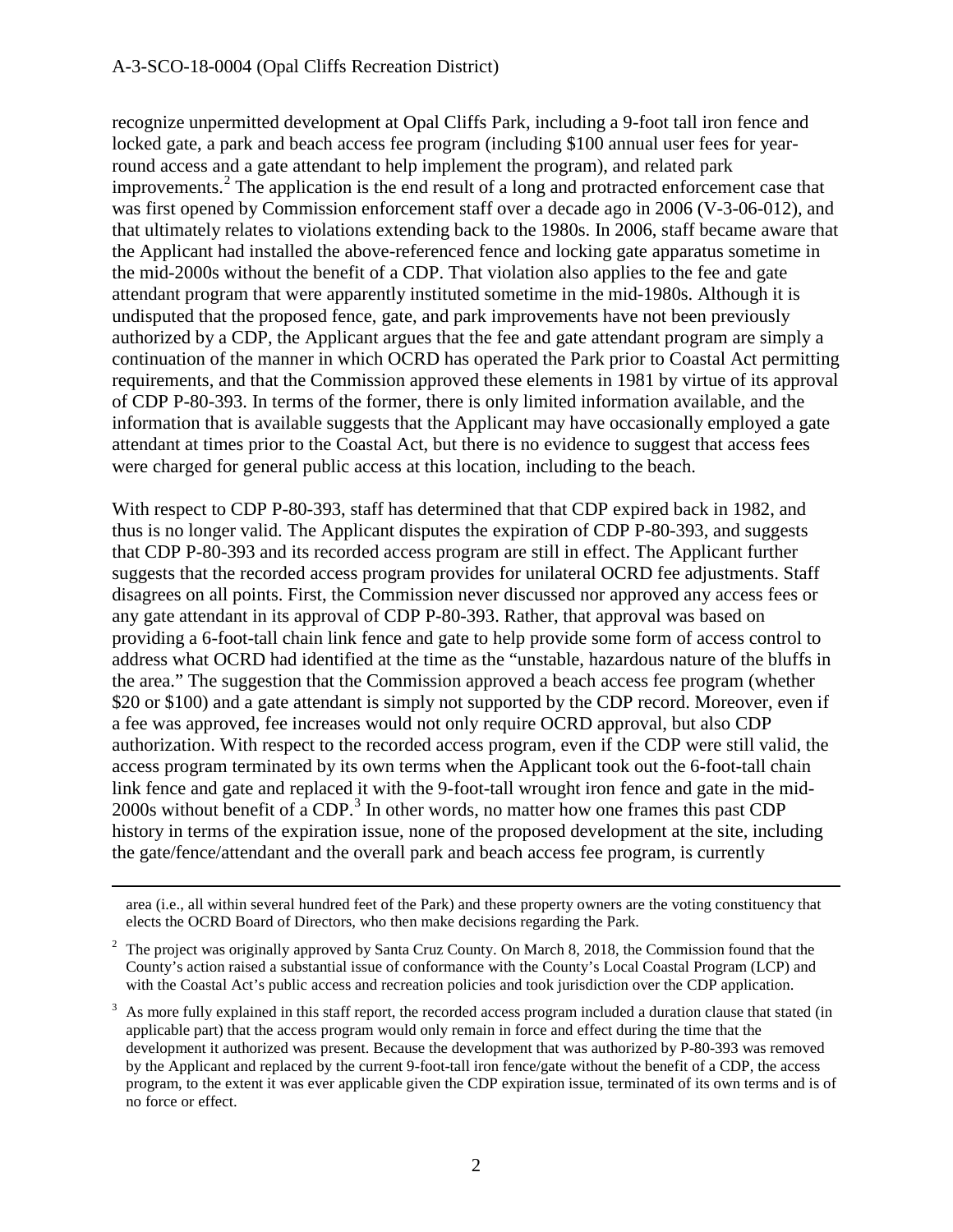recognize unpermitted development at Opal Cliffs Park, including a 9-foot tall iron fence and locked gate, a park and beach access fee program (including $100 annual user fees for year-round access and a gate attendant to help implement the program), and related park improvements.[2] The application is the end result of a long and protracted enforcement case that was first opened by Commission enforcement staff over a decade ago in 2006 (V-3-06-012), and that ultimately relates to violations extending back to the 1980s. In 2006, staff became aware that the Applicant had installed the above-referenced fence and locking gate apparatus sometime in the mid-2000s without the benefit of a CDP. That violation also applies to the fee and gate attendant program that were apparently instituted sometime in the mid-1980s. Although it is undisputed that the proposed fence, gate, and park improvements have not been previously authorized by a CDP, the Applicant argues that the fee and gate attendant program are simply a continuation of the manner in which OCRD has operated the Park prior to Coastal Act permitting requirements, and that the Commission approved these elements in 1981 by virtue of its approval of CDP P-80-393. In terms of the former, there is only limited information available, and the information that is available suggests that the Applicant may have occasionally employed a gate attendant at times prior to the Coastal Act, but there is no evidence to suggest that access fees were charged for general public access at this location, including to the beach.

With respect to CDP P-80-393, staff has determined that that CDP expired back in 1982, and thus is no longer valid. The Applicant disputes the expiration of CDP P-80-393, and suggests that CDP P-80-393 and its recorded access program are still in effect. The Applicant further suggests that the recorded access program provides for unilateral OCRD fee adjustments. Staff disagrees on all points. First, the Commission never discussed nor approved any access fees or any gate attendant in its approval of CDP P-80-393. Rather, that approval was based on providing a 6-foot-tall chain link fence and gate to help provide some form of access control to address what OCRD had identified at the time as the "unstable, hazardous nature of the bluffs in the area." The suggestion that the Commission approved a beach access fee program (whether $20 or $100) and a gate attendant is simply not supported by the CDP record. Moreover, even if a fee was approved, fee increases would not only require OCRD approval, but also CDP authorization. With respect to the recorded access program, even if the CDP were still valid, the access program terminated by its own terms when the Applicant took out the 6-foot-tall chain link fence and gate and replaced it with the 9-foot-tall wrought iron fence and gate in the mid-2000s without benefit of a CDP.[3] In other words, no matter how one frames this past CDP history in terms of the expiration issue, none of the proposed development at the site, including the gate/fence/attendant and the overall park and beach access fee program, is currently

---

area (i.e., all within several hundred feet of the Park) and these property owners are the voting constituency that elects the OCRD Board of Directors, who then make decisions regarding the Park.

[2] The project was originally approved by Santa Cruz County. On March 8, 2018, the Commission found that the County's action raised a substantial issue of conformance with the County's Local Coastal Program (LCP) and with the Coastal Act's public access and recreation policies and took jurisdiction over the CDP application.

[3] As more fully explained in this staff report, the recorded access program included a duration clause that stated (in applicable part) that the access program would only remain in force and effect during the time that the development it authorized was present. Because the development that was authorized by P-80-393 was removed by the Applicant and replaced by the current 9-foot-tall iron fence/gate without the benefit of a CDP, the access program, to the extent it was ever applicable given the CDP expiration issue, terminated of its own terms and is of no force or effect.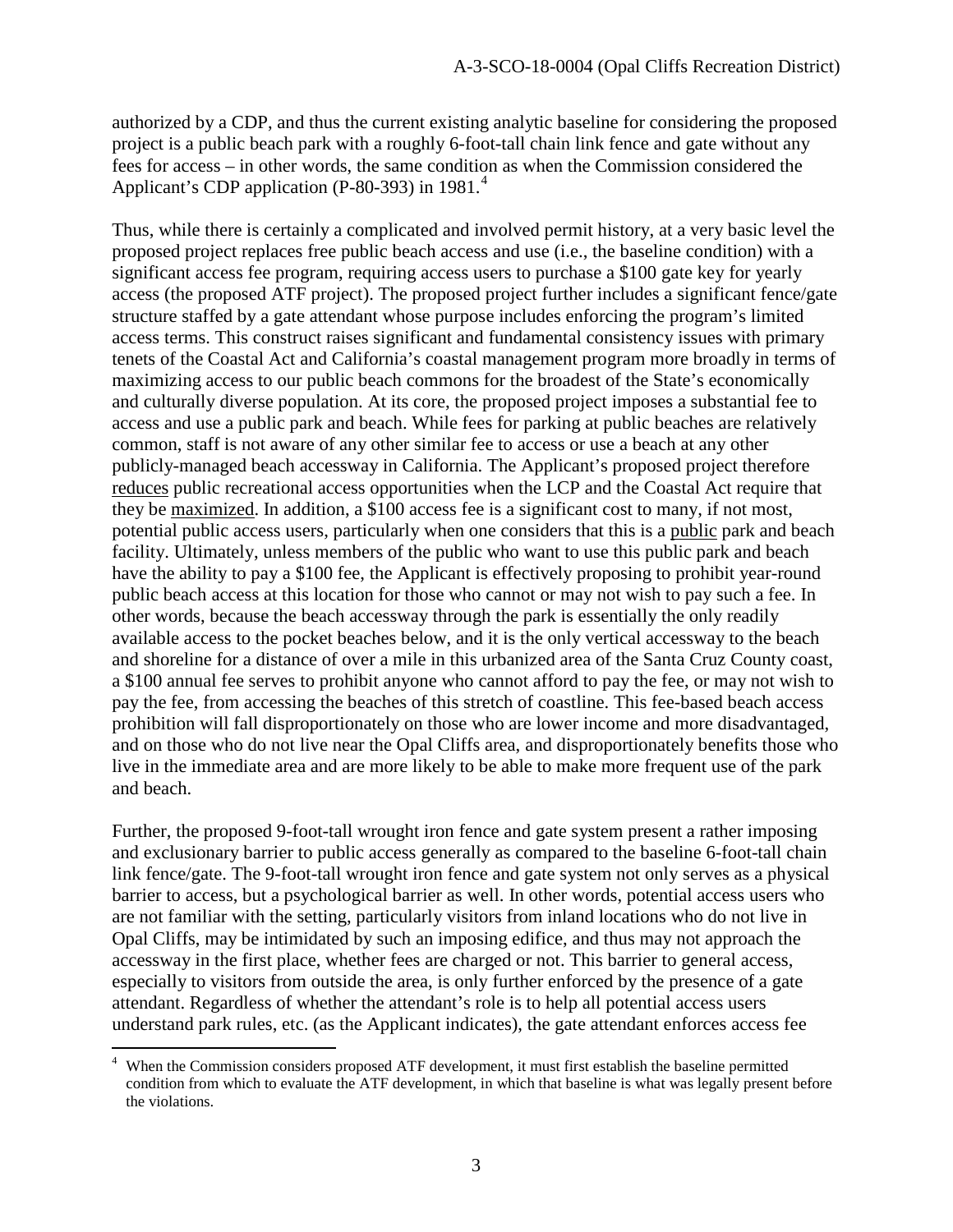authorized by a CDP, and thus the current existing analytic baseline for considering the proposed project is a public beach park with a roughly 6-foot-tall chain link fence and gate without any fees for access – in other words, the same condition as when the Commission considered the Applicant's CDP application (P-80-393) in 1981.[4]

Thus, while there is certainly a complicated and involved permit history, at a very basic level the proposed project replaces free public beach access and use (i.e., the baseline condition) with a significant access fee program, requiring access users to purchase a $100 gate key for yearly access (the proposed ATF project). The proposed project further includes a significant fence/gate structure staffed by a gate attendant whose purpose includes enforcing the program's limited access terms. This construct raises significant and fundamental consistency issues with primary tenets of the Coastal Act and California's coastal management program more broadly in terms of maximizing access to our public beach commons for the broadest of the State's economically and culturally diverse population. At its core, the proposed project imposes a substantial fee to access and use a public park and beach. While fees for parking at public beaches are relatively common, staff is not aware of any other similar fee to access or use a beach at any other publicly-managed beach accessway in California. The Applicant's proposed project therefore <u>reduces</u> public recreational access opportunities when the LCP and the Coastal Act require that they be <u>maximized</u>. In addition, a $100 access fee is a significant cost to many, if not most, potential public access users, particularly when one considers that this is a <u>public</u> park and beach facility. Ultimately, unless members of the public who want to use this public park and beach have the ability to pay a $100 fee, the Applicant is effectively proposing to prohibit year-round public beach access at this location for those who cannot or may not wish to pay such a fee. In other words, because the beach accessway through the park is essentially the only readily available access to the pocket beaches below, and it is the only vertical accessway to the beach and shoreline for a distance of over a mile in this urbanized area of the Santa Cruz County coast, a $100 annual fee serves to prohibit anyone who cannot afford to pay the fee, or may not wish to pay the fee, from accessing the beaches of this stretch of coastline. This fee-based beach access prohibition will fall disproportionately on those who are lower income and more disadvantaged, and on those who do not live near the Opal Cliffs area, and disproportionately benefits those who live in the immediate area and are more likely to be able to make more frequent use of the park and beach.

Further, the proposed 9-foot-tall wrought iron fence and gate system present a rather imposing and exclusionary barrier to public access generally as compared to the baseline 6-foot-tall chain link fence/gate. The 9-foot-tall wrought iron fence and gate system not only serves as a physical barrier to access, but a psychological barrier as well. In other words, potential access users who are not familiar with the setting, particularly visitors from inland locations who do not live in Opal Cliffs, may be intimidated by such an imposing edifice, and thus may not approach the accessway in the first place, whether fees are charged or not. This barrier to general access, especially to visitors from outside the area, is only further enforced by the presence of a gate attendant. Regardless of whether the attendant's role is to help all potential access users understand park rules, etc. (as the Applicant indicates), the gate attendant enforces access fee

---

[4] When the Commission considers proposed ATF development, it must first establish the baseline permitted condition from which to evaluate the ATF development, in which that baseline is what was legally present before the violations.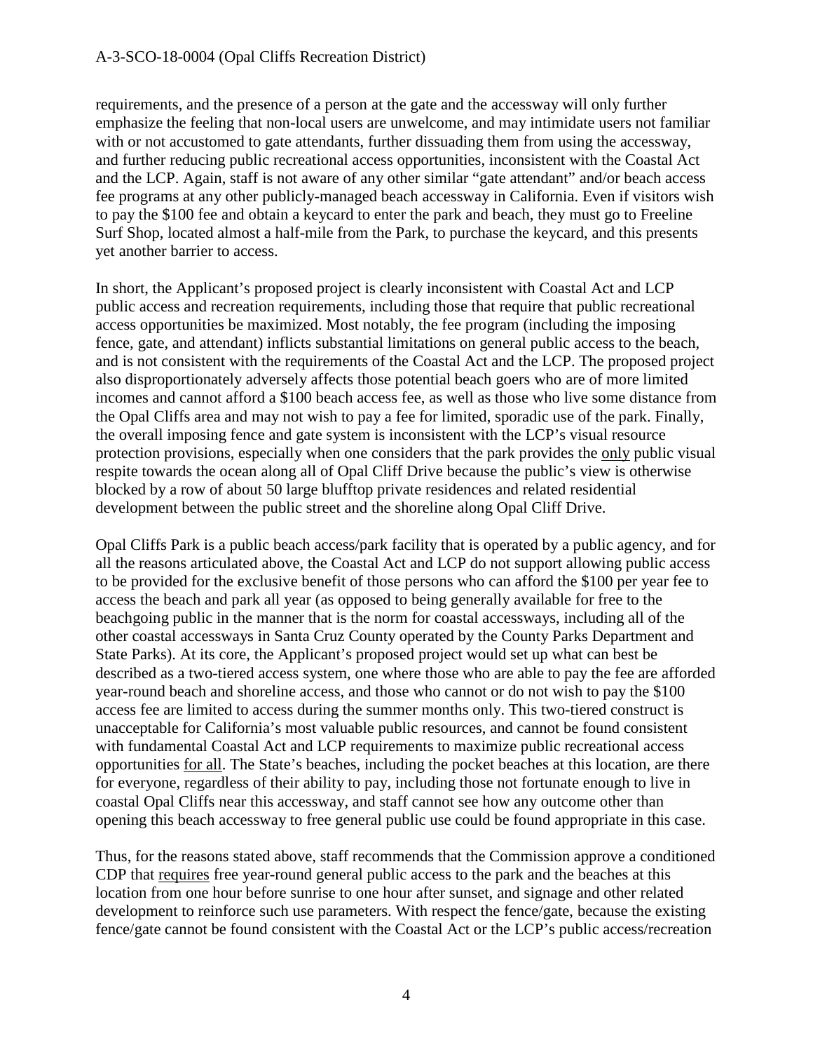requirements, and the presence of a person at the gate and the accessway will only further emphasize the feeling that non-local users are unwelcome, and may intimidate users not familiar with or not accustomed to gate attendants, further dissuading them from using the accessway, and further reducing public recreational access opportunities, inconsistent with the Coastal Act and the LCP. Again, staff is not aware of any other similar "gate attendant" and/or beach access fee programs at any other publicly-managed beach accessway in California. Even if visitors wish to pay the $100 fee and obtain a keycard to enter the park and beach, they must go to Freeline Surf Shop, located almost a half-mile from the Park, to purchase the keycard, and this presents yet another barrier to access.

In short, the Applicant's proposed project is clearly inconsistent with Coastal Act and LCP public access and recreation requirements, including those that require that public recreational access opportunities be maximized. Most notably, the fee program (including the imposing fence, gate, and attendant) inflicts substantial limitations on general public access to the beach, and is not consistent with the requirements of the Coastal Act and the LCP. The proposed project also disproportionately adversely affects those potential beach goers who are of more limited incomes and cannot afford a $100 beach access fee, as well as those who live some distance from the Opal Cliffs area and may not wish to pay a fee for limited, sporadic use of the park. Finally, the overall imposing fence and gate system is inconsistent with the LCP's visual resource protection provisions, especially when one considers that the park provides the <u>only</u> public visual respite towards the ocean along all of Opal Cliff Drive because the public's view is otherwise blocked by a row of about 50 large blufftop private residences and related residential development between the public street and the shoreline along Opal Cliff Drive.

Opal Cliffs Park is a public beach access/park facility that is operated by a public agency, and for all the reasons articulated above, the Coastal Act and LCP do not support allowing public access to be provided for the exclusive benefit of those persons who can afford the $100 per year fee to access the beach and park all year (as opposed to being generally available for free to the beachgoing public in the manner that is the norm for coastal accessways, including all of the other coastal accessways in Santa Cruz County operated by the County Parks Department and State Parks). At its core, the Applicant's proposed project would set up what can best be described as a two-tiered access system, one where those who are able to pay the fee are afforded year-round beach and shoreline access, and those who cannot or do not wish to pay the $100 access fee are limited to access during the summer months only. This two-tiered construct is unacceptable for California's most valuable public resources, and cannot be found consistent with fundamental Coastal Act and LCP requirements to maximize public recreational access opportunities <u>for all</u>. The State's beaches, including the pocket beaches at this location, are there for everyone, regardless of their ability to pay, including those not fortunate enough to live in coastal Opal Cliffs near this accessway, and staff cannot see how any outcome other than opening this beach accessway to free general public use could be found appropriate in this case.

Thus, for the reasons stated above, staff recommends that the Commission approve a conditioned CDP that <u>requires</u> free year-round general public access to the park and the beaches at this location from one hour before sunrise to one hour after sunset, and signage and other related development to reinforce such use parameters. With respect the fence/gate, because the existing fence/gate cannot be found consistent with the Coastal Act or the LCP's public access/recreation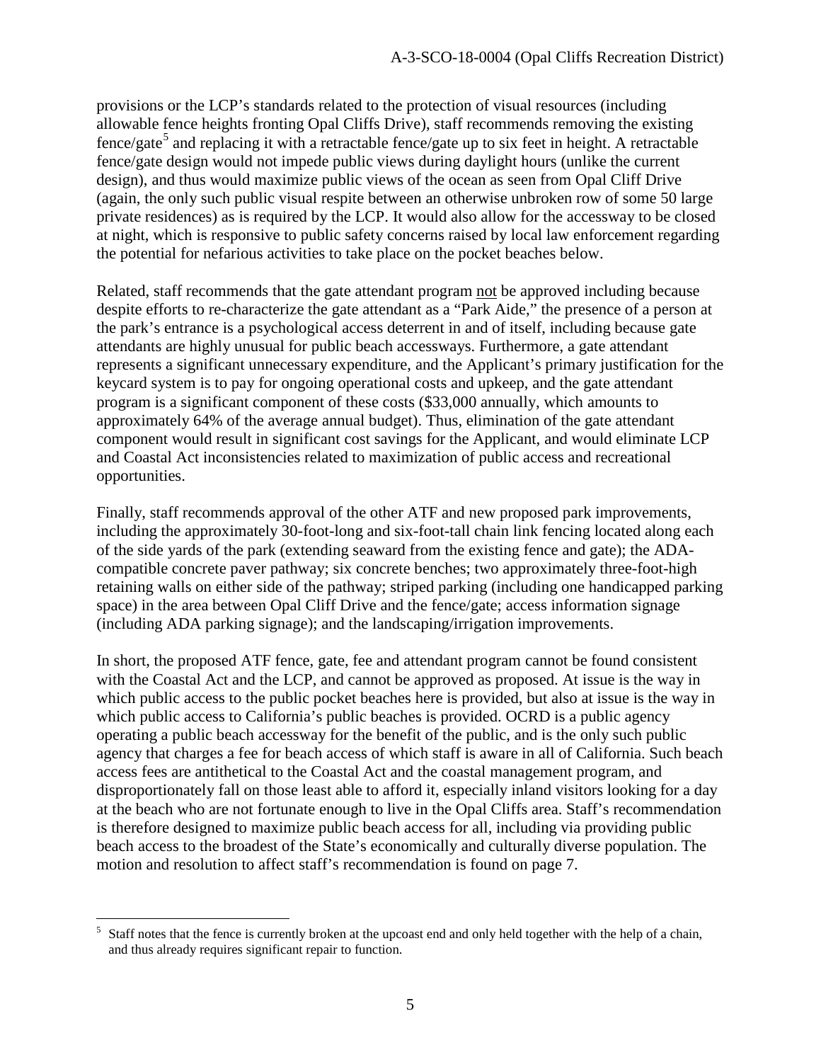provisions or the LCP's standards related to the protection of visual resources (including allowable fence heights fronting Opal Cliffs Drive), staff recommends removing the existing fence/gate[5] and replacing it with a retractable fence/gate up to six feet in height. A retractable fence/gate design would not impede public views during daylight hours (unlike the current design), and thus would maximize public views of the ocean as seen from Opal Cliff Drive (again, the only such public visual respite between an otherwise unbroken row of some 50 large private residences) as is required by the LCP. It would also allow for the accessway to be closed at night, which is responsive to public safety concerns raised by local law enforcement regarding the potential for nefarious activities to take place on the pocket beaches below.

Related, staff recommends that the gate attendant program <u>not</u> be approved including because despite efforts to re-characterize the gate attendant as a "Park Aide," the presence of a person at the park's entrance is a psychological access deterrent in and of itself, including because gate attendants are highly unusual for public beach accessways. Furthermore, a gate attendant represents a significant unnecessary expenditure, and the Applicant's primary justification for the keycard system is to pay for ongoing operational costs and upkeep, and the gate attendant program is a significant component of these costs ($33,000 annually, which amounts to approximately 64% of the average annual budget). Thus, elimination of the gate attendant component would result in significant cost savings for the Applicant, and would eliminate LCP and Coastal Act inconsistencies related to maximization of public access and recreational opportunities.

Finally, staff recommends approval of the other ATF and new proposed park improvements, including the approximately 30-foot-long and six-foot-tall chain link fencing located along each of the side yards of the park (extending seaward from the existing fence and gate); the ADA-compatible concrete paver pathway; six concrete benches; two approximately three-foot-high retaining walls on either side of the pathway; striped parking (including one handicapped parking space) in the area between Opal Cliff Drive and the fence/gate; access information signage (including ADA parking signage); and the landscaping/irrigation improvements.

In short, the proposed ATF fence, gate, fee and attendant program cannot be found consistent with the Coastal Act and the LCP, and cannot be approved as proposed. At issue is the way in which public access to the public pocket beaches here is provided, but also at issue is the way in which public access to California's public beaches is provided. OCRD is a public agency operating a public beach accessway for the benefit of the public, and is the only such public agency that charges a fee for beach access of which staff is aware in all of California. Such beach access fees are antithetical to the Coastal Act and the coastal management program, and disproportionately fall on those least able to afford it, especially inland visitors looking for a day at the beach who are not fortunate enough to live in the Opal Cliffs area. Staff's recommendation is therefore designed to maximize public beach access for all, including via providing public beach access to the broadest of the State's economically and culturally diverse population. The motion and resolution to affect staff's recommendation is found on page 7.

---

[5] Staff notes that the fence is currently broken at the upcoast end and only held together with the help of a chain, and thus already requires significant repair to function.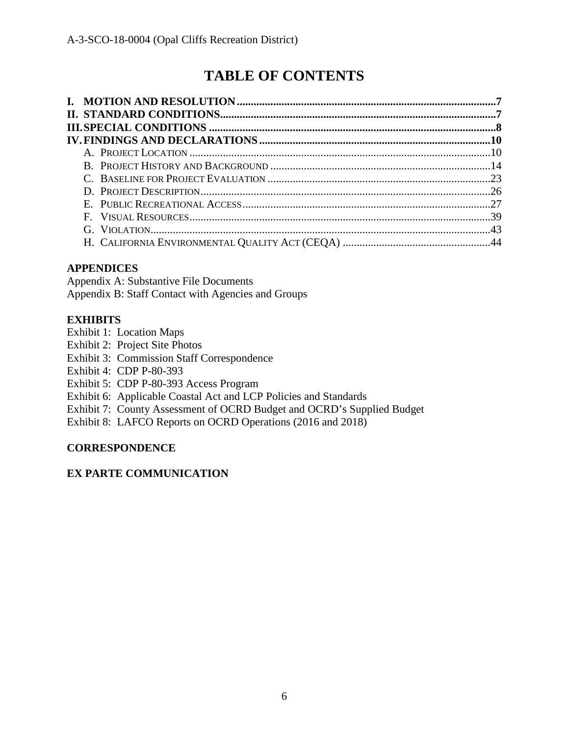# TABLE OF CONTENTS

**I. MOTION AND RESOLUTION ............................................................................................7**
**II. STANDARD CONDITIONS..................................................................................................7**
**III. SPECIAL CONDITIONS ......................................................................................................8**
**IV. FINDINGS AND DECLARATIONS..................................................................................10**

- A. PROJECT LOCATION ..........................................................................................................10
- B. PROJECT HISTORY AND BACKGROUND ..............................................................................14
- C. BASELINE FOR PROJECT EVALUATION ...............................................................................23
- D. PROJECT DESCRIPTION.......................................................................................................26
- E. PUBLIC RECREATIONAL ACCESS........................................................................................27
- F. VISUAL RESOURCES...........................................................................................................39
- G. VIOLATION.........................................................................................................................43
- H. CALIFORNIA ENVIRONMENTAL QUALITY ACT (CEQA) ....................................................44

**APPENDICES**

Appendix A: Substantive File Documents
Appendix B: Staff Contact with Agencies and Groups

**EXHIBITS**

Exhibit 1: Location Maps
Exhibit 2: Project Site Photos
Exhibit 3: Commission Staff Correspondence
Exhibit 4: CDP P-80-393
Exhibit 5: CDP P-80-393 Access Program
Exhibit 6: Applicable Coastal Act and LCP Policies and Standards
Exhibit 7: County Assessment of OCRD Budget and OCRD's Supplied Budget
Exhibit 8: LAFCO Reports on OCRD Operations (2016 and 2018)

**CORRESPONDENCE**

**EX PARTE COMMUNICATION**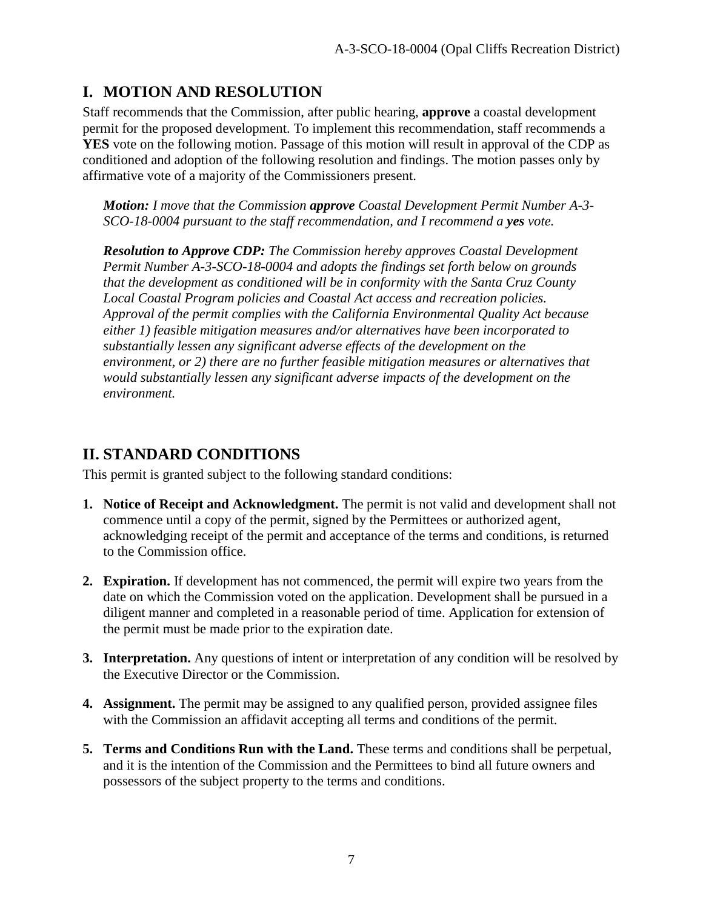## I. MOTION AND RESOLUTION

Staff recommends that the Commission, after public hearing, **approve** a coastal development permit for the proposed development. To implement this recommendation, staff recommends a **YES** vote on the following motion. Passage of this motion will result in approval of the CDP as conditioned and adoption of the following resolution and findings. The motion passes only by affirmative vote of a majority of the Commissioners present.

> ***Motion:*** *I move that the Commission* ***approve*** *Coastal Development Permit Number A-3-SCO-18-0004 pursuant to the staff recommendation, and I recommend a* ***yes*** *vote.*
>
> ***Resolution to Approve CDP:*** *The Commission hereby approves Coastal Development Permit Number A-3-SCO-18-0004 and adopts the findings set forth below on grounds that the development as conditioned will be in conformity with the Santa Cruz County Local Coastal Program policies and Coastal Act access and recreation policies. Approval of the permit complies with the California Environmental Quality Act because either 1) feasible mitigation measures and/or alternatives have been incorporated to substantially lessen any significant adverse effects of the development on the environment, or 2) there are no further feasible mitigation measures or alternatives that would substantially lessen any significant adverse impacts of the development on the environment.*

## II. STANDARD CONDITIONS

This permit is granted subject to the following standard conditions:

1. **Notice of Receipt and Acknowledgment.** The permit is not valid and development shall not commence until a copy of the permit, signed by the Permittees or authorized agent, acknowledging receipt of the permit and acceptance of the terms and conditions, is returned to the Commission office.

2. **Expiration.** If development has not commenced, the permit will expire two years from the date on which the Commission voted on the application. Development shall be pursued in a diligent manner and completed in a reasonable period of time. Application for extension of the permit must be made prior to the expiration date.

3. **Interpretation.** Any questions of intent or interpretation of any condition will be resolved by the Executive Director or the Commission.

4. **Assignment.** The permit may be assigned to any qualified person, provided assignee files with the Commission an affidavit accepting all terms and conditions of the permit.

5. **Terms and Conditions Run with the Land.** These terms and conditions shall be perpetual, and it is the intention of the Commission and the Permittees to bind all future owners and possessors of the subject property to the terms and conditions.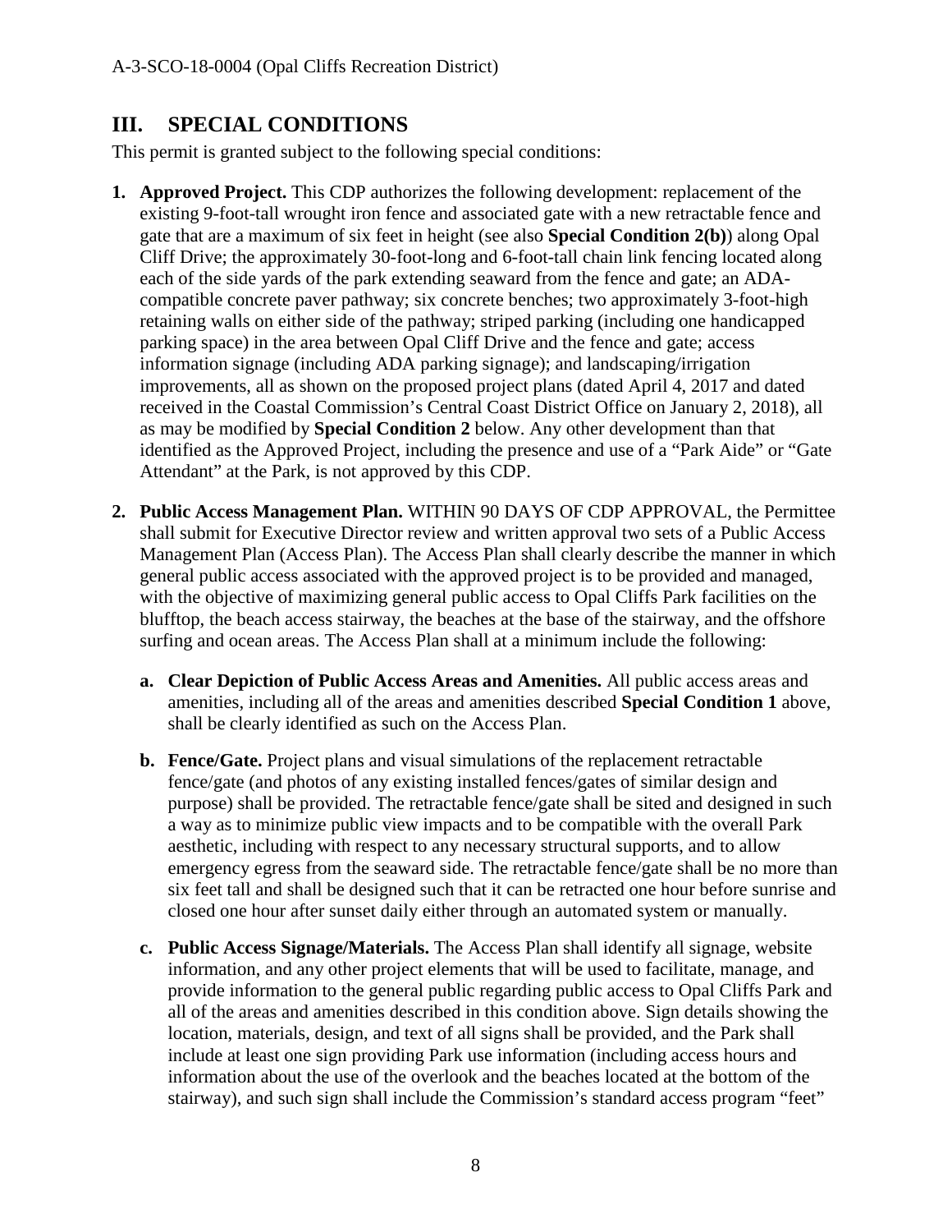## III. SPECIAL CONDITIONS

This permit is granted subject to the following special conditions:

1. **Approved Project.** This CDP authorizes the following development: replacement of the existing 9-foot-tall wrought iron fence and associated gate with a new retractable fence and gate that are a maximum of six feet in height (see also **Special Condition 2(b)**) along Opal Cliff Drive; the approximately 30-foot-long and 6-foot-tall chain link fencing located along each of the side yards of the park extending seaward from the fence and gate; an ADA-compatible concrete paver pathway; six concrete benches; two approximately 3-foot-high retaining walls on either side of the pathway; striped parking (including one handicapped parking space) in the area between Opal Cliff Drive and the fence and gate; access information signage (including ADA parking signage); and landscaping/irrigation improvements, all as shown on the proposed project plans (dated April 4, 2017 and dated received in the Coastal Commission's Central Coast District Office on January 2, 2018), all as may be modified by **Special Condition 2** below. Any other development than that identified as the Approved Project, including the presence and use of a "Park Aide" or "Gate Attendant" at the Park, is not approved by this CDP.

2. **Public Access Management Plan.** WITHIN 90 DAYS OF CDP APPROVAL, the Permittee shall submit for Executive Director review and written approval two sets of a Public Access Management Plan (Access Plan). The Access Plan shall clearly describe the manner in which general public access associated with the approved project is to be provided and managed, with the objective of maximizing general public access to Opal Cliffs Park facilities on the blufftop, the beach access stairway, the beaches at the base of the stairway, and the offshore surfing and ocean areas. The Access Plan shall at a minimum include the following:

   a. **Clear Depiction of Public Access Areas and Amenities.** All public access areas and amenities, including all of the areas and amenities described **Special Condition 1** above, shall be clearly identified as such on the Access Plan.

   b. **Fence/Gate.** Project plans and visual simulations of the replacement retractable fence/gate (and photos of any existing installed fences/gates of similar design and purpose) shall be provided. The retractable fence/gate shall be sited and designed in such a way as to minimize public view impacts and to be compatible with the overall Park aesthetic, including with respect to any necessary structural supports, and to allow emergency egress from the seaward side. The retractable fence/gate shall be no more than six feet tall and shall be designed such that it can be retracted one hour before sunrise and closed one hour after sunset daily either through an automated system or manually.

   c. **Public Access Signage/Materials.** The Access Plan shall identify all signage, website information, and any other project elements that will be used to facilitate, manage, and provide information to the general public regarding public access to Opal Cliffs Park and all of the areas and amenities described in this condition above. Sign details showing the location, materials, design, and text of all signs shall be provided, and the Park shall include at least one sign providing Park use information (including access hours and information about the use of the overlook and the beaches located at the bottom of the stairway), and such sign shall include the Commission's standard access program "feet"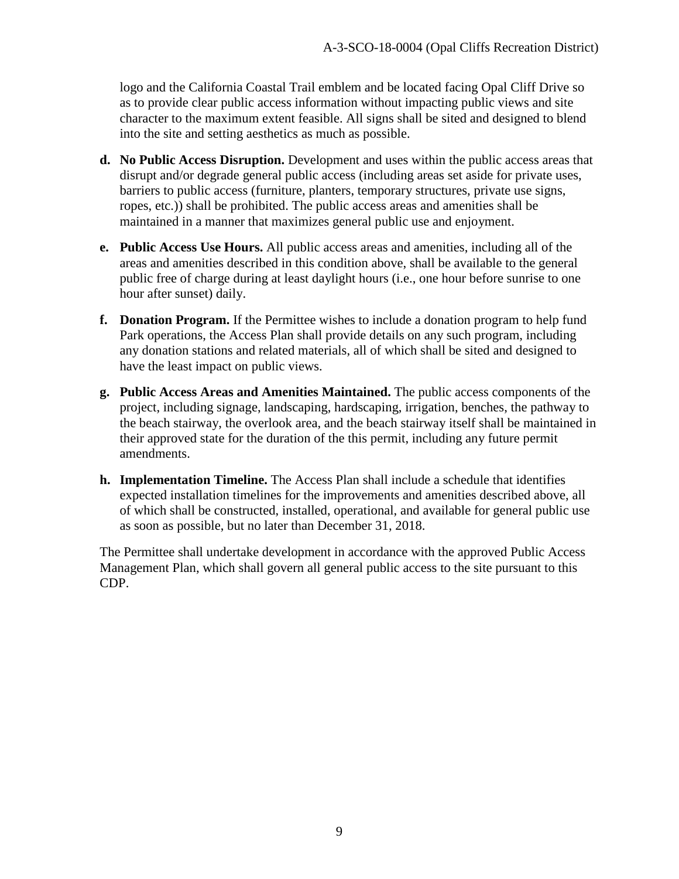logo and the California Coastal Trail emblem and be located facing Opal Cliff Drive so as to provide clear public access information without impacting public views and site character to the maximum extent feasible. All signs shall be sited and designed to blend into the site and setting aesthetics as much as possible.

d. **No Public Access Disruption.** Development and uses within the public access areas that disrupt and/or degrade general public access (including areas set aside for private uses, barriers to public access (furniture, planters, temporary structures, private use signs, ropes, etc.)) shall be prohibited. The public access areas and amenities shall be maintained in a manner that maximizes general public use and enjoyment.

e. **Public Access Use Hours.** All public access areas and amenities, including all of the areas and amenities described in this condition above, shall be available to the general public free of charge during at least daylight hours (i.e., one hour before sunrise to one hour after sunset) daily.

f. **Donation Program.** If the Permittee wishes to include a donation program to help fund Park operations, the Access Plan shall provide details on any such program, including any donation stations and related materials, all of which shall be sited and designed to have the least impact on public views.

g. **Public Access Areas and Amenities Maintained.** The public access components of the project, including signage, landscaping, hardscaping, irrigation, benches, the pathway to the beach stairway, the overlook area, and the beach stairway itself shall be maintained in their approved state for the duration of the this permit, including any future permit amendments.

h. **Implementation Timeline.** The Access Plan shall include a schedule that identifies expected installation timelines for the improvements and amenities described above, all of which shall be constructed, installed, operational, and available for general public use as soon as possible, but no later than December 31, 2018.

The Permittee shall undertake development in accordance with the approved Public Access Management Plan, which shall govern all general public access to the site pursuant to this CDP.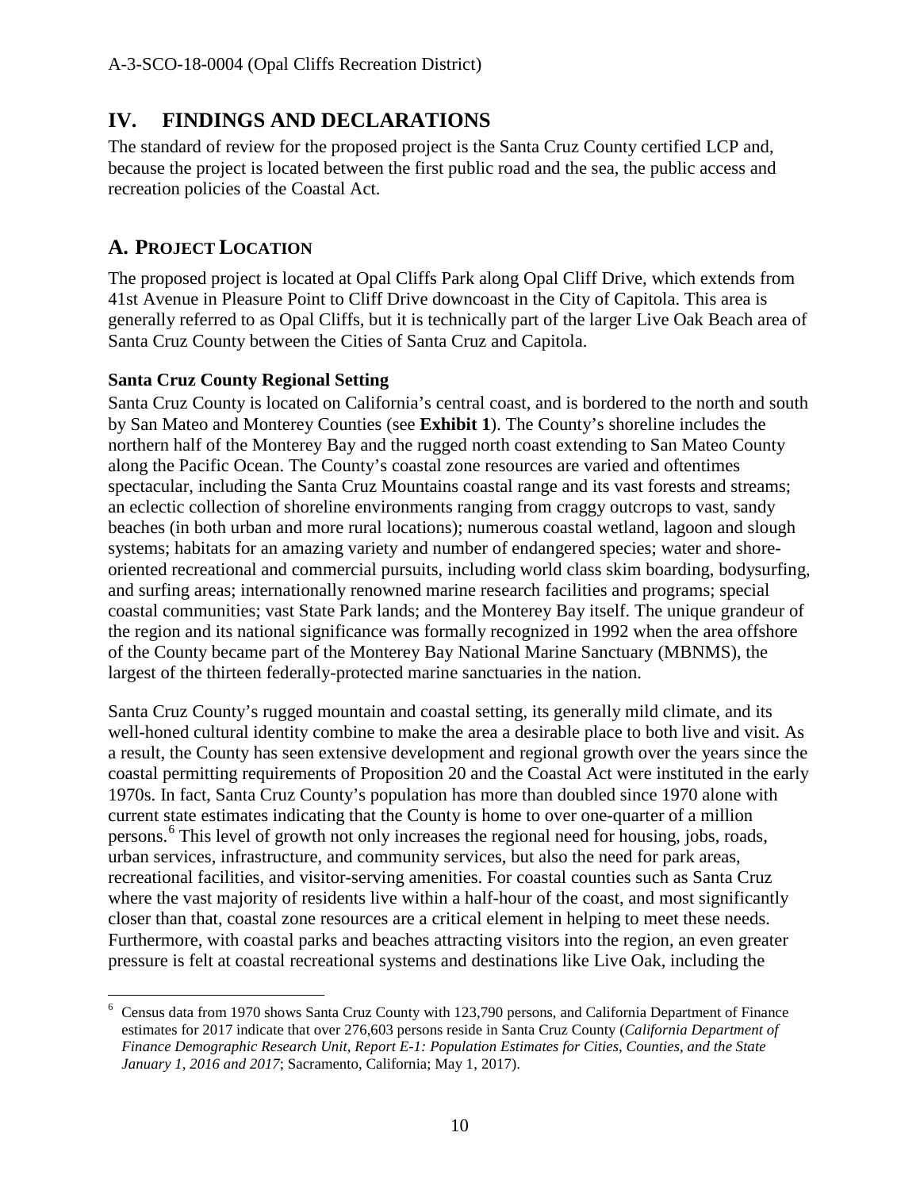# IV. FINDINGS AND DECLARATIONS

The standard of review for the proposed project is the Santa Cruz County certified LCP and, because the project is located between the first public road and the sea, the public access and recreation policies of the Coastal Act.

## A. PROJECT LOCATION

The proposed project is located at Opal Cliffs Park along Opal Cliff Drive, which extends from 41st Avenue in Pleasure Point to Cliff Drive downcoast in the City of Capitola. This area is generally referred to as Opal Cliffs, but it is technically part of the larger Live Oak Beach area of Santa Cruz County between the Cities of Santa Cruz and Capitola.

### Santa Cruz County Regional Setting

Santa Cruz County is located on California's central coast, and is bordered to the north and south by San Mateo and Monterey Counties (see **Exhibit 1**). The County's shoreline includes the northern half of the Monterey Bay and the rugged north coast extending to San Mateo County along the Pacific Ocean. The County's coastal zone resources are varied and oftentimes spectacular, including the Santa Cruz Mountains coastal range and its vast forests and streams; an eclectic collection of shoreline environments ranging from craggy outcrops to vast, sandy beaches (in both urban and more rural locations); numerous coastal wetland, lagoon and slough systems; habitats for an amazing variety and number of endangered species; water and shore-oriented recreational and commercial pursuits, including world class skim boarding, bodysurfing, and surfing areas; internationally renowned marine research facilities and programs; special coastal communities; vast State Park lands; and the Monterey Bay itself. The unique grandeur of the region and its national significance was formally recognized in 1992 when the area offshore of the County became part of the Monterey Bay National Marine Sanctuary (MBNMS), the largest of the thirteen federally-protected marine sanctuaries in the nation.

Santa Cruz County's rugged mountain and coastal setting, its generally mild climate, and its well-honed cultural identity combine to make the area a desirable place to both live and visit. As a result, the County has seen extensive development and regional growth over the years since the coastal permitting requirements of Proposition 20 and the Coastal Act were instituted in the early 1970s. In fact, Santa Cruz County's population has more than doubled since 1970 alone with current state estimates indicating that the County is home to over one-quarter of a million persons.[6] This level of growth not only increases the regional need for housing, jobs, roads, urban services, infrastructure, and community services, but also the need for park areas, recreational facilities, and visitor-serving amenities. For coastal counties such as Santa Cruz where the vast majority of residents live within a half-hour of the coast, and most significantly closer than that, coastal zone resources are a critical element in helping to meet these needs. Furthermore, with coastal parks and beaches attracting visitors into the region, an even greater pressure is felt at coastal recreational systems and destinations like Live Oak, including the

---

[6] Census data from 1970 shows Santa Cruz County with 123,790 persons, and California Department of Finance estimates for 2017 indicate that over 276,603 persons reside in Santa Cruz County (*California Department of Finance Demographic Research Unit, Report E-1: Population Estimates for Cities, Counties, and the State January 1, 2016 and 2017*; Sacramento, California; May 1, 2017).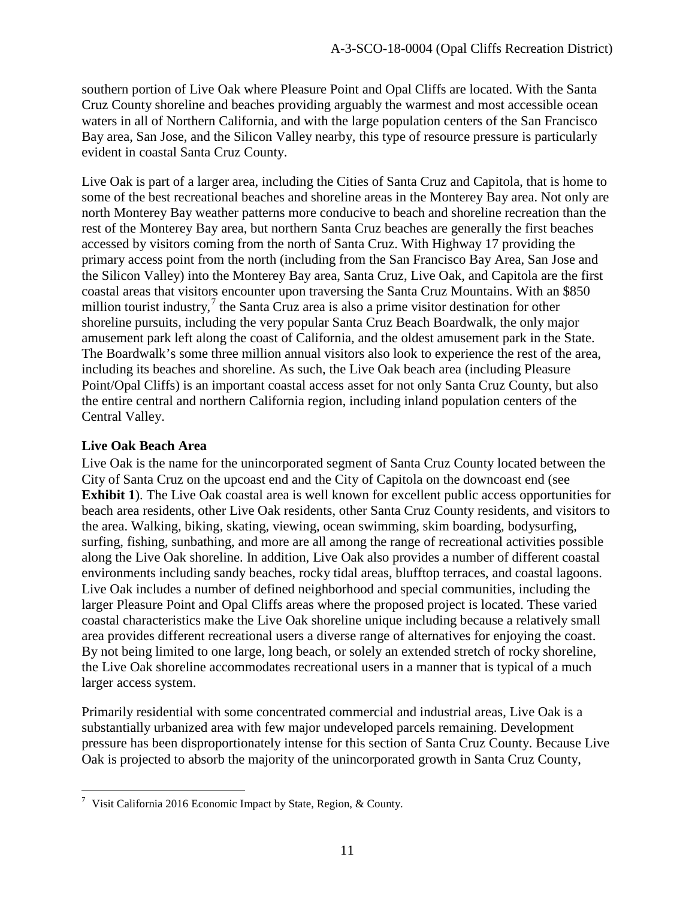southern portion of Live Oak where Pleasure Point and Opal Cliffs are located. With the Santa Cruz County shoreline and beaches providing arguably the warmest and most accessible ocean waters in all of Northern California, and with the large population centers of the San Francisco Bay area, San Jose, and the Silicon Valley nearby, this type of resource pressure is particularly evident in coastal Santa Cruz County.

Live Oak is part of a larger area, including the Cities of Santa Cruz and Capitola, that is home to some of the best recreational beaches and shoreline areas in the Monterey Bay area. Not only are north Monterey Bay weather patterns more conducive to beach and shoreline recreation than the rest of the Monterey Bay area, but northern Santa Cruz beaches are generally the first beaches accessed by visitors coming from the north of Santa Cruz. With Highway 17 providing the primary access point from the north (including from the San Francisco Bay Area, San Jose and the Silicon Valley) into the Monterey Bay area, Santa Cruz, Live Oak, and Capitola are the first coastal areas that visitors encounter upon traversing the Santa Cruz Mountains. With an $850 million tourist industry,[7] the Santa Cruz area is also a prime visitor destination for other shoreline pursuits, including the very popular Santa Cruz Beach Boardwalk, the only major amusement park left along the coast of California, and the oldest amusement park in the State. The Boardwalk's some three million annual visitors also look to experience the rest of the area, including its beaches and shoreline. As such, the Live Oak beach area (including Pleasure Point/Opal Cliffs) is an important coastal access asset for not only Santa Cruz County, but also the entire central and northern California region, including inland population centers of the Central Valley.

**Live Oak Beach Area**

Live Oak is the name for the unincorporated segment of Santa Cruz County located between the City of Santa Cruz on the upcoast end and the City of Capitola on the downcoast end (see **Exhibit 1**). The Live Oak coastal area is well known for excellent public access opportunities for beach area residents, other Live Oak residents, other Santa Cruz County residents, and visitors to the area. Walking, biking, skating, viewing, ocean swimming, skim boarding, bodysurfing, surfing, fishing, sunbathing, and more are all among the range of recreational activities possible along the Live Oak shoreline. In addition, Live Oak also provides a number of different coastal environments including sandy beaches, rocky tidal areas, blufftop terraces, and coastal lagoons. Live Oak includes a number of defined neighborhood and special communities, including the larger Pleasure Point and Opal Cliffs areas where the proposed project is located. These varied coastal characteristics make the Live Oak shoreline unique including because a relatively small area provides different recreational users a diverse range of alternatives for enjoying the coast. By not being limited to one large, long beach, or solely an extended stretch of rocky shoreline, the Live Oak shoreline accommodates recreational users in a manner that is typical of a much larger access system.

Primarily residential with some concentrated commercial and industrial areas, Live Oak is a substantially urbanized area with few major undeveloped parcels remaining. Development pressure has been disproportionately intense for this section of Santa Cruz County. Because Live Oak is projected to absorb the majority of the unincorporated growth in Santa Cruz County,

---

[7] Visit California 2016 Economic Impact by State, Region, & County.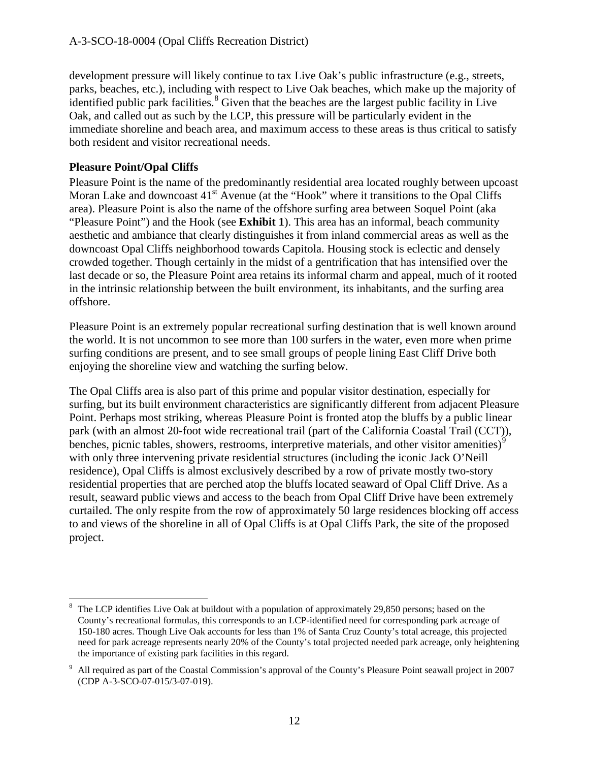development pressure will likely continue to tax Live Oak's public infrastructure (e.g., streets, parks, beaches, etc.), including with respect to Live Oak beaches, which make up the majority of identified public park facilities.[8] Given that the beaches are the largest public facility in Live Oak, and called out as such by the LCP, this pressure will be particularly evident in the immediate shoreline and beach area, and maximum access to these areas is thus critical to satisfy both resident and visitor recreational needs.

**Pleasure Point/Opal Cliffs**

Pleasure Point is the name of the predominantly residential area located roughly between upcoast Moran Lake and downcoast 41st Avenue (at the "Hook" where it transitions to the Opal Cliffs area). Pleasure Point is also the name of the offshore surfing area between Soquel Point (aka "Pleasure Point") and the Hook (see **Exhibit 1**). This area has an informal, beach community aesthetic and ambiance that clearly distinguishes it from inland commercial areas as well as the downcoast Opal Cliffs neighborhood towards Capitola. Housing stock is eclectic and densely crowded together. Though certainly in the midst of a gentrification that has intensified over the last decade or so, the Pleasure Point area retains its informal charm and appeal, much of it rooted in the intrinsic relationship between the built environment, its inhabitants, and the surfing area offshore.

Pleasure Point is an extremely popular recreational surfing destination that is well known around the world. It is not uncommon to see more than 100 surfers in the water, even more when prime surfing conditions are present, and to see small groups of people lining East Cliff Drive both enjoying the shoreline view and watching the surfing below.

The Opal Cliffs area is also part of this prime and popular visitor destination, especially for surfing, but its built environment characteristics are significantly different from adjacent Pleasure Point. Perhaps most striking, whereas Pleasure Point is fronted atop the bluffs by a public linear park (with an almost 20-foot wide recreational trail (part of the California Coastal Trail (CCT)), benches, picnic tables, showers, restrooms, interpretive materials, and other visitor amenities)[9] with only three intervening private residential structures (including the iconic Jack O'Neill residence), Opal Cliffs is almost exclusively described by a row of private mostly two-story residential properties that are perched atop the bluffs located seaward of Opal Cliff Drive. As a result, seaward public views and access to the beach from Opal Cliff Drive have been extremely curtailed. The only respite from the row of approximately 50 large residences blocking off access to and views of the shoreline in all of Opal Cliffs is at Opal Cliffs Park, the site of the proposed project.

---

[8] The LCP identifies Live Oak at buildout with a population of approximately 29,850 persons; based on the County's recreational formulas, this corresponds to an LCP-identified need for corresponding park acreage of 150-180 acres. Though Live Oak accounts for less than 1% of Santa Cruz County's total acreage, this projected need for park acreage represents nearly 20% of the County's total projected needed park acreage, only heightening the importance of existing park facilities in this regard.

[9] All required as part of the Coastal Commission's approval of the County's Pleasure Point seawall project in 2007 (CDP A-3-SCO-07-015/3-07-019).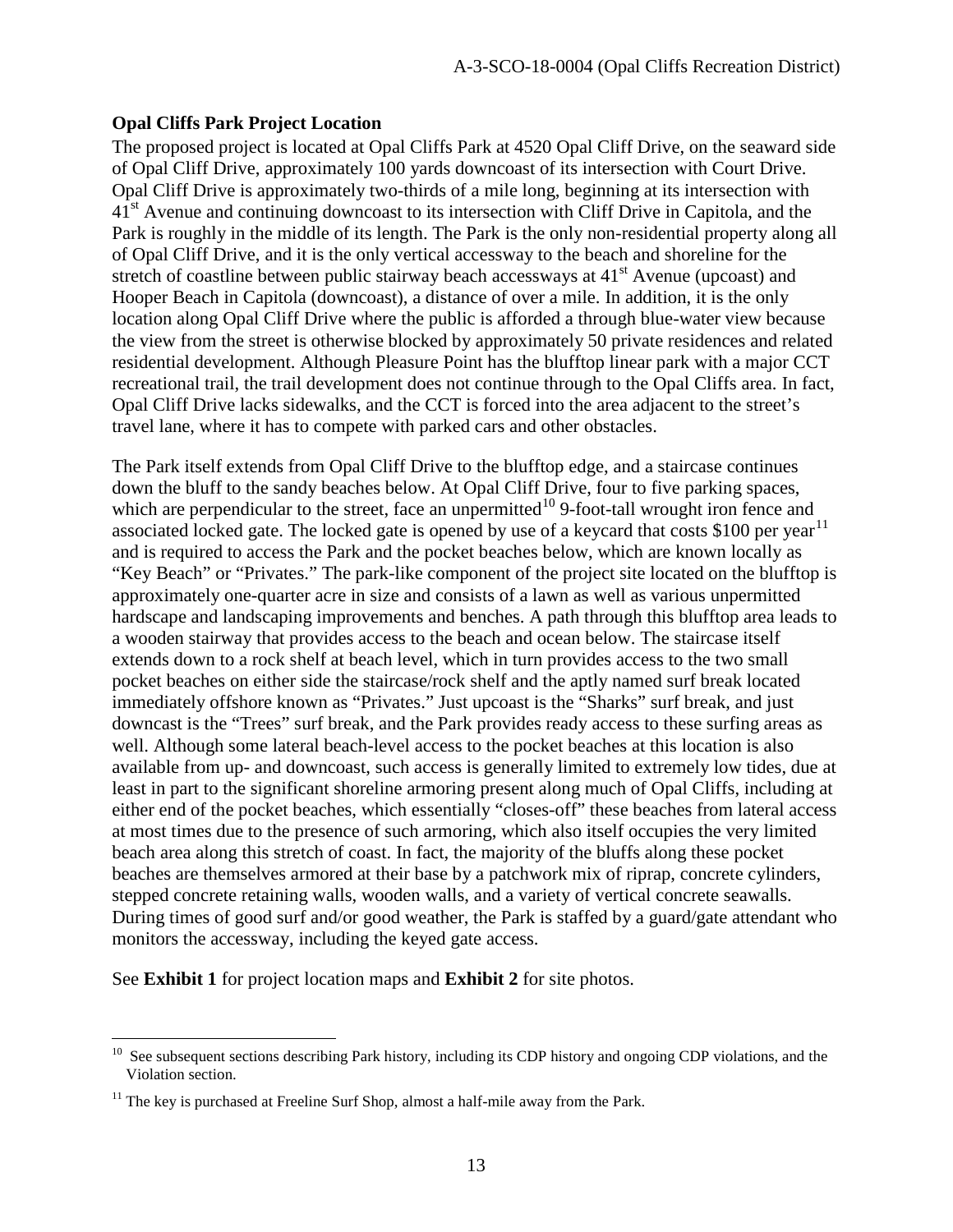### Opal Cliffs Park Project Location

The proposed project is located at Opal Cliffs Park at 4520 Opal Cliff Drive, on the seaward side of Opal Cliff Drive, approximately 100 yards downcoast of its intersection with Court Drive. Opal Cliff Drive is approximately two-thirds of a mile long, beginning at its intersection with 41st Avenue and continuing downcoast to its intersection with Cliff Drive in Capitola, and the Park is roughly in the middle of its length. The Park is the only non-residential property along all of Opal Cliff Drive, and it is the only vertical accessway to the beach and shoreline for the stretch of coastline between public stairway beach accessways at 41st Avenue (upcoast) and Hooper Beach in Capitola (downcoast), a distance of over a mile. In addition, it is the only location along Opal Cliff Drive where the public is afforded a through blue-water view because the view from the street is otherwise blocked by approximately 50 private residences and related residential development. Although Pleasure Point has the blufftop linear park with a major CCT recreational trail, the trail development does not continue through to the Opal Cliffs area. In fact, Opal Cliff Drive lacks sidewalks, and the CCT is forced into the area adjacent to the street's travel lane, where it has to compete with parked cars and other obstacles.

The Park itself extends from Opal Cliff Drive to the blufftop edge, and a staircase continues down the bluff to the sandy beaches below. At Opal Cliff Drive, four to five parking spaces, which are perpendicular to the street, face an unpermitted[10] 9-foot-tall wrought iron fence and associated locked gate. The locked gate is opened by use of a keycard that costs $100 per year[11] and is required to access the Park and the pocket beaches below, which are known locally as "Key Beach" or "Privates." The park-like component of the project site located on the blufftop is approximately one-quarter acre in size and consists of a lawn as well as various unpermitted hardscape and landscaping improvements and benches. A path through this blufftop area leads to a wooden stairway that provides access to the beach and ocean below. The staircase itself extends down to a rock shelf at beach level, which in turn provides access to the two small pocket beaches on either side the staircase/rock shelf and the aptly named surf break located immediately offshore known as "Privates." Just upcoast is the "Sharks" surf break, and just downcast is the "Trees" surf break, and the Park provides ready access to these surfing areas as well. Although some lateral beach-level access to the pocket beaches at this location is also available from up- and downcoast, such access is generally limited to extremely low tides, due at least in part to the significant shoreline armoring present along much of Opal Cliffs, including at either end of the pocket beaches, which essentially "closes-off" these beaches from lateral access at most times due to the presence of such armoring, which also itself occupies the very limited beach area along this stretch of coast. In fact, the majority of the bluffs along these pocket beaches are themselves armored at their base by a patchwork mix of riprap, concrete cylinders, stepped concrete retaining walls, wooden walls, and a variety of vertical concrete seawalls. During times of good surf and/or good weather, the Park is staffed by a guard/gate attendant who monitors the accessway, including the keyed gate access.

See **Exhibit 1** for project location maps and **Exhibit 2** for site photos.

---

[10] See subsequent sections describing Park history, including its CDP history and ongoing CDP violations, and the Violation section.

[11] The key is purchased at Freeline Surf Shop, almost a half-mile away from the Park.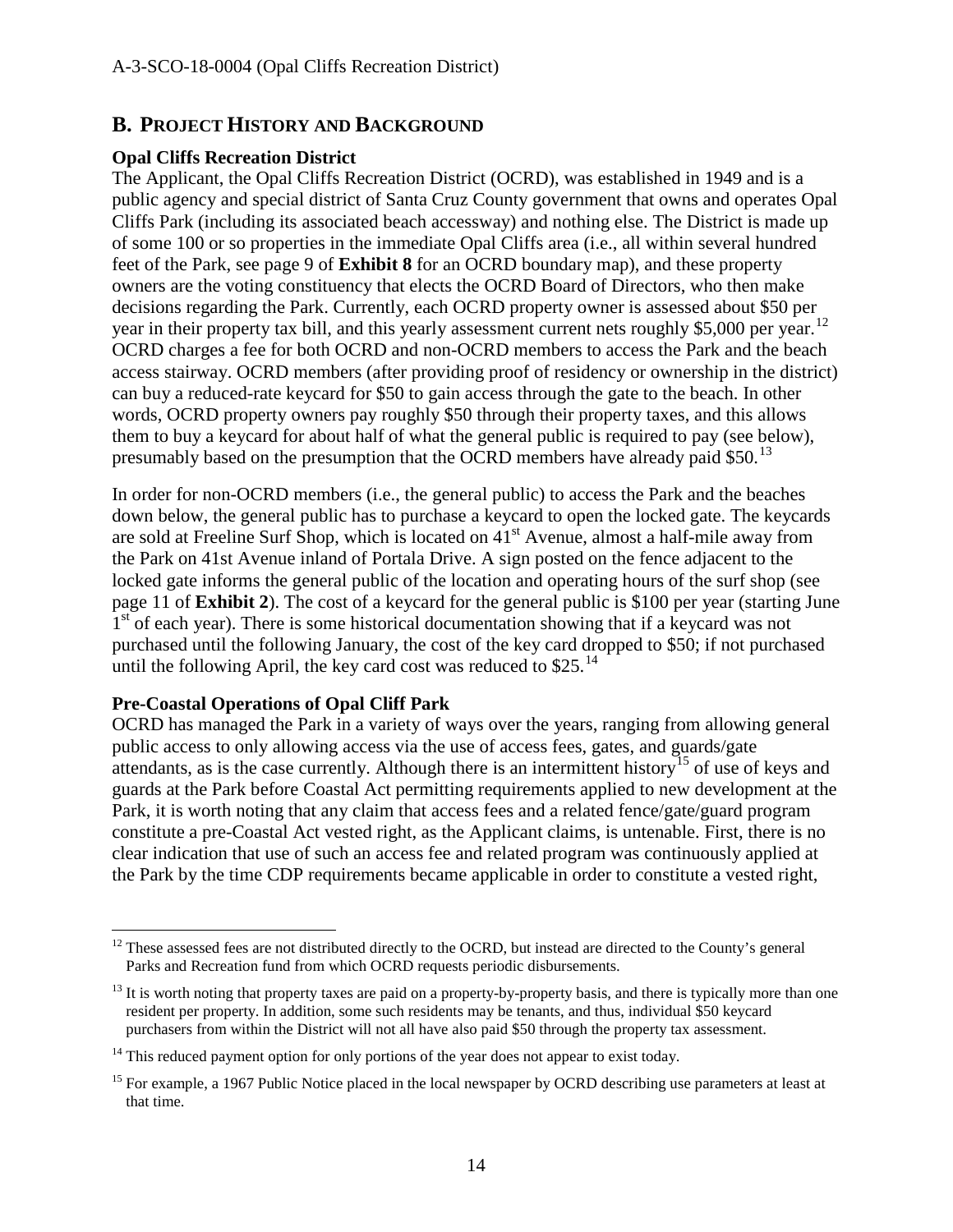## B. PROJECT HISTORY AND BACKGROUND

**Opal Cliffs Recreation District**

The Applicant, the Opal Cliffs Recreation District (OCRD), was established in 1949 and is a public agency and special district of Santa Cruz County government that owns and operates Opal Cliffs Park (including its associated beach accessway) and nothing else. The District is made up of some 100 or so properties in the immediate Opal Cliffs area (i.e., all within several hundred feet of the Park, see page 9 of **Exhibit 8** for an OCRD boundary map), and these property owners are the voting constituency that elects the OCRD Board of Directors, who then make decisions regarding the Park. Currently, each OCRD property owner is assessed about $50 per year in their property tax bill, and this yearly assessment current nets roughly $5,000 per year.[12] OCRD charges a fee for both OCRD and non-OCRD members to access the Park and the beach access stairway. OCRD members (after providing proof of residency or ownership in the district) can buy a reduced-rate keycard for $50 to gain access through the gate to the beach. In other words, OCRD property owners pay roughly $50 through their property taxes, and this allows them to buy a keycard for about half of what the general public is required to pay (see below), presumably based on the presumption that the OCRD members have already paid $50.[13]

In order for non-OCRD members (i.e., the general public) to access the Park and the beaches down below, the general public has to purchase a keycard to open the locked gate. The keycards are sold at Freeline Surf Shop, which is located on 41st Avenue, almost a half-mile away from the Park on 41st Avenue inland of Portala Drive. A sign posted on the fence adjacent to the locked gate informs the general public of the location and operating hours of the surf shop (see page 11 of **Exhibit 2**). The cost of a keycard for the general public is $100 per year (starting June 1st of each year). There is some historical documentation showing that if a keycard was not purchased until the following January, the cost of the key card dropped to $50; if not purchased until the following April, the key card cost was reduced to $25.[14]

**Pre-Coastal Operations of Opal Cliff Park**

OCRD has managed the Park in a variety of ways over the years, ranging from allowing general public access to only allowing access via the use of access fees, gates, and guards/gate attendants, as is the case currently. Although there is an intermittent history[15] of use of keys and guards at the Park before Coastal Act permitting requirements applied to new development at the Park, it is worth noting that any claim that access fees and a related fence/gate/guard program constitute a pre-Coastal Act vested right, as the Applicant claims, is untenable. First, there is no clear indication that use of such an access fee and related program was continuously applied at the Park by the time CDP requirements became applicable in order to constitute a vested right,

---

[12] These assessed fees are not distributed directly to the OCRD, but instead are directed to the County's general Parks and Recreation fund from which OCRD requests periodic disbursements.

[13] It is worth noting that property taxes are paid on a property-by-property basis, and there is typically more than one resident per property. In addition, some such residents may be tenants, and thus, individual $50 keycard purchasers from within the District will not all have also paid $50 through the property tax assessment.

[14] This reduced payment option for only portions of the year does not appear to exist today.

[15] For example, a 1967 Public Notice placed in the local newspaper by OCRD describing use parameters at least at that time.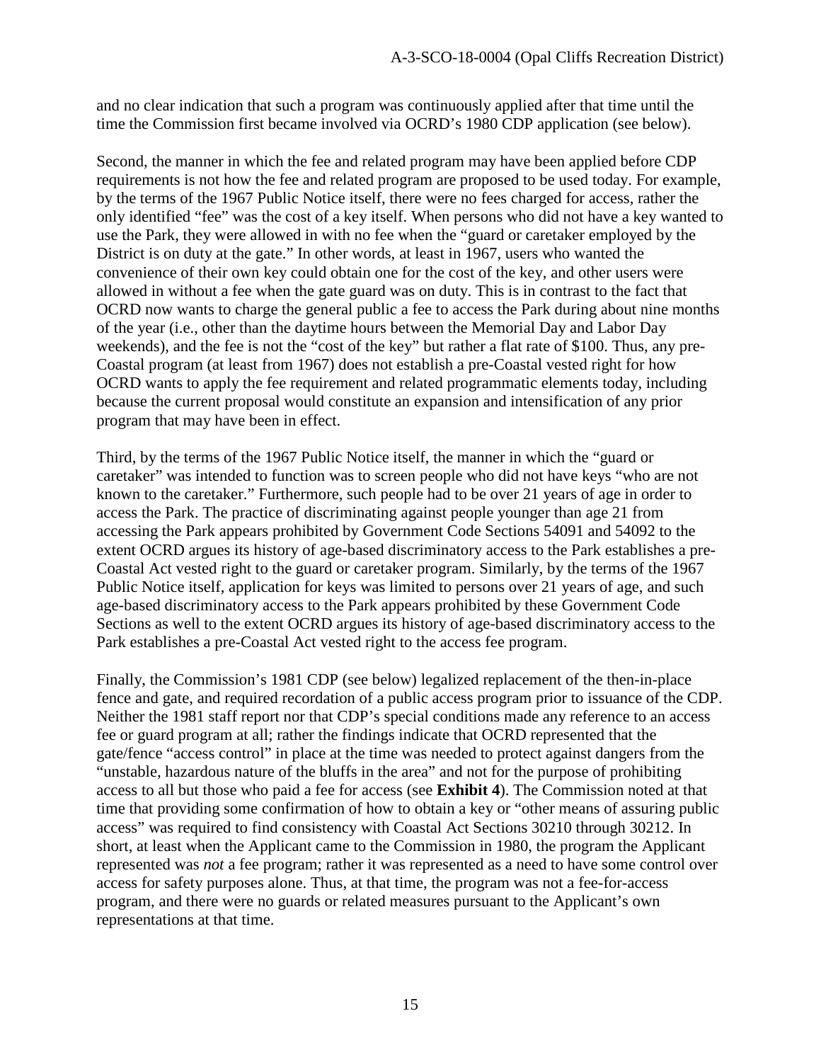and no clear indication that such a program was continuously applied after that time until the time the Commission first became involved via OCRD's 1980 CDP application (see below).

Second, the manner in which the fee and related program may have been applied before CDP requirements is not how the fee and related program are proposed to be used today. For example, by the terms of the 1967 Public Notice itself, there were no fees charged for access, rather the only identified "fee" was the cost of a key itself. When persons who did not have a key wanted to use the Park, they were allowed in with no fee when the "guard or caretaker employed by the District is on duty at the gate." In other words, at least in 1967, users who wanted the convenience of their own key could obtain one for the cost of the key, and other users were allowed in without a fee when the gate guard was on duty. This is in contrast to the fact that OCRD now wants to charge the general public a fee to access the Park during about nine months of the year (i.e., other than the daytime hours between the Memorial Day and Labor Day weekends), and the fee is not the "cost of the key" but rather a flat rate of $100. Thus, any pre-Coastal program (at least from 1967) does not establish a pre-Coastal vested right for how OCRD wants to apply the fee requirement and related programmatic elements today, including because the current proposal would constitute an expansion and intensification of any prior program that may have been in effect.

Third, by the terms of the 1967 Public Notice itself, the manner in which the "guard or caretaker" was intended to function was to screen people who did not have keys "who are not known to the caretaker." Furthermore, such people had to be over 21 years of age in order to access the Park. The practice of discriminating against people younger than age 21 from accessing the Park appears prohibited by Government Code Sections 54091 and 54092 to the extent OCRD argues its history of age-based discriminatory access to the Park establishes a pre-Coastal Act vested right to the guard or caretaker program. Similarly, by the terms of the 1967 Public Notice itself, application for keys was limited to persons over 21 years of age, and such age-based discriminatory access to the Park appears prohibited by these Government Code Sections as well to the extent OCRD argues its history of age-based discriminatory access to the Park establishes a pre-Coastal Act vested right to the access fee program.

Finally, the Commission's 1981 CDP (see below) legalized replacement of the then-in-place fence and gate, and required recordation of a public access program prior to issuance of the CDP. Neither the 1981 staff report nor that CDP's special conditions made any reference to an access fee or guard program at all; rather the findings indicate that OCRD represented that the gate/fence "access control" in place at the time was needed to protect against dangers from the "unstable, hazardous nature of the bluffs in the area" and not for the purpose of prohibiting access to all but those who paid a fee for access (see **Exhibit 4**). The Commission noted at that time that providing some confirmation of how to obtain a key or "other means of assuring public access" was required to find consistency with Coastal Act Sections 30210 through 30212. In short, at least when the Applicant came to the Commission in 1980, the program the Applicant represented was *not* a fee program; rather it was represented as a need to have some control over access for safety purposes alone. Thus, at that time, the program was not a fee-for-access program, and there were no guards or related measures pursuant to the Applicant's own representations at that time.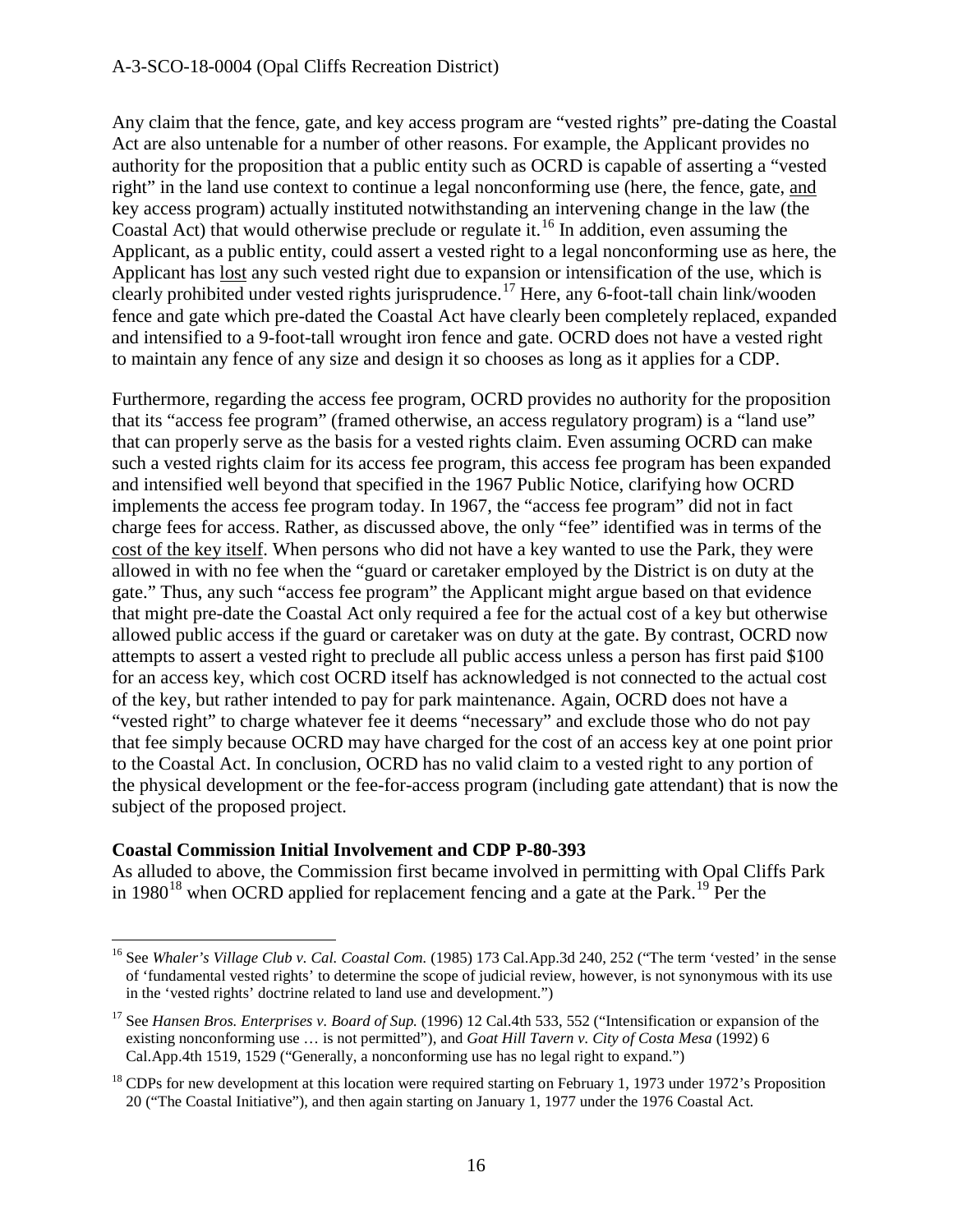Any claim that the fence, gate, and key access program are "vested rights" pre-dating the Coastal Act are also untenable for a number of other reasons. For example, the Applicant provides no authority for the proposition that a public entity such as OCRD is capable of asserting a "vested right" in the land use context to continue a legal nonconforming use (here, the fence, gate, and key access program) actually instituted notwithstanding an intervening change in the law (the Coastal Act) that would otherwise preclude or regulate it.[16] In addition, even assuming the Applicant, as a public entity, could assert a vested right to a legal nonconforming use as here, the Applicant has lost any such vested right due to expansion or intensification of the use, which is clearly prohibited under vested rights jurisprudence.[17] Here, any 6-foot-tall chain link/wooden fence and gate which pre-dated the Coastal Act have clearly been completely replaced, expanded and intensified to a 9-foot-tall wrought iron fence and gate. OCRD does not have a vested right to maintain any fence of any size and design it so chooses as long as it applies for a CDP.

Furthermore, regarding the access fee program, OCRD provides no authority for the proposition that its "access fee program" (framed otherwise, an access regulatory program) is a "land use" that can properly serve as the basis for a vested rights claim. Even assuming OCRD can make such a vested rights claim for its access fee program, this access fee program has been expanded and intensified well beyond that specified in the 1967 Public Notice, clarifying how OCRD implements the access fee program today. In 1967, the "access fee program" did not in fact charge fees for access. Rather, as discussed above, the only "fee" identified was in terms of the cost of the key itself. When persons who did not have a key wanted to use the Park, they were allowed in with no fee when the "guard or caretaker employed by the District is on duty at the gate." Thus, any such "access fee program" the Applicant might argue based on that evidence that might pre-date the Coastal Act only required a fee for the actual cost of a key but otherwise allowed public access if the guard or caretaker was on duty at the gate. By contrast, OCRD now attempts to assert a vested right to preclude all public access unless a person has first paid $100 for an access key, which cost OCRD itself has acknowledged is not connected to the actual cost of the key, but rather intended to pay for park maintenance. Again, OCRD does not have a "vested right" to charge whatever fee it deems "necessary" and exclude those who do not pay that fee simply because OCRD may have charged for the cost of an access key at one point prior to the Coastal Act. In conclusion, OCRD has no valid claim to a vested right to any portion of the physical development or the fee-for-access program (including gate attendant) that is now the subject of the proposed project.

**Coastal Commission Initial Involvement and CDP P-80-393**

As alluded to above, the Commission first became involved in permitting with Opal Cliffs Park in 1980[18] when OCRD applied for replacement fencing and a gate at the Park.[19] Per the

---

[16] See *Whaler's Village Club v. Cal. Coastal Com.* (1985) 173 Cal.App.3d 240, 252 ("The term 'vested' in the sense of 'fundamental vested rights' to determine the scope of judicial review, however, is not synonymous with its use in the 'vested rights' doctrine related to land use and development.")

[17] See *Hansen Bros. Enterprises v. Board of Sup.* (1996) 12 Cal.4th 533, 552 ("Intensification or expansion of the existing nonconforming use … is not permitted"), and *Goat Hill Tavern v. City of Costa Mesa* (1992) 6 Cal.App.4th 1519, 1529 ("Generally, a nonconforming use has no legal right to expand.")

[18] CDPs for new development at this location were required starting on February 1, 1973 under 1972's Proposition 20 ("The Coastal Initiative"), and then again starting on January 1, 1977 under the 1976 Coastal Act.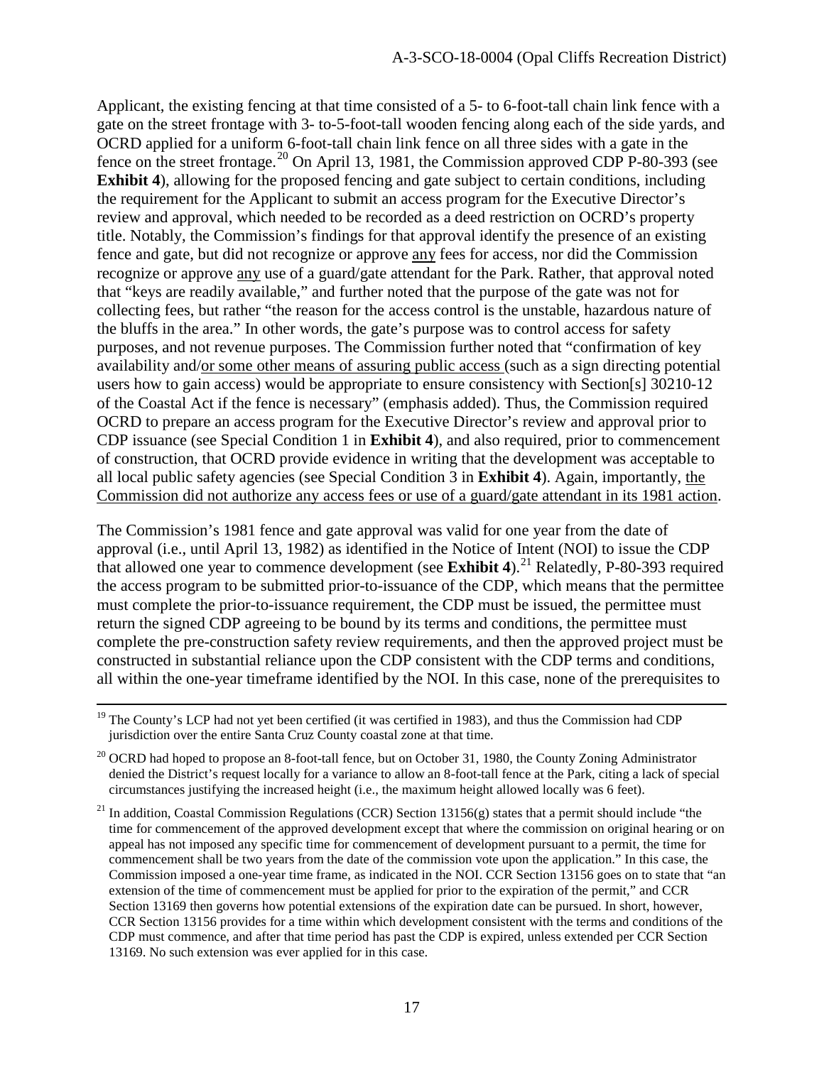Applicant, the existing fencing at that time consisted of a 5- to 6-foot-tall chain link fence with a gate on the street frontage with 3- to-5-foot-tall wooden fencing along each of the side yards, and OCRD applied for a uniform 6-foot-tall chain link fence on all three sides with a gate in the fence on the street frontage.[20] On April 13, 1981, the Commission approved CDP P-80-393 (see **Exhibit 4**), allowing for the proposed fencing and gate subject to certain conditions, including the requirement for the Applicant to submit an access program for the Executive Director's review and approval, which needed to be recorded as a deed restriction on OCRD's property title. Notably, the Commission's findings for that approval identify the presence of an existing fence and gate, but did not recognize or approve <u>any</u> fees for access, nor did the Commission recognize or approve <u>any</u> use of a guard/gate attendant for the Park. Rather, that approval noted that "keys are readily available," and further noted that the purpose of the gate was not for collecting fees, but rather "the reason for the access control is the unstable, hazardous nature of the bluffs in the area." In other words, the gate's purpose was to control access for safety purposes, and not revenue purposes. The Commission further noted that "confirmation of key availability and/<u>or some other means of assuring public access</u> (such as a sign directing potential users how to gain access) would be appropriate to ensure consistency with Section[s] 30210-12 of the Coastal Act if the fence is necessary" (emphasis added). Thus, the Commission required OCRD to prepare an access program for the Executive Director's review and approval prior to CDP issuance (see Special Condition 1 in **Exhibit 4**), and also required, prior to commencement of construction, that OCRD provide evidence in writing that the development was acceptable to all local public safety agencies (see Special Condition 3 in **Exhibit 4**). Again, importantly, <u>the Commission did not authorize any access fees or use of a guard/gate attendant in its 1981 action</u>.

The Commission's 1981 fence and gate approval was valid for one year from the date of approval (i.e., until April 13, 1982) as identified in the Notice of Intent (NOI) to issue the CDP that allowed one year to commence development (see **Exhibit 4**).[21] Relatedly, P-80-393 required the access program to be submitted prior-to-issuance of the CDP, which means that the permittee must complete the prior-to-issuance requirement, the CDP must be issued, the permittee must return the signed CDP agreeing to be bound by its terms and conditions, the permittee must complete the pre-construction safety review requirements, and then the approved project must be constructed in substantial reliance upon the CDP consistent with the CDP terms and conditions, all within the one-year timeframe identified by the NOI. In this case, none of the prerequisites to

---

[19] The County's LCP had not yet been certified (it was certified in 1983), and thus the Commission had CDP jurisdiction over the entire Santa Cruz County coastal zone at that time.

[20] OCRD had hoped to propose an 8-foot-tall fence, but on October 31, 1980, the County Zoning Administrator denied the District's request locally for a variance to allow an 8-foot-tall fence at the Park, citing a lack of special circumstances justifying the increased height (i.e., the maximum height allowed locally was 6 feet).

[21] In addition, Coastal Commission Regulations (CCR) Section 13156(g) states that a permit should include "the time for commencement of the approved development except that where the commission on original hearing or on appeal has not imposed any specific time for commencement of development pursuant to a permit, the time for commencement shall be two years from the date of the commission vote upon the application." In this case, the Commission imposed a one-year time frame, as indicated in the NOI. CCR Section 13156 goes on to state that "an extension of the time of commencement must be applied for prior to the expiration of the permit," and CCR Section 13169 then governs how potential extensions of the expiration date can be pursued. In short, however, CCR Section 13156 provides for a time within which development consistent with the terms and conditions of the CDP must commence, and after that time period has past the CDP is expired, unless extended per CCR Section 13169. No such extension was ever applied for in this case.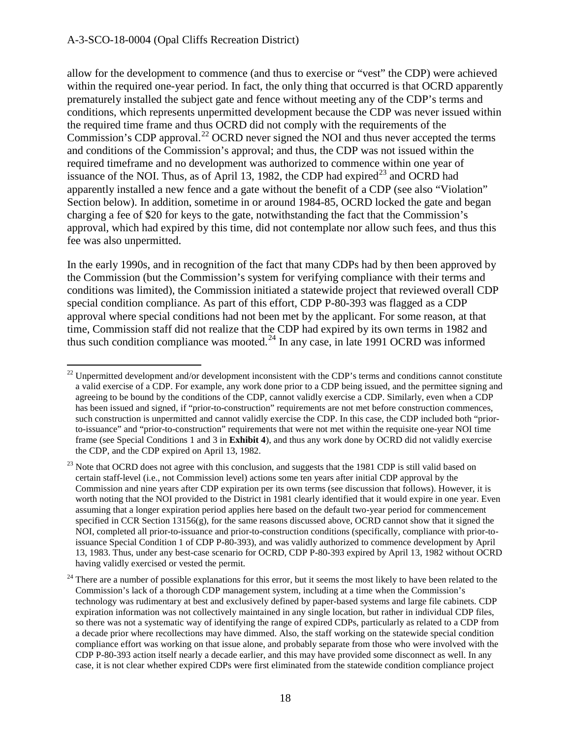allow for the development to commence (and thus to exercise or "vest" the CDP) were achieved within the required one-year period. In fact, the only thing that occurred is that OCRD apparently prematurely installed the subject gate and fence without meeting any of the CDP's terms and conditions, which represents unpermitted development because the CDP was never issued within the required time frame and thus OCRD did not comply with the requirements of the Commission's CDP approval.[22] OCRD never signed the NOI and thus never accepted the terms and conditions of the Commission's approval; and thus, the CDP was not issued within the required timeframe and no development was authorized to commence within one year of issuance of the NOI. Thus, as of April 13, 1982, the CDP had expired[23] and OCRD had apparently installed a new fence and a gate without the benefit of a CDP (see also "Violation" Section below). In addition, sometime in or around 1984-85, OCRD locked the gate and began charging a fee of $20 for keys to the gate, notwithstanding the fact that the Commission's approval, which had expired by this time, did not contemplate nor allow such fees, and thus this fee was also unpermitted.

In the early 1990s, and in recognition of the fact that many CDPs had by then been approved by the Commission (but the Commission's system for verifying compliance with their terms and conditions was limited), the Commission initiated a statewide project that reviewed overall CDP special condition compliance. As part of this effort, CDP P-80-393 was flagged as a CDP approval where special conditions had not been met by the applicant. For some reason, at that time, Commission staff did not realize that the CDP had expired by its own terms in 1982 and thus such condition compliance was mooted.[24] In any case, in late 1991 OCRD was informed

[22] Unpermitted development and/or development inconsistent with the CDP's terms and conditions cannot constitute a valid exercise of a CDP. For example, any work done prior to a CDP being issued, and the permittee signing and agreeing to be bound by the conditions of the CDP, cannot validly exercise a CDP. Similarly, even when a CDP has been issued and signed, if "prior-to-construction" requirements are not met before construction commences, such construction is unpermitted and cannot validly exercise the CDP. In this case, the CDP included both "prior-to-issuance" and "prior-to-construction" requirements that were not met within the requisite one-year NOI time frame (see Special Conditions 1 and 3 in **Exhibit 4**), and thus any work done by OCRD did not validly exercise the CDP, and the CDP expired on April 13, 1982.

[23] Note that OCRD does not agree with this conclusion, and suggests that the 1981 CDP is still valid based on certain staff-level (i.e., not Commission level) actions some ten years after initial CDP approval by the Commission and nine years after CDP expiration per its own terms (see discussion that follows). However, it is worth noting that the NOI provided to the District in 1981 clearly identified that it would expire in one year. Even assuming that a longer expiration period applies here based on the default two-year period for commencement specified in CCR Section 13156(g), for the same reasons discussed above, OCRD cannot show that it signed the NOI, completed all prior-to-issuance and prior-to-construction conditions (specifically, compliance with prior-to-issuance Special Condition 1 of CDP P-80-393), and was validly authorized to commence development by April 13, 1983. Thus, under any best-case scenario for OCRD, CDP P-80-393 expired by April 13, 1982 without OCRD having validly exercised or vested the permit.

[24] There are a number of possible explanations for this error, but it seems the most likely to have been related to the Commission's lack of a thorough CDP management system, including at a time when the Commission's technology was rudimentary at best and exclusively defined by paper-based systems and large file cabinets. CDP expiration information was not collectively maintained in any single location, but rather in individual CDP files, so there was not a systematic way of identifying the range of expired CDPs, particularly as related to a CDP from a decade prior where recollections may have dimmed. Also, the staff working on the statewide special condition compliance effort was working on that issue alone, and probably separate from those who were involved with the CDP P-80-393 action itself nearly a decade earlier, and this may have provided some disconnect as well. In any case, it is not clear whether expired CDPs were first eliminated from the statewide condition compliance project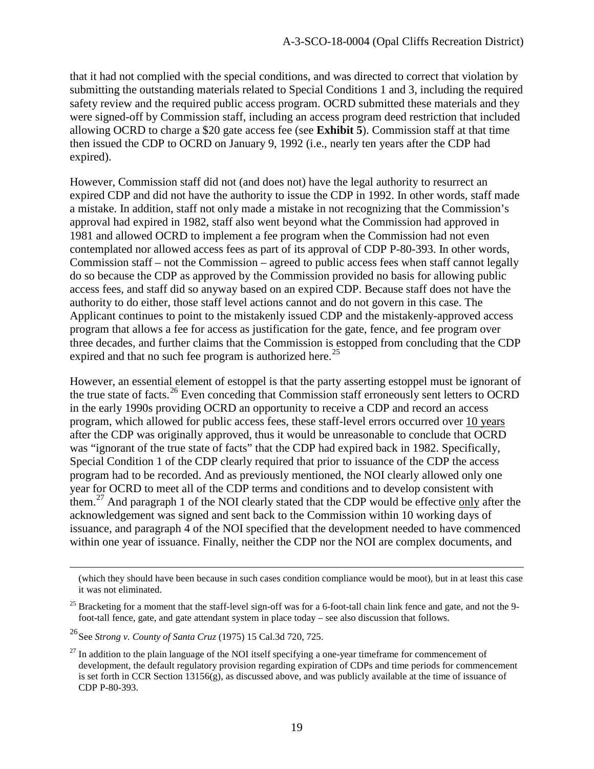that it had not complied with the special conditions, and was directed to correct that violation by submitting the outstanding materials related to Special Conditions 1 and 3, including the required safety review and the required public access program. OCRD submitted these materials and they were signed-off by Commission staff, including an access program deed restriction that included allowing OCRD to charge a $20 gate access fee (see **Exhibit 5**). Commission staff at that time then issued the CDP to OCRD on January 9, 1992 (i.e., nearly ten years after the CDP had expired).

However, Commission staff did not (and does not) have the legal authority to resurrect an expired CDP and did not have the authority to issue the CDP in 1992. In other words, staff made a mistake. In addition, staff not only made a mistake in not recognizing that the Commission's approval had expired in 1982, staff also went beyond what the Commission had approved in 1981 and allowed OCRD to implement a fee program when the Commission had not even contemplated nor allowed access fees as part of its approval of CDP P-80-393. In other words, Commission staff – not the Commission – agreed to public access fees when staff cannot legally do so because the CDP as approved by the Commission provided no basis for allowing public access fees, and staff did so anyway based on an expired CDP. Because staff does not have the authority to do either, those staff level actions cannot and do not govern in this case. The Applicant continues to point to the mistakenly issued CDP and the mistakenly-approved access program that allows a fee for access as justification for the gate, fence, and fee program over three decades, and further claims that the Commission is estopped from concluding that the CDP expired and that no such fee program is authorized here.[25]

However, an essential element of estoppel is that the party asserting estoppel must be ignorant of the true state of facts.[26] Even conceding that Commission staff erroneously sent letters to OCRD in the early 1990s providing OCRD an opportunity to receive a CDP and record an access program, which allowed for public access fees, these staff-level errors occurred over <u>10 years</u> after the CDP was originally approved, thus it would be unreasonable to conclude that OCRD was "ignorant of the true state of facts" that the CDP had expired back in 1982. Specifically, Special Condition 1 of the CDP clearly required that prior to issuance of the CDP the access program had to be recorded. And as previously mentioned, the NOI clearly allowed only one year for OCRD to meet all of the CDP terms and conditions and to develop consistent with them.[27] And paragraph 1 of the NOI clearly stated that the CDP would be effective <u>only</u> after the acknowledgement was signed and sent back to the Commission within 10 working days of issuance, and paragraph 4 of the NOI specified that the development needed to have commenced within one year of issuance. Finally, neither the CDP nor the NOI are complex documents, and

(which they should have been because in such cases condition compliance would be moot), but in at least this case it was not eliminated.

[25] Bracketing for a moment that the staff-level sign-off was for a 6-foot-tall chain link fence and gate, and not the 9-foot-tall fence, gate, and gate attendant system in place today – see also discussion that follows.

[26] See *Strong v. County of Santa Cruz* (1975) 15 Cal.3d 720, 725.

[27] In addition to the plain language of the NOI itself specifying a one-year timeframe for commencement of development, the default regulatory provision regarding expiration of CDPs and time periods for commencement is set forth in CCR Section 13156(g), as discussed above, and was publicly available at the time of issuance of CDP P-80-393.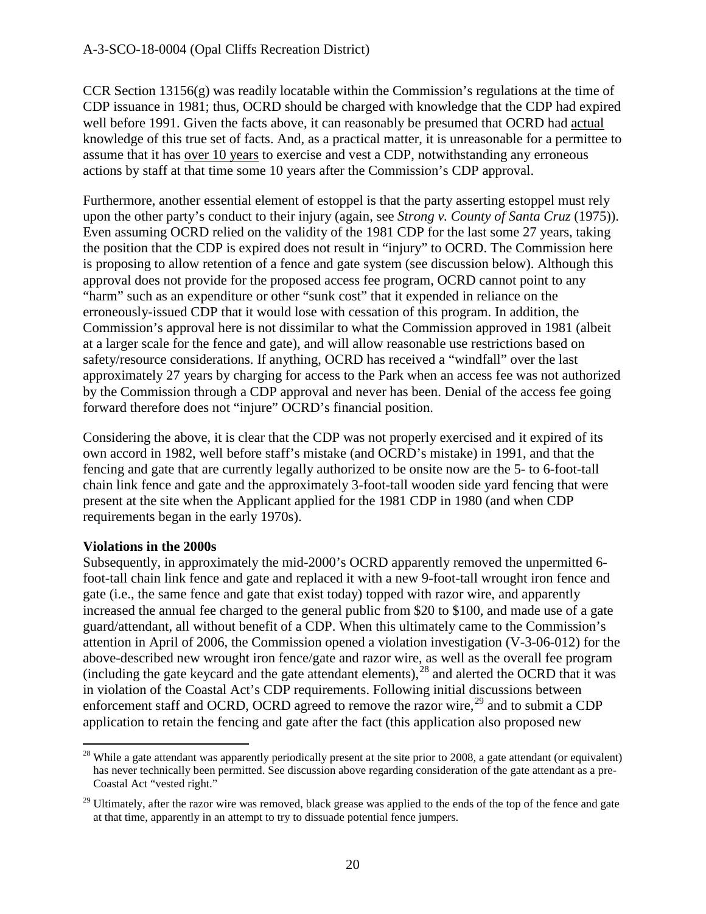CCR Section 13156(g) was readily locatable within the Commission's regulations at the time of CDP issuance in 1981; thus, OCRD should be charged with knowledge that the CDP had expired well before 1991. Given the facts above, it can reasonably be presumed that OCRD had actual knowledge of this true set of facts. And, as a practical matter, it is unreasonable for a permittee to assume that it has over 10 years to exercise and vest a CDP, notwithstanding any erroneous actions by staff at that time some 10 years after the Commission's CDP approval.

Furthermore, another essential element of estoppel is that the party asserting estoppel must rely upon the other party's conduct to their injury (again, see *Strong v. County of Santa Cruz* (1975)). Even assuming OCRD relied on the validity of the 1981 CDP for the last some 27 years, taking the position that the CDP is expired does not result in "injury" to OCRD. The Commission here is proposing to allow retention of a fence and gate system (see discussion below). Although this approval does not provide for the proposed access fee program, OCRD cannot point to any "harm" such as an expenditure or other "sunk cost" that it expended in reliance on the erroneously-issued CDP that it would lose with cessation of this program. In addition, the Commission's approval here is not dissimilar to what the Commission approved in 1981 (albeit at a larger scale for the fence and gate), and will allow reasonable use restrictions based on safety/resource considerations. If anything, OCRD has received a "windfall" over the last approximately 27 years by charging for access to the Park when an access fee was not authorized by the Commission through a CDP approval and never has been. Denial of the access fee going forward therefore does not "injure" OCRD's financial position.

Considering the above, it is clear that the CDP was not properly exercised and it expired of its own accord in 1982, well before staff's mistake (and OCRD's mistake) in 1991, and that the fencing and gate that are currently legally authorized to be onsite now are the 5- to 6-foot-tall chain link fence and gate and the approximately 3-foot-tall wooden side yard fencing that were present at the site when the Applicant applied for the 1981 CDP in 1980 (and when CDP requirements began in the early 1970s).

**Violations in the 2000s**

Subsequently, in approximately the mid-2000's OCRD apparently removed the unpermitted 6-foot-tall chain link fence and gate and replaced it with a new 9-foot-tall wrought iron fence and gate (i.e., the same fence and gate that exist today) topped with razor wire, and apparently increased the annual fee charged to the general public from \$20 to \$100, and made use of a gate guard/attendant, all without benefit of a CDP. When this ultimately came to the Commission's attention in April of 2006, the Commission opened a violation investigation (V-3-06-012) for the above-described new wrought iron fence/gate and razor wire, as well as the overall fee program (including the gate keycard and the gate attendant elements),[28] and alerted the OCRD that it was in violation of the Coastal Act's CDP requirements. Following initial discussions between enforcement staff and OCRD, OCRD agreed to remove the razor wire,[29] and to submit a CDP application to retain the fencing and gate after the fact (this application also proposed new

[28] While a gate attendant was apparently periodically present at the site prior to 2008, a gate attendant (or equivalent) has never technically been permitted. See discussion above regarding consideration of the gate attendant as a pre-Coastal Act "vested right."

[29] Ultimately, after the razor wire was removed, black grease was applied to the ends of the top of the fence and gate at that time, apparently in an attempt to try to dissuade potential fence jumpers.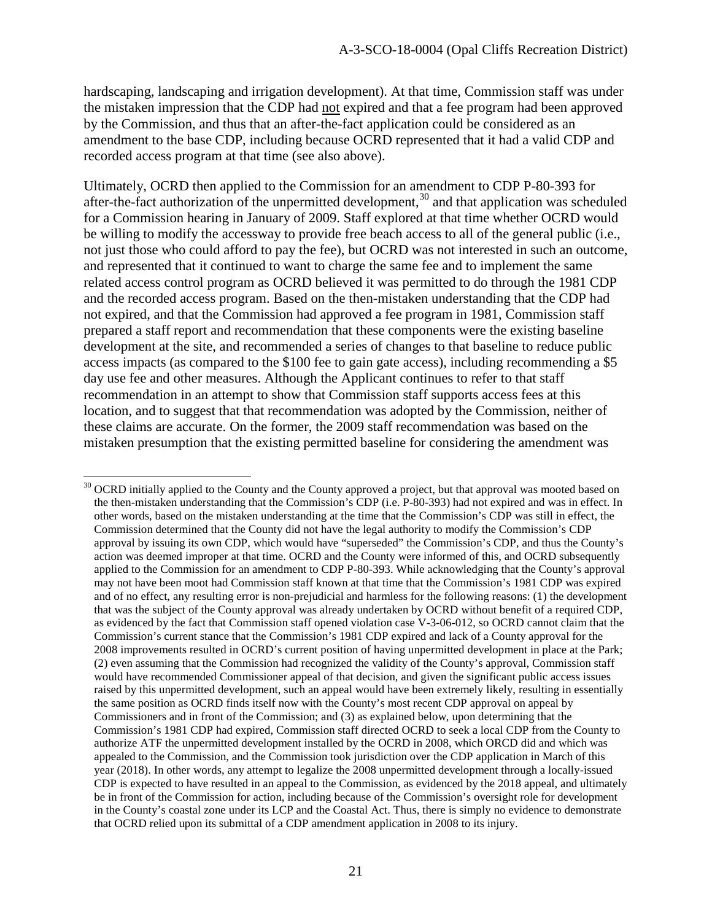hardscaping, landscaping and irrigation development). At that time, Commission staff was under the mistaken impression that the CDP had not expired and that a fee program had been approved by the Commission, and thus that an after-the-fact application could be considered as an amendment to the base CDP, including because OCRD represented that it had a valid CDP and recorded access program at that time (see also above).

Ultimately, OCRD then applied to the Commission for an amendment to CDP P-80-393 for after-the-fact authorization of the unpermitted development,[30] and that application was scheduled for a Commission hearing in January of 2009. Staff explored at that time whether OCRD would be willing to modify the accessway to provide free beach access to all of the general public (i.e., not just those who could afford to pay the fee), but OCRD was not interested in such an outcome, and represented that it continued to want to charge the same fee and to implement the same related access control program as OCRD believed it was permitted to do through the 1981 CDP and the recorded access program. Based on the then-mistaken understanding that the CDP had not expired, and that the Commission had approved a fee program in 1981, Commission staff prepared a staff report and recommendation that these components were the existing baseline development at the site, and recommended a series of changes to that baseline to reduce public access impacts (as compared to the $100 fee to gain gate access), including recommending a $5 day use fee and other measures. Although the Applicant continues to refer to that staff recommendation in an attempt to show that Commission staff supports access fees at this location, and to suggest that that recommendation was adopted by the Commission, neither of these claims are accurate. On the former, the 2009 staff recommendation was based on the mistaken presumption that the existing permitted baseline for considering the amendment was

[30] OCRD initially applied to the County and the County approved a project, but that approval was mooted based on the then-mistaken understanding that the Commission's CDP (i.e. P-80-393) had not expired and was in effect. In other words, based on the mistaken understanding at the time that the Commission's CDP was still in effect, the Commission determined that the County did not have the legal authority to modify the Commission's CDP approval by issuing its own CDP, which would have "superseded" the Commission's CDP, and thus the County's action was deemed improper at that time. OCRD and the County were informed of this, and OCRD subsequently applied to the Commission for an amendment to CDP P-80-393. While acknowledging that the County's approval may not have been moot had Commission staff known at that time that the Commission's 1981 CDP was expired and of no effect, any resulting error is non-prejudicial and harmless for the following reasons: (1) the development that was the subject of the County approval was already undertaken by OCRD without benefit of a required CDP, as evidenced by the fact that Commission staff opened violation case V-3-06-012, so OCRD cannot claim that the Commission's current stance that the Commission's 1981 CDP expired and lack of a County approval for the 2008 improvements resulted in OCRD's current position of having unpermitted development in place at the Park; (2) even assuming that the Commission had recognized the validity of the County's approval, Commission staff would have recommended Commissioner appeal of that decision, and given the significant public access issues raised by this unpermitted development, such an appeal would have been extremely likely, resulting in essentially the same position as OCRD finds itself now with the County's most recent CDP approval on appeal by Commissioners and in front of the Commission; and (3) as explained below, upon determining that the Commission's 1981 CDP had expired, Commission staff directed OCRD to seek a local CDP from the County to authorize ATF the unpermitted development installed by the OCRD in 2008, which ORCD did and which was appealed to the Commission, and the Commission took jurisdiction over the CDP application in March of this year (2018). In other words, any attempt to legalize the 2008 unpermitted development through a locally-issued CDP is expected to have resulted in an appeal to the Commission, as evidenced by the 2018 appeal, and ultimately be in front of the Commission for action, including because of the Commission's oversight role for development in the County's coastal zone under its LCP and the Coastal Act. Thus, there is simply no evidence to demonstrate that OCRD relied upon its submittal of a CDP amendment application in 2008 to its injury.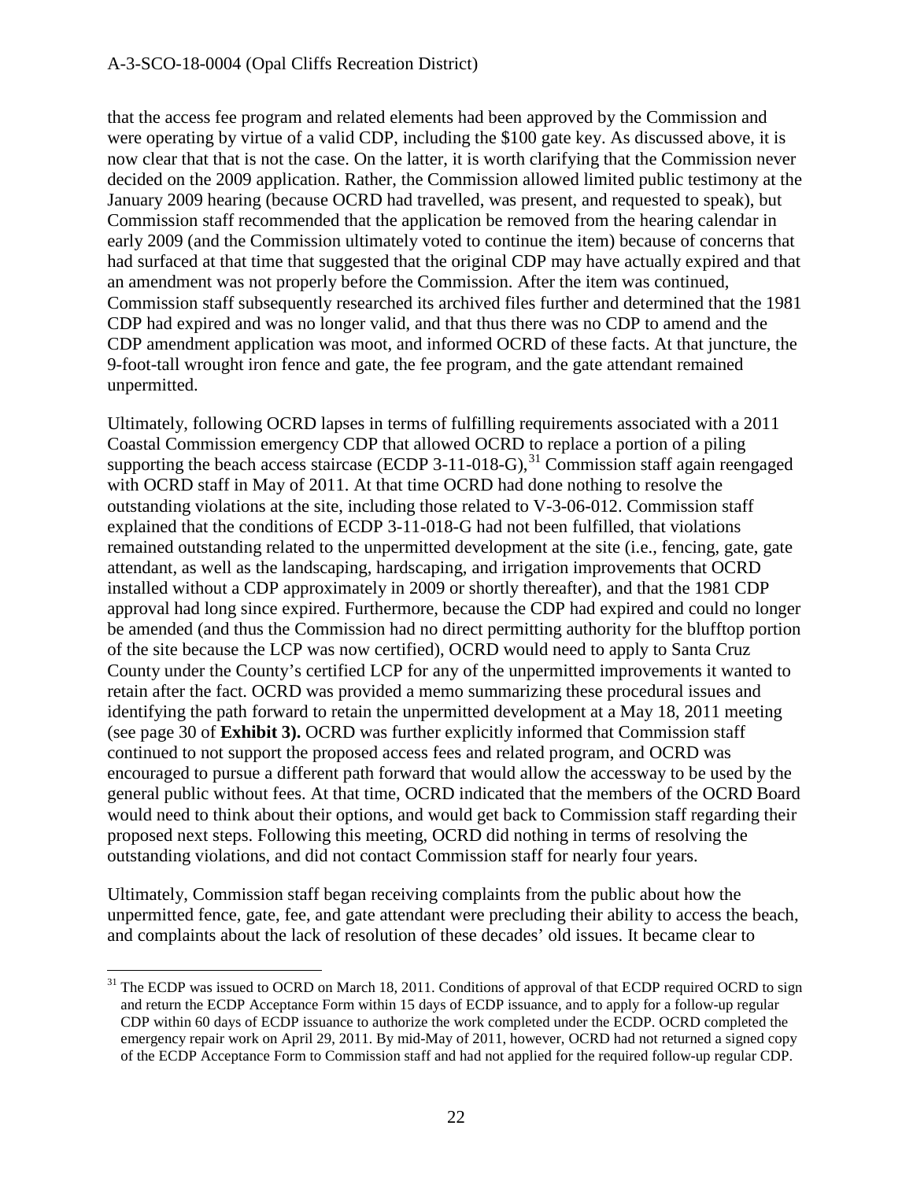that the access fee program and related elements had been approved by the Commission and were operating by virtue of a valid CDP, including the $100 gate key. As discussed above, it is now clear that that is not the case. On the latter, it is worth clarifying that the Commission never decided on the 2009 application. Rather, the Commission allowed limited public testimony at the January 2009 hearing (because OCRD had travelled, was present, and requested to speak), but Commission staff recommended that the application be removed from the hearing calendar in early 2009 (and the Commission ultimately voted to continue the item) because of concerns that had surfaced at that time that suggested that the original CDP may have actually expired and that an amendment was not properly before the Commission. After the item was continued, Commission staff subsequently researched its archived files further and determined that the 1981 CDP had expired and was no longer valid, and that thus there was no CDP to amend and the CDP amendment application was moot, and informed OCRD of these facts. At that juncture, the 9-foot-tall wrought iron fence and gate, the fee program, and the gate attendant remained unpermitted.

Ultimately, following OCRD lapses in terms of fulfilling requirements associated with a 2011 Coastal Commission emergency CDP that allowed OCRD to replace a portion of a piling supporting the beach access staircase (ECDP 3-11-018-G),[31] Commission staff again reengaged with OCRD staff in May of 2011. At that time OCRD had done nothing to resolve the outstanding violations at the site, including those related to V-3-06-012. Commission staff explained that the conditions of ECDP 3-11-018-G had not been fulfilled, that violations remained outstanding related to the unpermitted development at the site (i.e., fencing, gate, gate attendant, as well as the landscaping, hardscaping, and irrigation improvements that OCRD installed without a CDP approximately in 2009 or shortly thereafter), and that the 1981 CDP approval had long since expired. Furthermore, because the CDP had expired and could no longer be amended (and thus the Commission had no direct permitting authority for the blufftop portion of the site because the LCP was now certified), OCRD would need to apply to Santa Cruz County under the County's certified LCP for any of the unpermitted improvements it wanted to retain after the fact. OCRD was provided a memo summarizing these procedural issues and identifying the path forward to retain the unpermitted development at a May 18, 2011 meeting (see page 30 of **Exhibit 3).** OCRD was further explicitly informed that Commission staff continued to not support the proposed access fees and related program, and OCRD was encouraged to pursue a different path forward that would allow the accessway to be used by the general public without fees. At that time, OCRD indicated that the members of the OCRD Board would need to think about their options, and would get back to Commission staff regarding their proposed next steps. Following this meeting, OCRD did nothing in terms of resolving the outstanding violations, and did not contact Commission staff for nearly four years.

Ultimately, Commission staff began receiving complaints from the public about how the unpermitted fence, gate, fee, and gate attendant were precluding their ability to access the beach, and complaints about the lack of resolution of these decades' old issues. It became clear to

[31] The ECDP was issued to OCRD on March 18, 2011. Conditions of approval of that ECDP required OCRD to sign and return the ECDP Acceptance Form within 15 days of ECDP issuance, and to apply for a follow-up regular CDP within 60 days of ECDP issuance to authorize the work completed under the ECDP. OCRD completed the emergency repair work on April 29, 2011. By mid-May of 2011, however, OCRD had not returned a signed copy of the ECDP Acceptance Form to Commission staff and had not applied for the required follow-up regular CDP.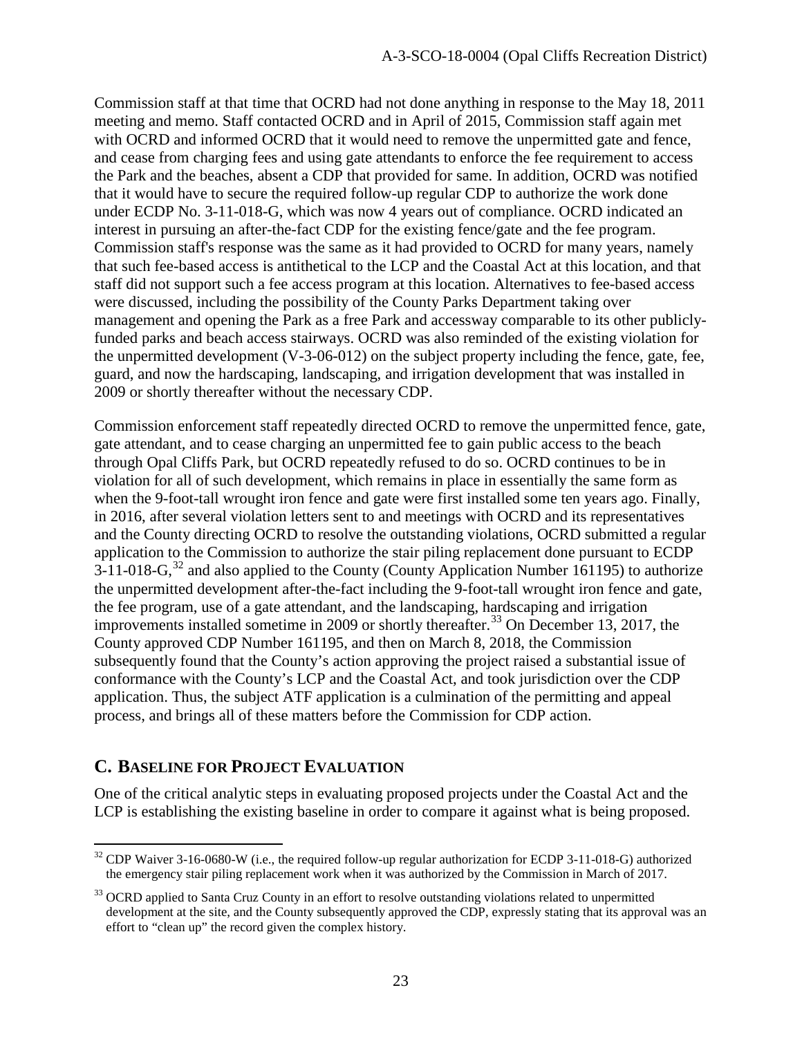Commission staff at that time that OCRD had not done anything in response to the May 18, 2011 meeting and memo. Staff contacted OCRD and in April of 2015, Commission staff again met with OCRD and informed OCRD that it would need to remove the unpermitted gate and fence, and cease from charging fees and using gate attendants to enforce the fee requirement to access the Park and the beaches, absent a CDP that provided for same. In addition, OCRD was notified that it would have to secure the required follow-up regular CDP to authorize the work done under ECDP No. 3-11-018-G, which was now 4 years out of compliance. OCRD indicated an interest in pursuing an after-the-fact CDP for the existing fence/gate and the fee program. Commission staff's response was the same as it had provided to OCRD for many years, namely that such fee-based access is antithetical to the LCP and the Coastal Act at this location, and that staff did not support such a fee access program at this location. Alternatives to fee-based access were discussed, including the possibility of the County Parks Department taking over management and opening the Park as a free Park and accessway comparable to its other publicly-funded parks and beach access stairways. OCRD was also reminded of the existing violation for the unpermitted development (V-3-06-012) on the subject property including the fence, gate, fee, guard, and now the hardscaping, landscaping, and irrigation development that was installed in 2009 or shortly thereafter without the necessary CDP.

Commission enforcement staff repeatedly directed OCRD to remove the unpermitted fence, gate, gate attendant, and to cease charging an unpermitted fee to gain public access to the beach through Opal Cliffs Park, but OCRD repeatedly refused to do so. OCRD continues to be in violation for all of such development, which remains in place in essentially the same form as when the 9-foot-tall wrought iron fence and gate were first installed some ten years ago. Finally, in 2016, after several violation letters sent to and meetings with OCRD and its representatives and the County directing OCRD to resolve the outstanding violations, OCRD submitted a regular application to the Commission to authorize the stair piling replacement done pursuant to ECDP 3-11-018-G,[32] and also applied to the County (County Application Number 161195) to authorize the unpermitted development after-the-fact including the 9-foot-tall wrought iron fence and gate, the fee program, use of a gate attendant, and the landscaping, hardscaping and irrigation improvements installed sometime in 2009 or shortly thereafter.[33] On December 13, 2017, the County approved CDP Number 161195, and then on March 8, 2018, the Commission subsequently found that the County's action approving the project raised a substantial issue of conformance with the County's LCP and the Coastal Act, and took jurisdiction over the CDP application. Thus, the subject ATF application is a culmination of the permitting and appeal process, and brings all of these matters before the Commission for CDP action.

## C. Baseline for Project Evaluation

One of the critical analytic steps in evaluating proposed projects under the Coastal Act and the LCP is establishing the existing baseline in order to compare it against what is being proposed.

[32] CDP Waiver 3-16-0680-W (i.e., the required follow-up regular authorization for ECDP 3-11-018-G) authorized the emergency stair piling replacement work when it was authorized by the Commission in March of 2017.

[33] OCRD applied to Santa Cruz County in an effort to resolve outstanding violations related to unpermitted development at the site, and the County subsequently approved the CDP, expressly stating that its approval was an effort to "clean up" the record given the complex history.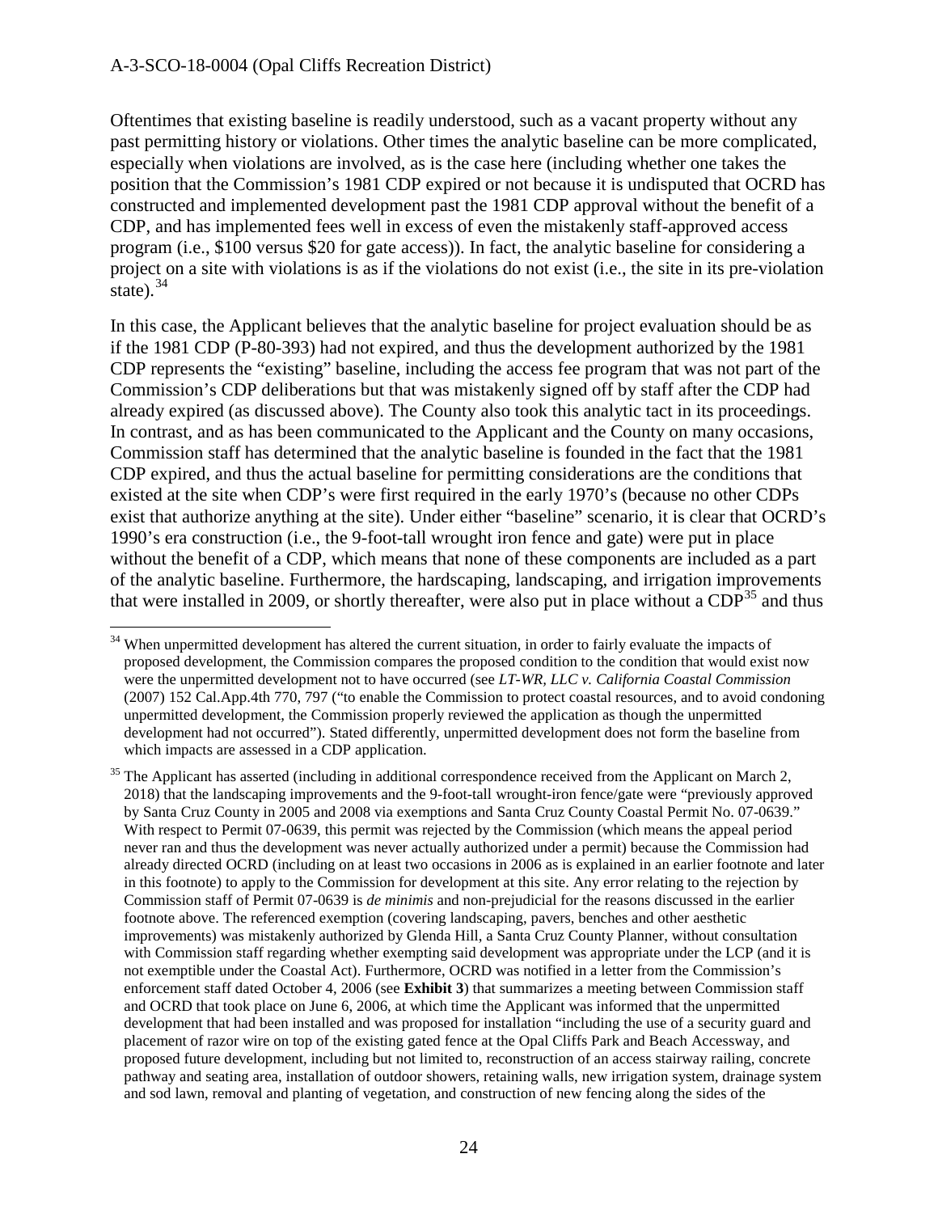Oftentimes that existing baseline is readily understood, such as a vacant property without any past permitting history or violations. Other times the analytic baseline can be more complicated, especially when violations are involved, as is the case here (including whether one takes the position that the Commission's 1981 CDP expired or not because it is undisputed that OCRD has constructed and implemented development past the 1981 CDP approval without the benefit of a CDP, and has implemented fees well in excess of even the mistakenly staff-approved access program (i.e., $100 versus $20 for gate access)). In fact, the analytic baseline for considering a project on a site with violations is as if the violations do not exist (i.e., the site in its pre-violation state).[34]

In this case, the Applicant believes that the analytic baseline for project evaluation should be as if the 1981 CDP (P-80-393) had not expired, and thus the development authorized by the 1981 CDP represents the "existing" baseline, including the access fee program that was not part of the Commission's CDP deliberations but that was mistakenly signed off by staff after the CDP had already expired (as discussed above). The County also took this analytic tact in its proceedings. In contrast, and as has been communicated to the Applicant and the County on many occasions, Commission staff has determined that the analytic baseline is founded in the fact that the 1981 CDP expired, and thus the actual baseline for permitting considerations are the conditions that existed at the site when CDP's were first required in the early 1970's (because no other CDPs exist that authorize anything at the site). Under either "baseline" scenario, it is clear that OCRD's 1990's era construction (i.e., the 9-foot-tall wrought iron fence and gate) were put in place without the benefit of a CDP, which means that none of these components are included as a part of the analytic baseline. Furthermore, the hardscaping, landscaping, and irrigation improvements that were installed in 2009, or shortly thereafter, were also put in place without a CDP[35] and thus

[34] When unpermitted development has altered the current situation, in order to fairly evaluate the impacts of proposed development, the Commission compares the proposed condition to the condition that would exist now were the unpermitted development not to have occurred (see *LT-WR, LLC v. California Coastal Commission* (2007) 152 Cal.App.4th 770, 797 ("to enable the Commission to protect coastal resources, and to avoid condoning unpermitted development, the Commission properly reviewed the application as though the unpermitted development had not occurred"). Stated differently, unpermitted development does not form the baseline from which impacts are assessed in a CDP application.

[35] The Applicant has asserted (including in additional correspondence received from the Applicant on March 2, 2018) that the landscaping improvements and the 9-foot-tall wrought-iron fence/gate were "previously approved by Santa Cruz County in 2005 and 2008 via exemptions and Santa Cruz County Coastal Permit No. 07-0639." With respect to Permit 07-0639, this permit was rejected by the Commission (which means the appeal period never ran and thus the development was never actually authorized under a permit) because the Commission had already directed OCRD (including on at least two occasions in 2006 as is explained in an earlier footnote and later in this footnote) to apply to the Commission for development at this site. Any error relating to the rejection by Commission staff of Permit 07-0639 is *de minimis* and non-prejudicial for the reasons discussed in the earlier footnote above. The referenced exemption (covering landscaping, pavers, benches and other aesthetic improvements) was mistakenly authorized by Glenda Hill, a Santa Cruz County Planner, without consultation with Commission staff regarding whether exempting said development was appropriate under the LCP (and it is not exemptible under the Coastal Act). Furthermore, OCRD was notified in a letter from the Commission's enforcement staff dated October 4, 2006 (see **Exhibit 3**) that summarizes a meeting between Commission staff and OCRD that took place on June 6, 2006, at which time the Applicant was informed that the unpermitted development that had been installed and was proposed for installation "including the use of a security guard and placement of razor wire on top of the existing gated fence at the Opal Cliffs Park and Beach Accessway, and proposed future development, including but not limited to, reconstruction of an access stairway railing, concrete pathway and seating area, installation of outdoor showers, retaining walls, new irrigation system, drainage system and sod lawn, removal and planting of vegetation, and construction of new fencing along the sides of the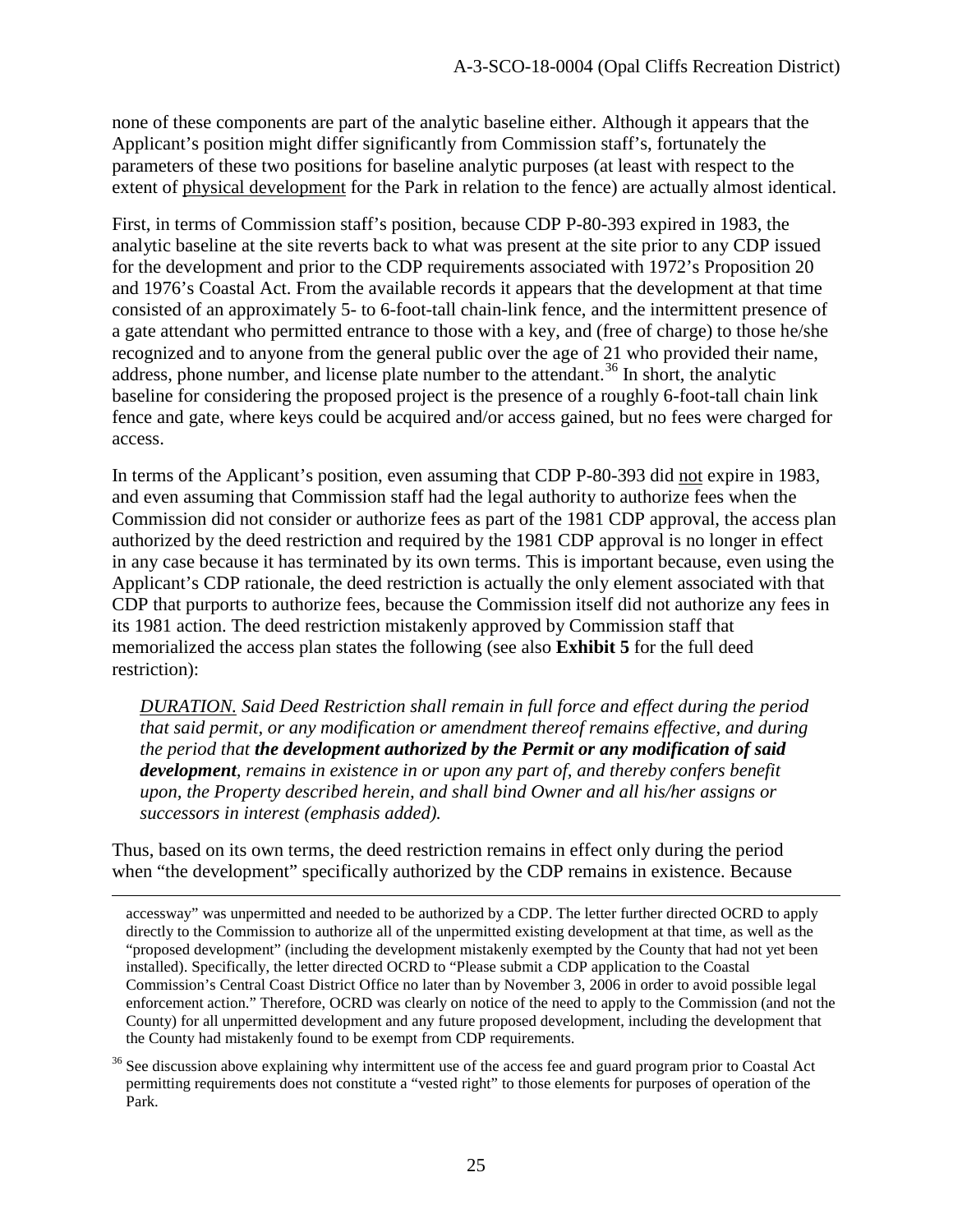none of these components are part of the analytic baseline either. Although it appears that the Applicant's position might differ significantly from Commission staff's, fortunately the parameters of these two positions for baseline analytic purposes (at least with respect to the extent of <u>physical development</u> for the Park in relation to the fence) are actually almost identical.

First, in terms of Commission staff's position, because CDP P-80-393 expired in 1983, the analytic baseline at the site reverts back to what was present at the site prior to any CDP issued for the development and prior to the CDP requirements associated with 1972's Proposition 20 and 1976's Coastal Act. From the available records it appears that the development at that time consisted of an approximately 5- to 6-foot-tall chain-link fence, and the intermittent presence of a gate attendant who permitted entrance to those with a key, and (free of charge) to those he/she recognized and to anyone from the general public over the age of 21 who provided their name, address, phone number, and license plate number to the attendant.[36] In short, the analytic baseline for considering the proposed project is the presence of a roughly 6-foot-tall chain link fence and gate, where keys could be acquired and/or access gained, but no fees were charged for access.

In terms of the Applicant's position, even assuming that CDP P-80-393 did <u>not</u> expire in 1983, and even assuming that Commission staff had the legal authority to authorize fees when the Commission did not consider or authorize fees as part of the 1981 CDP approval, the access plan authorized by the deed restriction and required by the 1981 CDP approval is no longer in effect in any case because it has terminated by its own terms. This is important because, even using the Applicant's CDP rationale, the deed restriction is actually the only element associated with that CDP that purports to authorize fees, because the Commission itself did not authorize any fees in its 1981 action. The deed restriction mistakenly approved by Commission staff that memorialized the access plan states the following (see also **Exhibit 5** for the full deed restriction):

> *<u>DURATION.</u> Said Deed Restriction shall remain in full force and effect during the period that said permit, or any modification or amendment thereof remains effective, and during the period that **the development authorized by the Permit or any modification of said development**, remains in existence in or upon any part of, and thereby confers benefit upon, the Property described herein, and shall bind Owner and all his/her assigns or successors in interest (emphasis added).*

Thus, based on its own terms, the deed restriction remains in effect only during the period when "the development" specifically authorized by the CDP remains in existence. Because

---

accessway" was unpermitted and needed to be authorized by a CDP. The letter further directed OCRD to apply directly to the Commission to authorize all of the unpermitted existing development at that time, as well as the "proposed development" (including the development mistakenly exempted by the County that had not yet been installed). Specifically, the letter directed OCRD to "Please submit a CDP application to the Coastal Commission's Central Coast District Office no later than by November 3, 2006 in order to avoid possible legal enforcement action." Therefore, OCRD was clearly on notice of the need to apply to the Commission (and not the County) for all unpermitted development and any future proposed development, including the development that the County had mistakenly found to be exempt from CDP requirements.

[36] See discussion above explaining why intermittent use of the access fee and guard program prior to Coastal Act permitting requirements does not constitute a "vested right" to those elements for purposes of operation of the Park.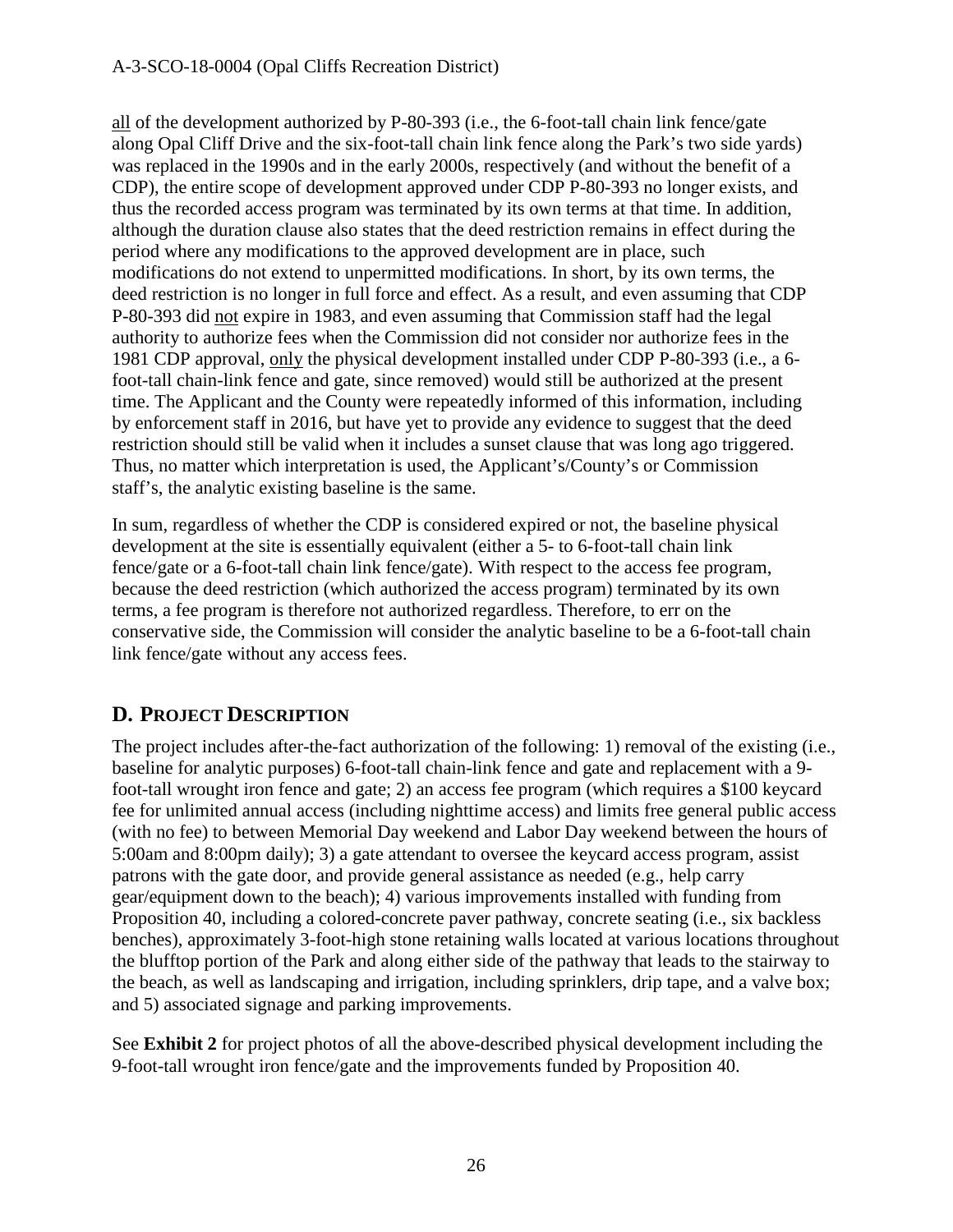all of the development authorized by P-80-393 (i.e., the 6-foot-tall chain link fence/gate along Opal Cliff Drive and the six-foot-tall chain link fence along the Park's two side yards) was replaced in the 1990s and in the early 2000s, respectively (and without the benefit of a CDP), the entire scope of development approved under CDP P-80-393 no longer exists, and thus the recorded access program was terminated by its own terms at that time. In addition, although the duration clause also states that the deed restriction remains in effect during the period where any modifications to the approved development are in place, such modifications do not extend to unpermitted modifications. In short, by its own terms, the deed restriction is no longer in full force and effect. As a result, and even assuming that CDP P-80-393 did not expire in 1983, and even assuming that Commission staff had the legal authority to authorize fees when the Commission did not consider nor authorize fees in the 1981 CDP approval, only the physical development installed under CDP P-80-393 (i.e., a 6-foot-tall chain-link fence and gate, since removed) would still be authorized at the present time. The Applicant and the County were repeatedly informed of this information, including by enforcement staff in 2016, but have yet to provide any evidence to suggest that the deed restriction should still be valid when it includes a sunset clause that was long ago triggered. Thus, no matter which interpretation is used, the Applicant's/County's or Commission staff's, the analytic existing baseline is the same.

In sum, regardless of whether the CDP is considered expired or not, the baseline physical development at the site is essentially equivalent (either a 5- to 6-foot-tall chain link fence/gate or a 6-foot-tall chain link fence/gate). With respect to the access fee program, because the deed restriction (which authorized the access program) terminated by its own terms, a fee program is therefore not authorized regardless. Therefore, to err on the conservative side, the Commission will consider the analytic baseline to be a 6-foot-tall chain link fence/gate without any access fees.

## D. Project Description

The project includes after-the-fact authorization of the following: 1) removal of the existing (i.e., baseline for analytic purposes) 6-foot-tall chain-link fence and gate and replacement with a 9-foot-tall wrought iron fence and gate; 2) an access fee program (which requires a $100 keycard fee for unlimited annual access (including nighttime access) and limits free general public access (with no fee) to between Memorial Day weekend and Labor Day weekend between the hours of 5:00am and 8:00pm daily); 3) a gate attendant to oversee the keycard access program, assist patrons with the gate door, and provide general assistance as needed (e.g., help carry gear/equipment down to the beach); 4) various improvements installed with funding from Proposition 40, including a colored-concrete paver pathway, concrete seating (i.e., six backless benches), approximately 3-foot-high stone retaining walls located at various locations throughout the blufftop portion of the Park and along either side of the pathway that leads to the stairway to the beach, as well as landscaping and irrigation, including sprinklers, drip tape, and a valve box; and 5) associated signage and parking improvements.

See **Exhibit 2** for project photos of all the above-described physical development including the 9-foot-tall wrought iron fence/gate and the improvements funded by Proposition 40.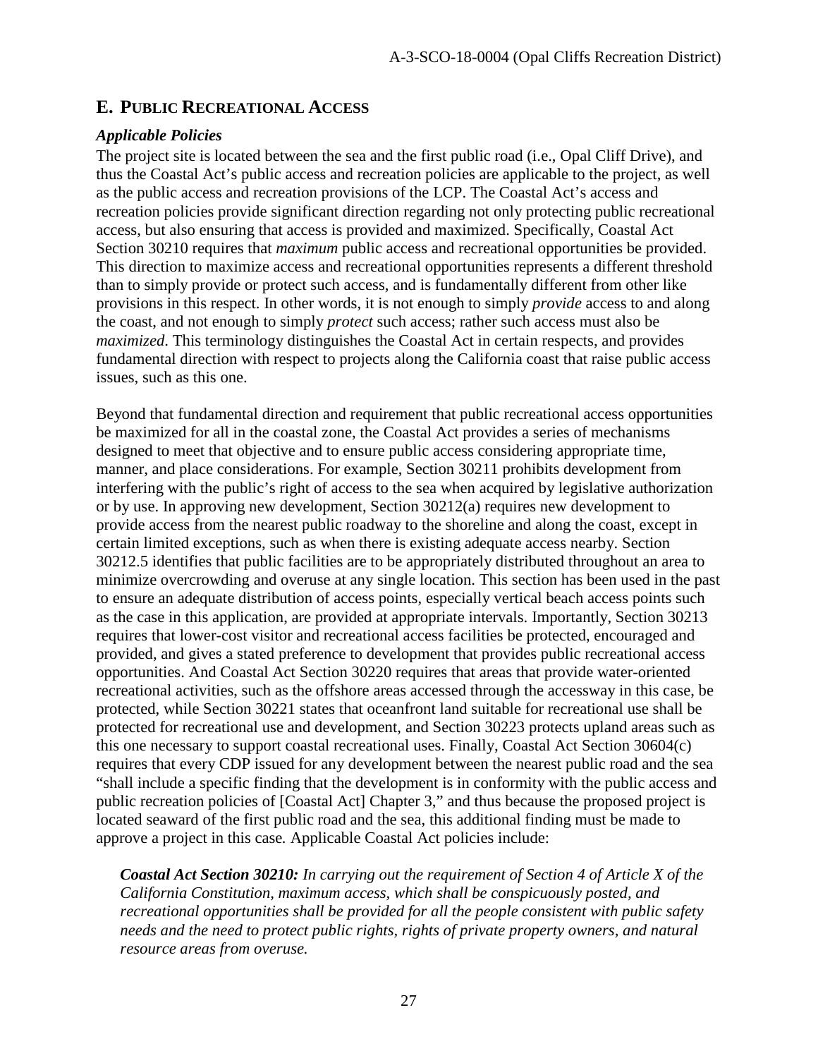## E. PUBLIC RECREATIONAL ACCESS

### *Applicable Policies*

The project site is located between the sea and the first public road (i.e., Opal Cliff Drive), and thus the Coastal Act's public access and recreation policies are applicable to the project, as well as the public access and recreation provisions of the LCP. The Coastal Act's access and recreation policies provide significant direction regarding not only protecting public recreational access, but also ensuring that access is provided and maximized. Specifically, Coastal Act Section 30210 requires that *maximum* public access and recreational opportunities be provided. This direction to maximize access and recreational opportunities represents a different threshold than to simply provide or protect such access, and is fundamentally different from other like provisions in this respect. In other words, it is not enough to simply *provide* access to and along the coast, and not enough to simply *protect* such access; rather such access must also be *maximized*. This terminology distinguishes the Coastal Act in certain respects, and provides fundamental direction with respect to projects along the California coast that raise public access issues, such as this one.

Beyond that fundamental direction and requirement that public recreational access opportunities be maximized for all in the coastal zone, the Coastal Act provides a series of mechanisms designed to meet that objective and to ensure public access considering appropriate time, manner, and place considerations. For example, Section 30211 prohibits development from interfering with the public's right of access to the sea when acquired by legislative authorization or by use. In approving new development, Section 30212(a) requires new development to provide access from the nearest public roadway to the shoreline and along the coast, except in certain limited exceptions, such as when there is existing adequate access nearby. Section 30212.5 identifies that public facilities are to be appropriately distributed throughout an area to minimize overcrowding and overuse at any single location. This section has been used in the past to ensure an adequate distribution of access points, especially vertical beach access points such as the case in this application, are provided at appropriate intervals. Importantly, Section 30213 requires that lower-cost visitor and recreational access facilities be protected, encouraged and provided, and gives a stated preference to development that provides public recreational access opportunities. And Coastal Act Section 30220 requires that areas that provide water-oriented recreational activities, such as the offshore areas accessed through the accessway in this case, be protected, while Section 30221 states that oceanfront land suitable for recreational use shall be protected for recreational use and development, and Section 30223 protects upland areas such as this one necessary to support coastal recreational uses. Finally, Coastal Act Section 30604(c) requires that every CDP issued for any development between the nearest public road and the sea "shall include a specific finding that the development is in conformity with the public access and public recreation policies of [Coastal Act] Chapter 3," and thus because the proposed project is located seaward of the first public road and the sea, this additional finding must be made to approve a project in this case. Applicable Coastal Act policies include:

> ***Coastal Act Section 30210:*** *In carrying out the requirement of Section 4 of Article X of the California Constitution, maximum access, which shall be conspicuously posted, and recreational opportunities shall be provided for all the people consistent with public safety needs and the need to protect public rights, rights of private property owners, and natural resource areas from overuse.*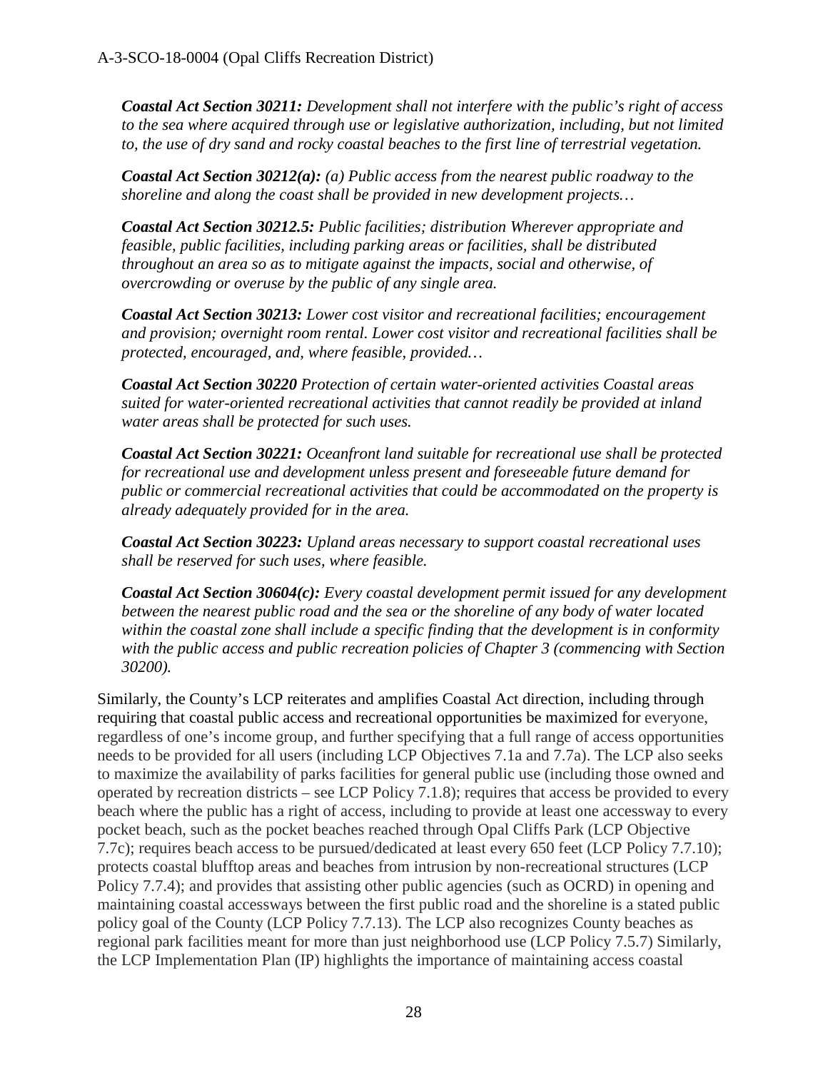***Coastal Act Section 30211:*** *Development shall not interfere with the public's right of access to the sea where acquired through use or legislative authorization, including, but not limited to, the use of dry sand and rocky coastal beaches to the first line of terrestrial vegetation.*

***Coastal Act Section 30212(a):*** *(a) Public access from the nearest public roadway to the shoreline and along the coast shall be provided in new development projects…*

***Coastal Act Section 30212.5:*** *Public facilities; distribution Wherever appropriate and feasible, public facilities, including parking areas or facilities, shall be distributed throughout an area so as to mitigate against the impacts, social and otherwise, of overcrowding or overuse by the public of any single area.*

***Coastal Act Section 30213:*** *Lower cost visitor and recreational facilities; encouragement and provision; overnight room rental. Lower cost visitor and recreational facilities shall be protected, encouraged, and, where feasible, provided…*

***Coastal Act Section 30220*** *Protection of certain water-oriented activities Coastal areas suited for water-oriented recreational activities that cannot readily be provided at inland water areas shall be protected for such uses.*

***Coastal Act Section 30221:*** *Oceanfront land suitable for recreational use shall be protected for recreational use and development unless present and foreseeable future demand for public or commercial recreational activities that could be accommodated on the property is already adequately provided for in the area.*

***Coastal Act Section 30223:*** *Upland areas necessary to support coastal recreational uses shall be reserved for such uses, where feasible.*

***Coastal Act Section 30604(c):*** *Every coastal development permit issued for any development between the nearest public road and the sea or the shoreline of any body of water located within the coastal zone shall include a specific finding that the development is in conformity with the public access and public recreation policies of Chapter 3 (commencing with Section 30200).*

Similarly, the County's LCP reiterates and amplifies Coastal Act direction, including through requiring that coastal public access and recreational opportunities be maximized for everyone, regardless of one's income group, and further specifying that a full range of access opportunities needs to be provided for all users (including LCP Objectives 7.1a and 7.7a). The LCP also seeks to maximize the availability of parks facilities for general public use (including those owned and operated by recreation districts – see LCP Policy 7.1.8); requires that access be provided to every beach where the public has a right of access, including to provide at least one accessway to every pocket beach, such as the pocket beaches reached through Opal Cliffs Park (LCP Objective 7.7c); requires beach access to be pursued/dedicated at least every 650 feet (LCP Policy 7.7.10); protects coastal blufftop areas and beaches from intrusion by non-recreational structures (LCP Policy 7.7.4); and provides that assisting other public agencies (such as OCRD) in opening and maintaining coastal accessways between the first public road and the shoreline is a stated public policy goal of the County (LCP Policy 7.7.13). The LCP also recognizes County beaches as regional park facilities meant for more than just neighborhood use (LCP Policy 7.5.7) Similarly, the LCP Implementation Plan (IP) highlights the importance of maintaining access coastal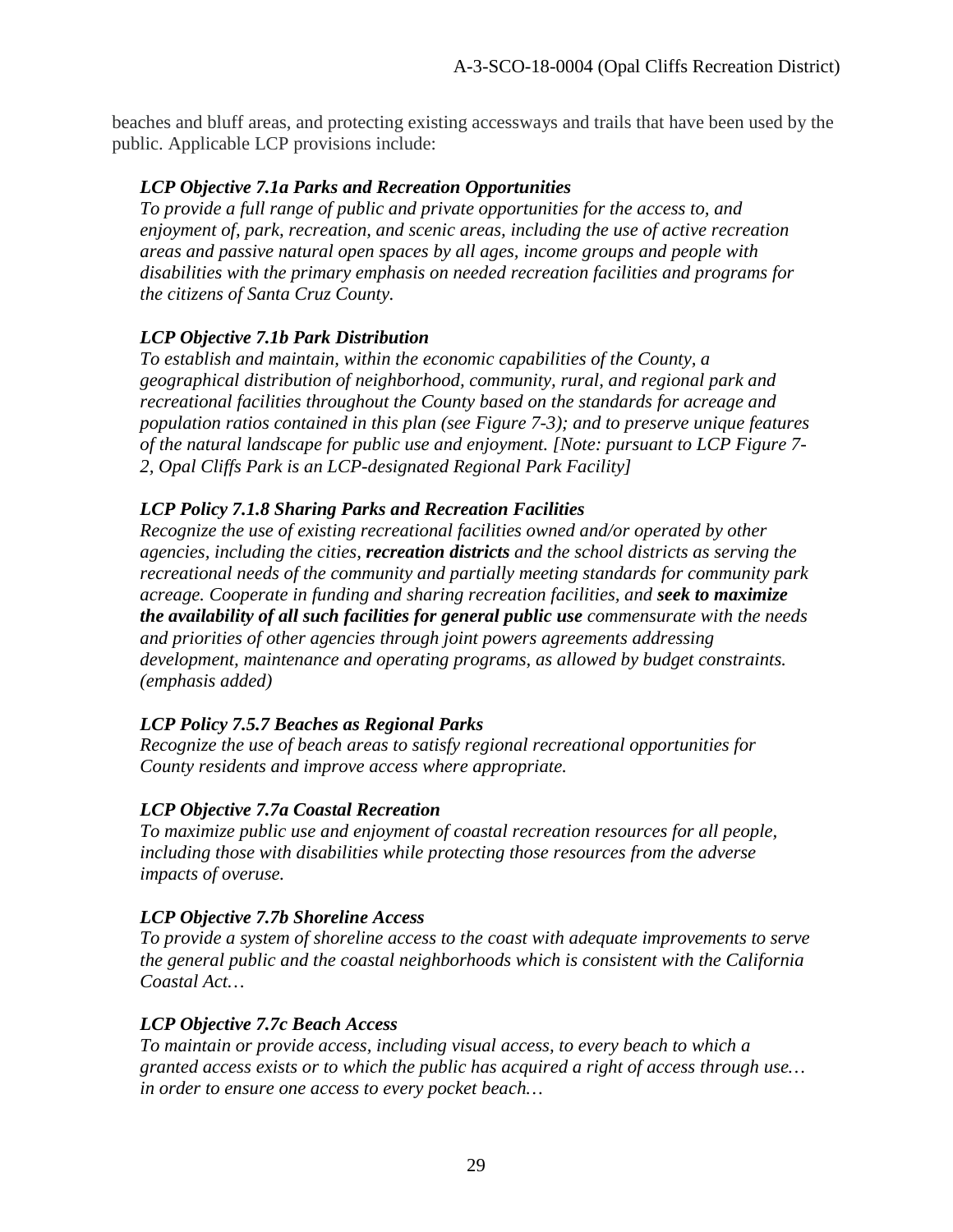beaches and bluff areas, and protecting existing accessways and trails that have been used by the public. Applicable LCP provisions include:

> ***LCP Objective 7.1a Parks and Recreation Opportunities***
> *To provide a full range of public and private opportunities for the access to, and enjoyment of, park, recreation, and scenic areas, including the use of active recreation areas and passive natural open spaces by all ages, income groups and people with disabilities with the primary emphasis on needed recreation facilities and programs for the citizens of Santa Cruz County.*
>
> ***LCP Objective 7.1b Park Distribution***
> *To establish and maintain, within the economic capabilities of the County, a geographical distribution of neighborhood, community, rural, and regional park and recreational facilities throughout the County based on the standards for acreage and population ratios contained in this plan (see Figure 7-3); and to preserve unique features of the natural landscape for public use and enjoyment. [Note: pursuant to LCP Figure 7-2, Opal Cliffs Park is an LCP-designated Regional Park Facility]*
>
> ***LCP Policy 7.1.8 Sharing Parks and Recreation Facilities***
> *Recognize the use of existing recreational facilities owned and/or operated by other agencies, including the cities, **recreation districts** and the school districts as serving the recreational needs of the community and partially meeting standards for community park acreage. Cooperate in funding and sharing recreation facilities, and **seek to maximize the availability of all such facilities for general public use** commensurate with the needs and priorities of other agencies through joint powers agreements addressing development, maintenance and operating programs, as allowed by budget constraints. (emphasis added)*
>
> ***LCP Policy 7.5.7 Beaches as Regional Parks***
> *Recognize the use of beach areas to satisfy regional recreational opportunities for County residents and improve access where appropriate.*
>
> ***LCP Objective 7.7a Coastal Recreation***
> *To maximize public use and enjoyment of coastal recreation resources for all people, including those with disabilities while protecting those resources from the adverse impacts of overuse.*
>
> ***LCP Objective 7.7b Shoreline Access***
> *To provide a system of shoreline access to the coast with adequate improvements to serve the general public and the coastal neighborhoods which is consistent with the California Coastal Act…*
>
> ***LCP Objective 7.7c Beach Access***
> *To maintain or provide access, including visual access, to every beach to which a granted access exists or to which the public has acquired a right of access through use… in order to ensure one access to every pocket beach…*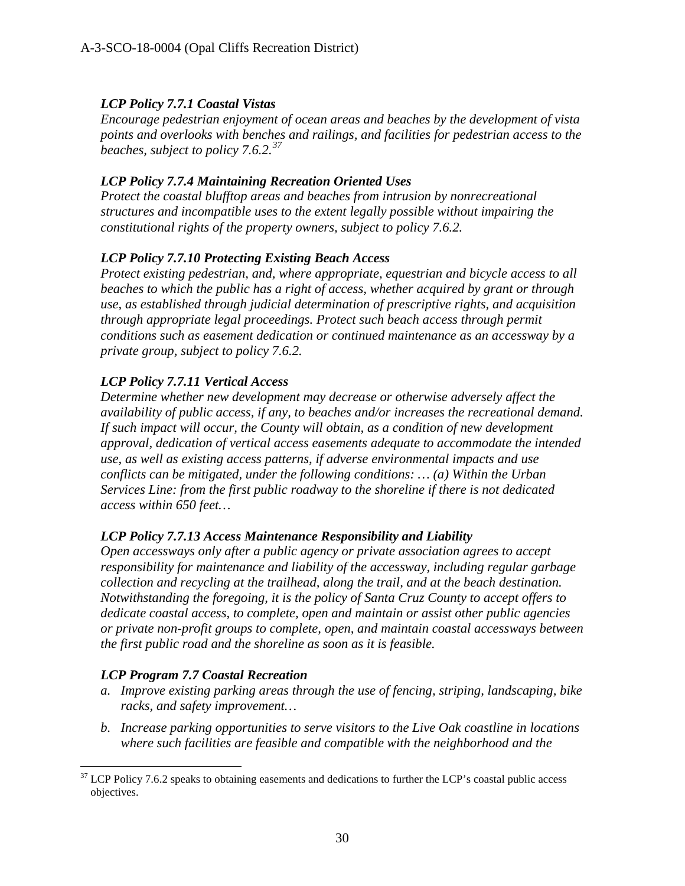***LCP Policy 7.7.1 Coastal Vistas***

*Encourage pedestrian enjoyment of ocean areas and beaches by the development of vista points and overlooks with benches and railings, and facilities for pedestrian access to the beaches, subject to policy 7.6.2.*[37]

***LCP Policy 7.7.4 Maintaining Recreation Oriented Uses***

*Protect the coastal blufftop areas and beaches from intrusion by nonrecreational structures and incompatible uses to the extent legally possible without impairing the constitutional rights of the property owners, subject to policy 7.6.2.*

***LCP Policy 7.7.10 Protecting Existing Beach Access***

*Protect existing pedestrian, and, where appropriate, equestrian and bicycle access to all beaches to which the public has a right of access, whether acquired by grant or through use, as established through judicial determination of prescriptive rights, and acquisition through appropriate legal proceedings. Protect such beach access through permit conditions such as easement dedication or continued maintenance as an accessway by a private group, subject to policy 7.6.2.*

***LCP Policy 7.7.11 Vertical Access***

*Determine whether new development may decrease or otherwise adversely affect the availability of public access, if any, to beaches and/or increases the recreational demand. If such impact will occur, the County will obtain, as a condition of new development approval, dedication of vertical access easements adequate to accommodate the intended use, as well as existing access patterns, if adverse environmental impacts and use conflicts can be mitigated, under the following conditions: … (a) Within the Urban Services Line: from the first public roadway to the shoreline if there is not dedicated access within 650 feet…*

***LCP Policy 7.7.13 Access Maintenance Responsibility and Liability***

*Open accessways only after a public agency or private association agrees to accept responsibility for maintenance and liability of the accessway, including regular garbage collection and recycling at the trailhead, along the trail, and at the beach destination. Notwithstanding the foregoing, it is the policy of Santa Cruz County to accept offers to dedicate coastal access, to complete, open and maintain or assist other public agencies or private non-profit groups to complete, open, and maintain coastal accessways between the first public road and the shoreline as soon as it is feasible.*

***LCP Program 7.7 Coastal Recreation***

*a. Improve existing parking areas through the use of fencing, striping, landscaping, bike racks, and safety improvement…*

*b. Increase parking opportunities to serve visitors to the Live Oak coastline in locations where such facilities are feasible and compatible with the neighborhood and the*

---

[37] LCP Policy 7.6.2 speaks to obtaining easements and dedications to further the LCP's coastal public access objectives.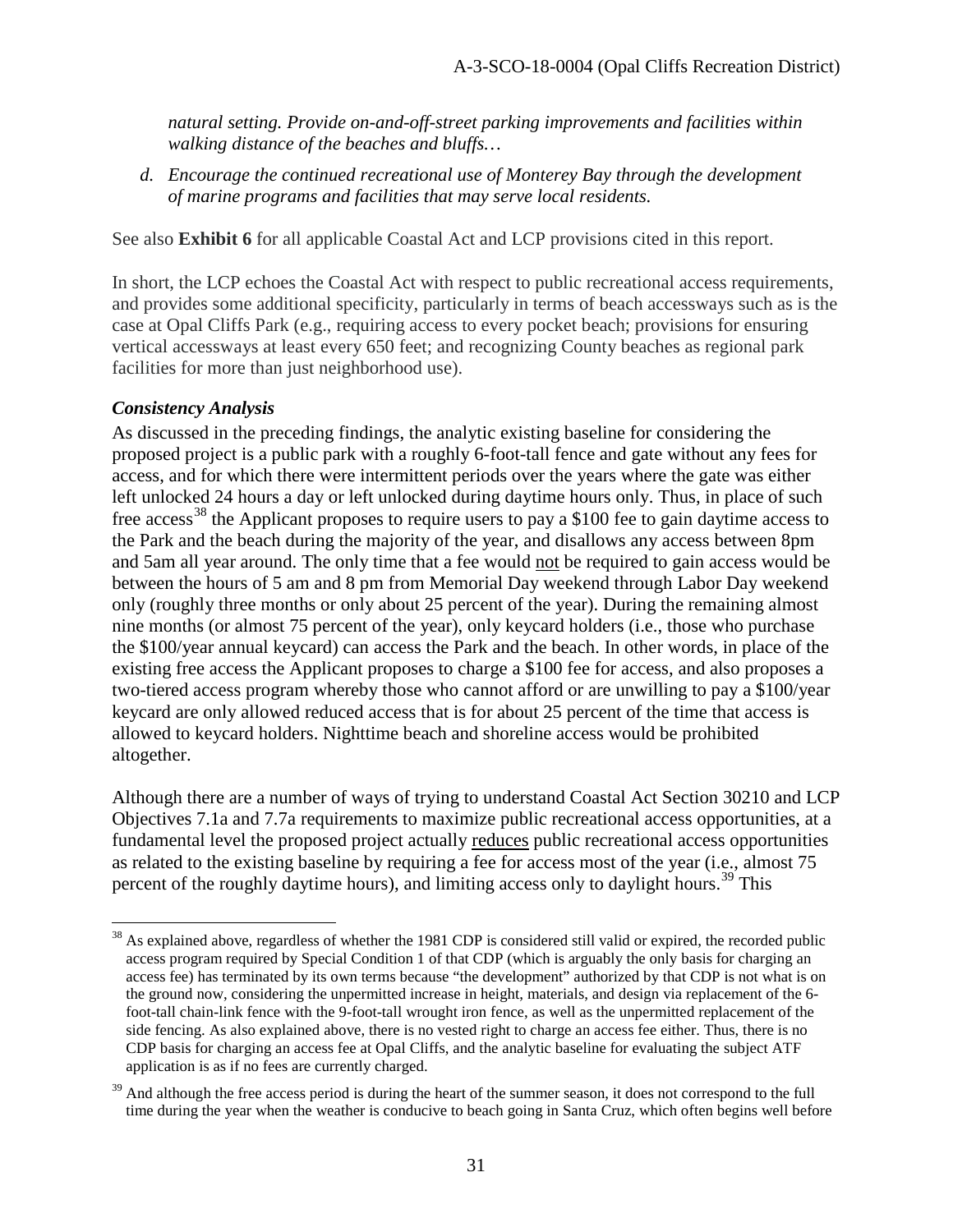*natural setting. Provide on-and-off-street parking improvements and facilities within walking distance of the beaches and bluffs…*

*d. Encourage the continued recreational use of Monterey Bay through the development of marine programs and facilities that may serve local residents.*

See also **Exhibit 6** for all applicable Coastal Act and LCP provisions cited in this report.

In short, the LCP echoes the Coastal Act with respect to public recreational access requirements, and provides some additional specificity, particularly in terms of beach accessways such as is the case at Opal Cliffs Park (e.g., requiring access to every pocket beach; provisions for ensuring vertical accessways at least every 650 feet; and recognizing County beaches as regional park facilities for more than just neighborhood use).

### *Consistency Analysis*

As discussed in the preceding findings, the analytic existing baseline for considering the proposed project is a public park with a roughly 6-foot-tall fence and gate without any fees for access, and for which there were intermittent periods over the years where the gate was either left unlocked 24 hours a day or left unlocked during daytime hours only. Thus, in place of such free access[38] the Applicant proposes to require users to pay a $100 fee to gain daytime access to the Park and the beach during the majority of the year, and disallows any access between 8pm and 5am all year around. The only time that a fee would not be required to gain access would be between the hours of 5 am and 8 pm from Memorial Day weekend through Labor Day weekend only (roughly three months or only about 25 percent of the year). During the remaining almost nine months (or almost 75 percent of the year), only keycard holders (i.e., those who purchase the $100/year annual keycard) can access the Park and the beach. In other words, in place of the existing free access the Applicant proposes to charge a $100 fee for access, and also proposes a two-tiered access program whereby those who cannot afford or are unwilling to pay a $100/year keycard are only allowed reduced access that is for about 25 percent of the time that access is allowed to keycard holders. Nighttime beach and shoreline access would be prohibited altogether.

Although there are a number of ways of trying to understand Coastal Act Section 30210 and LCP Objectives 7.1a and 7.7a requirements to maximize public recreational access opportunities, at a fundamental level the proposed project actually reduces public recreational access opportunities as related to the existing baseline by requiring a fee for access most of the year (i.e., almost 75 percent of the roughly daytime hours), and limiting access only to daylight hours.[39] This

---

[38] As explained above, regardless of whether the 1981 CDP is considered still valid or expired, the recorded public access program required by Special Condition 1 of that CDP (which is arguably the only basis for charging an access fee) has terminated by its own terms because "the development" authorized by that CDP is not what is on the ground now, considering the unpermitted increase in height, materials, and design via replacement of the 6-foot-tall chain-link fence with the 9-foot-tall wrought iron fence, as well as the unpermitted replacement of the side fencing. As also explained above, there is no vested right to charge an access fee either. Thus, there is no CDP basis for charging an access fee at Opal Cliffs, and the analytic baseline for evaluating the subject ATF application is as if no fees are currently charged.

[39] And although the free access period is during the heart of the summer season, it does not correspond to the full time during the year when the weather is conducive to beach going in Santa Cruz, which often begins well before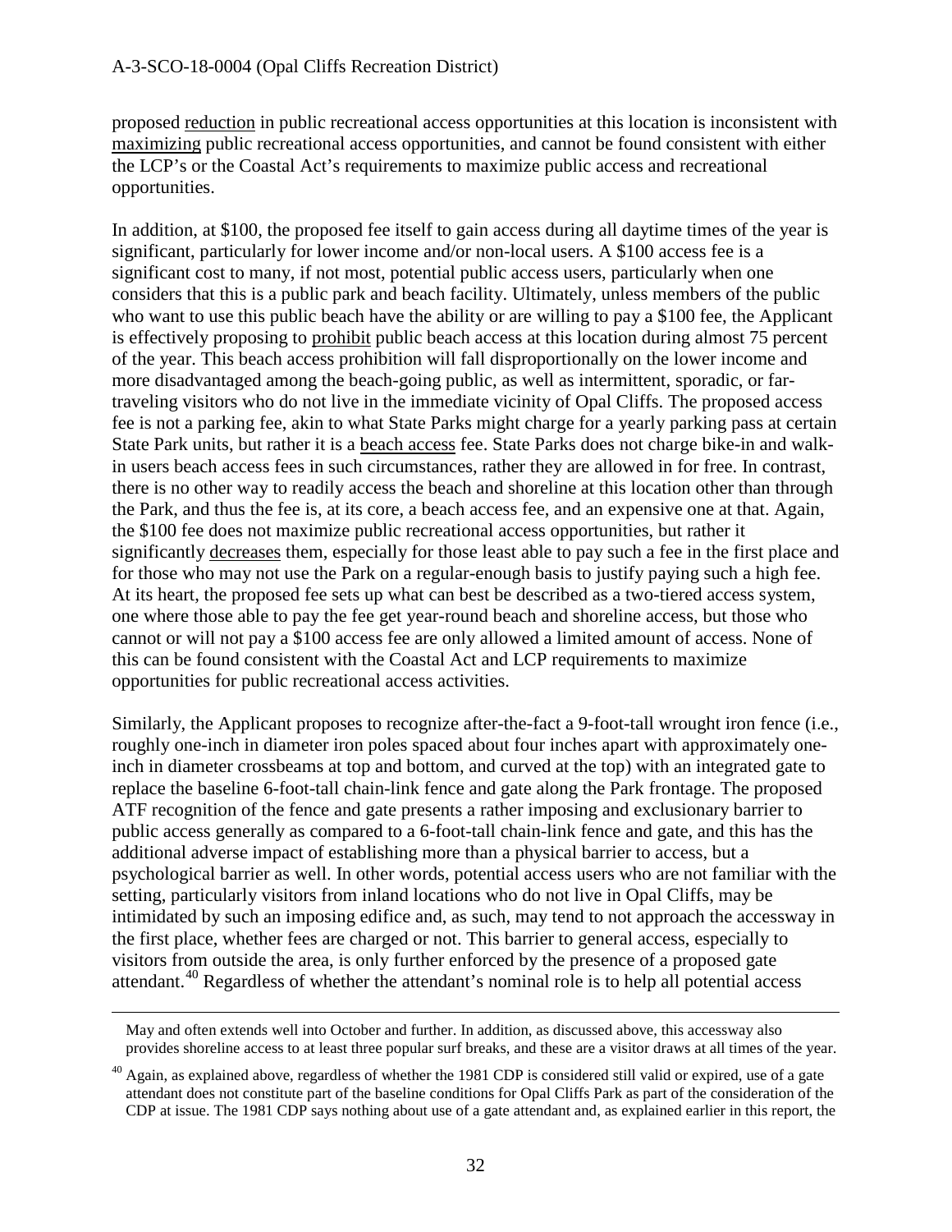proposed reduction in public recreational access opportunities at this location is inconsistent with maximizing public recreational access opportunities, and cannot be found consistent with either the LCP's or the Coastal Act's requirements to maximize public access and recreational opportunities.

In addition, at $100, the proposed fee itself to gain access during all daytime times of the year is significant, particularly for lower income and/or non-local users. A $100 access fee is a significant cost to many, if not most, potential public access users, particularly when one considers that this is a public park and beach facility. Ultimately, unless members of the public who want to use this public beach have the ability or are willing to pay a $100 fee, the Applicant is effectively proposing to prohibit public beach access at this location during almost 75 percent of the year. This beach access prohibition will fall disproportionally on the lower income and more disadvantaged among the beach-going public, as well as intermittent, sporadic, or far-traveling visitors who do not live in the immediate vicinity of Opal Cliffs. The proposed access fee is not a parking fee, akin to what State Parks might charge for a yearly parking pass at certain State Park units, but rather it is a beach access fee. State Parks does not charge bike-in and walk-in users beach access fees in such circumstances, rather they are allowed in for free. In contrast, there is no other way to readily access the beach and shoreline at this location other than through the Park, and thus the fee is, at its core, a beach access fee, and an expensive one at that. Again, the $100 fee does not maximize public recreational access opportunities, but rather it significantly decreases them, especially for those least able to pay such a fee in the first place and for those who may not use the Park on a regular-enough basis to justify paying such a high fee. At its heart, the proposed fee sets up what can best be described as a two-tiered access system, one where those able to pay the fee get year-round beach and shoreline access, but those who cannot or will not pay a $100 access fee are only allowed a limited amount of access. None of this can be found consistent with the Coastal Act and LCP requirements to maximize opportunities for public recreational access activities.

Similarly, the Applicant proposes to recognize after-the-fact a 9-foot-tall wrought iron fence (i.e., roughly one-inch in diameter iron poles spaced about four inches apart with approximately one-inch in diameter crossbeams at top and bottom, and curved at the top) with an integrated gate to replace the baseline 6-foot-tall chain-link fence and gate along the Park frontage. The proposed ATF recognition of the fence and gate presents a rather imposing and exclusionary barrier to public access generally as compared to a 6-foot-tall chain-link fence and gate, and this has the additional adverse impact of establishing more than a physical barrier to access, but a psychological barrier as well. In other words, potential access users who are not familiar with the setting, particularly visitors from inland locations who do not live in Opal Cliffs, may be intimidated by such an imposing edifice and, as such, may tend to not approach the accessway in the first place, whether fees are charged or not. This barrier to general access, especially to visitors from outside the area, is only further enforced by the presence of a proposed gate attendant.[40] Regardless of whether the attendant's nominal role is to help all potential access

May and often extends well into October and further. In addition, as discussed above, this accessway also provides shoreline access to at least three popular surf breaks, and these are a visitor draws at all times of the year.

[40] Again, as explained above, regardless of whether the 1981 CDP is considered still valid or expired, use of a gate attendant does not constitute part of the baseline conditions for Opal Cliffs Park as part of the consideration of the CDP at issue. The 1981 CDP says nothing about use of a gate attendant and, as explained earlier in this report, the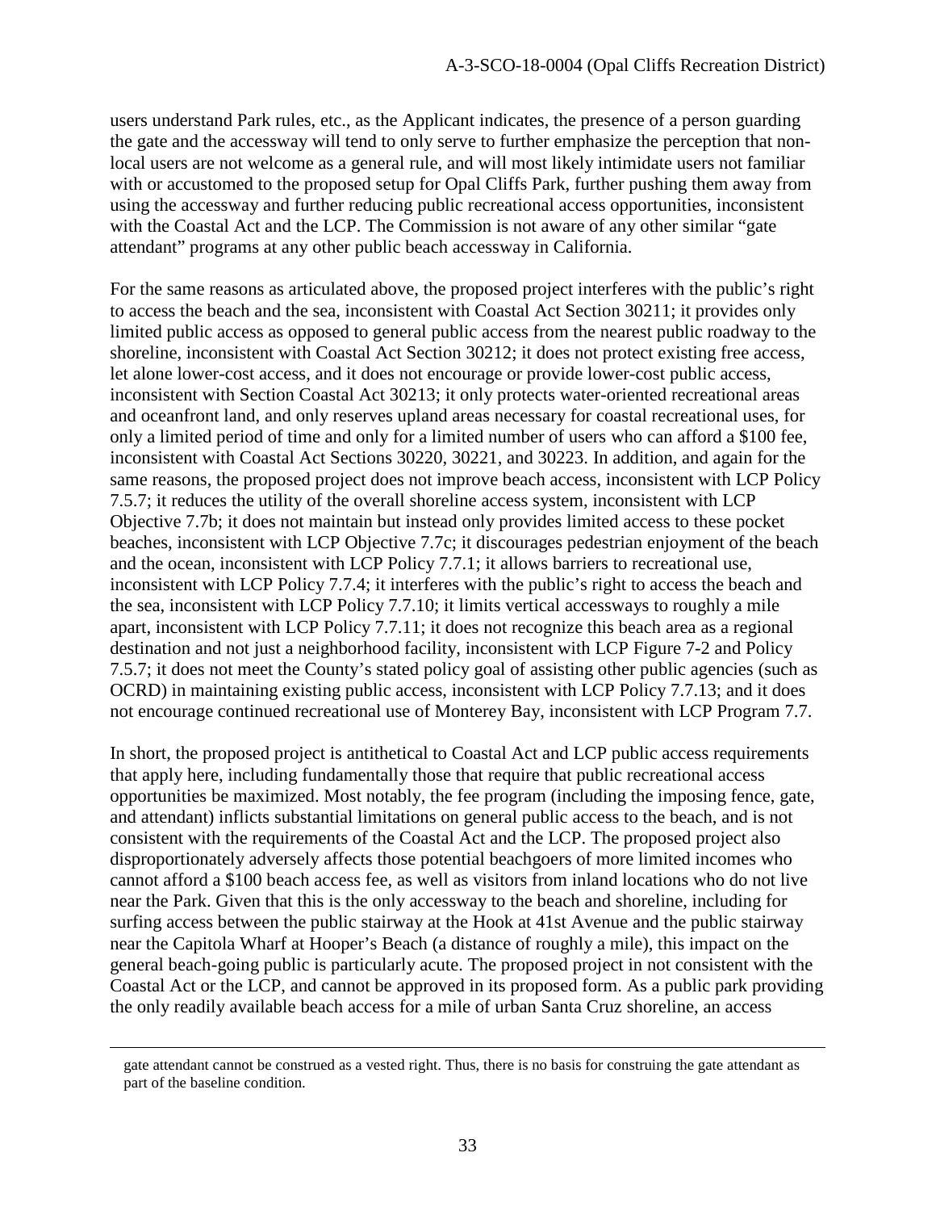users understand Park rules, etc., as the Applicant indicates, the presence of a person guarding the gate and the accessway will tend to only serve to further emphasize the perception that non-local users are not welcome as a general rule, and will most likely intimidate users not familiar with or accustomed to the proposed setup for Opal Cliffs Park, further pushing them away from using the accessway and further reducing public recreational access opportunities, inconsistent with the Coastal Act and the LCP. The Commission is not aware of any other similar "gate attendant" programs at any other public beach accessway in California.

For the same reasons as articulated above, the proposed project interferes with the public's right to access the beach and the sea, inconsistent with Coastal Act Section 30211; it provides only limited public access as opposed to general public access from the nearest public roadway to the shoreline, inconsistent with Coastal Act Section 30212; it does not protect existing free access, let alone lower-cost access, and it does not encourage or provide lower-cost public access, inconsistent with Section Coastal Act 30213; it only protects water-oriented recreational areas and oceanfront land, and only reserves upland areas necessary for coastal recreational uses, for only a limited period of time and only for a limited number of users who can afford a $100 fee, inconsistent with Coastal Act Sections 30220, 30221, and 30223. In addition, and again for the same reasons, the proposed project does not improve beach access, inconsistent with LCP Policy 7.5.7; it reduces the utility of the overall shoreline access system, inconsistent with LCP Objective 7.7b; it does not maintain but instead only provides limited access to these pocket beaches, inconsistent with LCP Objective 7.7c; it discourages pedestrian enjoyment of the beach and the ocean, inconsistent with LCP Policy 7.7.1; it allows barriers to recreational use, inconsistent with LCP Policy 7.7.4; it interferes with the public's right to access the beach and the sea, inconsistent with LCP Policy 7.7.10; it limits vertical accessways to roughly a mile apart, inconsistent with LCP Policy 7.7.11; it does not recognize this beach area as a regional destination and not just a neighborhood facility, inconsistent with LCP Figure 7-2 and Policy 7.5.7; it does not meet the County's stated policy goal of assisting other public agencies (such as OCRD) in maintaining existing public access, inconsistent with LCP Policy 7.7.13; and it does not encourage continued recreational use of Monterey Bay, inconsistent with LCP Program 7.7.

In short, the proposed project is antithetical to Coastal Act and LCP public access requirements that apply here, including fundamentally those that require that public recreational access opportunities be maximized. Most notably, the fee program (including the imposing fence, gate, and attendant) inflicts substantial limitations on general public access to the beach, and is not consistent with the requirements of the Coastal Act and the LCP. The proposed project also disproportionately adversely affects those potential beachgoers of more limited incomes who cannot afford a $100 beach access fee, as well as visitors from inland locations who do not live near the Park. Given that this is the only accessway to the beach and shoreline, including for surfing access between the public stairway at the Hook at 41st Avenue and the public stairway near the Capitola Wharf at Hooper's Beach (a distance of roughly a mile), this impact on the general beach-going public is particularly acute. The proposed project in not consistent with the Coastal Act or the LCP, and cannot be approved in its proposed form. As a public park providing the only readily available beach access for a mile of urban Santa Cruz shoreline, an access

---

gate attendant cannot be construed as a vested right. Thus, there is no basis for construing the gate attendant as part of the baseline condition.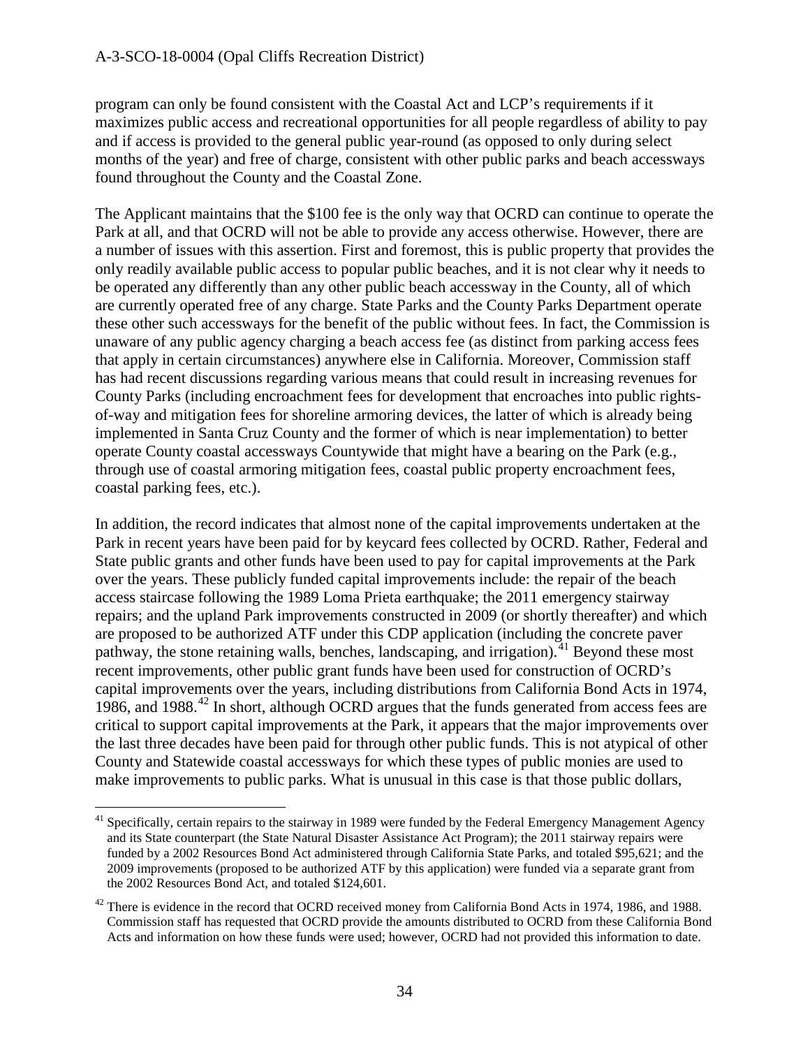program can only be found consistent with the Coastal Act and LCP's requirements if it maximizes public access and recreational opportunities for all people regardless of ability to pay and if access is provided to the general public year-round (as opposed to only during select months of the year) and free of charge, consistent with other public parks and beach accessways found throughout the County and the Coastal Zone.

The Applicant maintains that the $100 fee is the only way that OCRD can continue to operate the Park at all, and that OCRD will not be able to provide any access otherwise. However, there are a number of issues with this assertion. First and foremost, this is public property that provides the only readily available public access to popular public beaches, and it is not clear why it needs to be operated any differently than any other public beach accessway in the County, all of which are currently operated free of any charge. State Parks and the County Parks Department operate these other such accessways for the benefit of the public without fees. In fact, the Commission is unaware of any public agency charging a beach access fee (as distinct from parking access fees that apply in certain circumstances) anywhere else in California. Moreover, Commission staff has had recent discussions regarding various means that could result in increasing revenues for County Parks (including encroachment fees for development that encroaches into public rights-of-way and mitigation fees for shoreline armoring devices, the latter of which is already being implemented in Santa Cruz County and the former of which is near implementation) to better operate County coastal accessways Countywide that might have a bearing on the Park (e.g., through use of coastal armoring mitigation fees, coastal public property encroachment fees, coastal parking fees, etc.).

In addition, the record indicates that almost none of the capital improvements undertaken at the Park in recent years have been paid for by keycard fees collected by OCRD. Rather, Federal and State public grants and other funds have been used to pay for capital improvements at the Park over the years. These publicly funded capital improvements include: the repair of the beach access staircase following the 1989 Loma Prieta earthquake; the 2011 emergency stairway repairs; and the upland Park improvements constructed in 2009 (or shortly thereafter) and which are proposed to be authorized ATF under this CDP application (including the concrete paver pathway, the stone retaining walls, benches, landscaping, and irrigation).[41] Beyond these most recent improvements, other public grant funds have been used for construction of OCRD's capital improvements over the years, including distributions from California Bond Acts in 1974, 1986, and 1988.[42] In short, although OCRD argues that the funds generated from access fees are critical to support capital improvements at the Park, it appears that the major improvements over the last three decades have been paid for through other public funds. This is not atypical of other County and Statewide coastal accessways for which these types of public monies are used to make improvements to public parks. What is unusual in this case is that those public dollars,

[41] Specifically, certain repairs to the stairway in 1989 were funded by the Federal Emergency Management Agency and its State counterpart (the State Natural Disaster Assistance Act Program); the 2011 stairway repairs were funded by a 2002 Resources Bond Act administered through California State Parks, and totaled $95,621; and the 2009 improvements (proposed to be authorized ATF by this application) were funded via a separate grant from the 2002 Resources Bond Act, and totaled $124,601.

[42] There is evidence in the record that OCRD received money from California Bond Acts in 1974, 1986, and 1988. Commission staff has requested that OCRD provide the amounts distributed to OCRD from these California Bond Acts and information on how these funds were used; however, OCRD had not provided this information to date.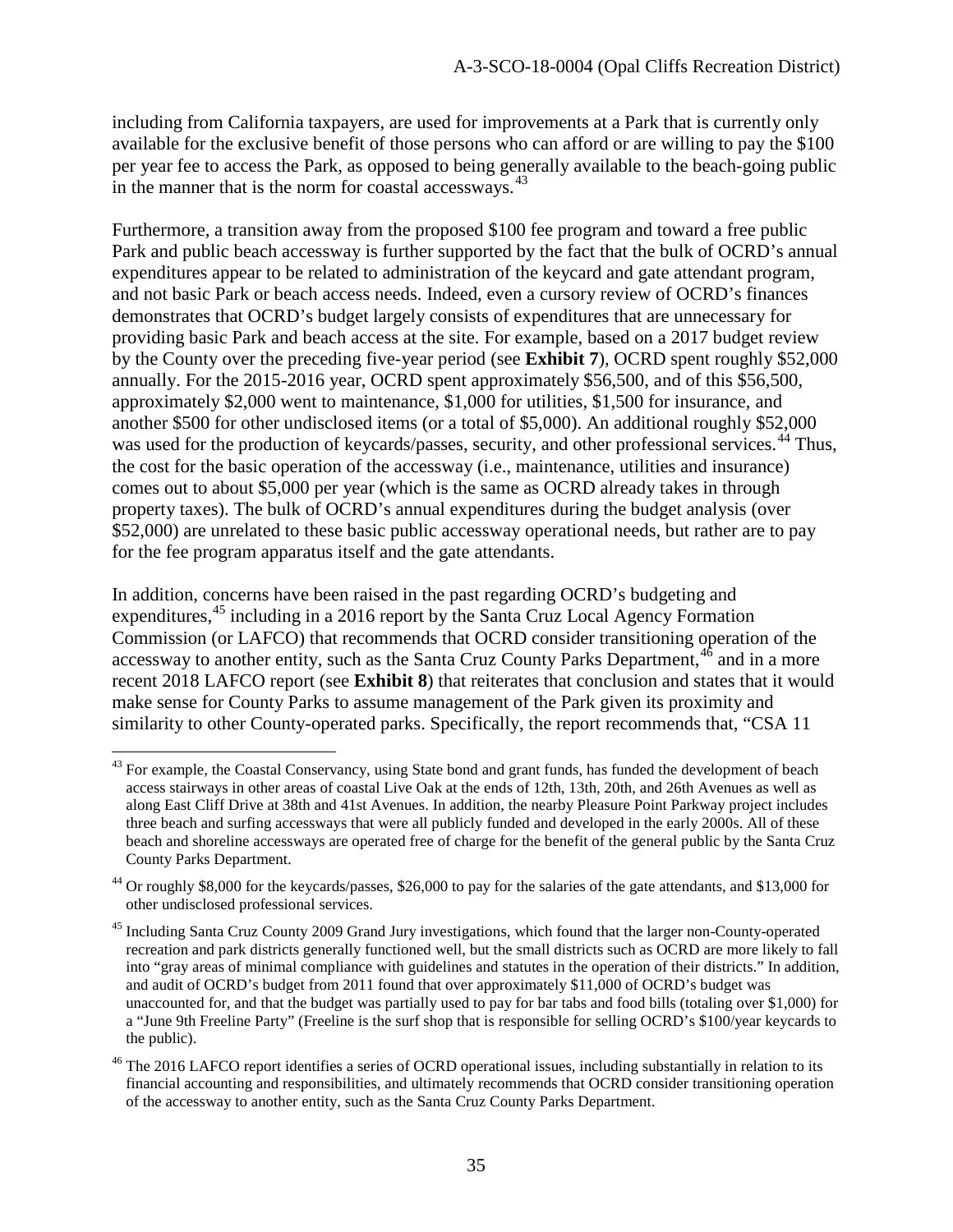including from California taxpayers, are used for improvements at a Park that is currently only available for the exclusive benefit of those persons who can afford or are willing to pay the $100 per year fee to access the Park, as opposed to being generally available to the beach-going public in the manner that is the norm for coastal accessways.[43]

Furthermore, a transition away from the proposed $100 fee program and toward a free public Park and public beach accessway is further supported by the fact that the bulk of OCRD's annual expenditures appear to be related to administration of the keycard and gate attendant program, and not basic Park or beach access needs. Indeed, even a cursory review of OCRD's finances demonstrates that OCRD's budget largely consists of expenditures that are unnecessary for providing basic Park and beach access at the site. For example, based on a 2017 budget review by the County over the preceding five-year period (see **Exhibit 7**), OCRD spent roughly $52,000 annually. For the 2015-2016 year, OCRD spent approximately $56,500, and of this $56,500, approximately $2,000 went to maintenance, $1,000 for utilities, $1,500 for insurance, and another $500 for other undisclosed items (or a total of $5,000). An additional roughly $52,000 was used for the production of keycards/passes, security, and other professional services.[44] Thus, the cost for the basic operation of the accessway (i.e., maintenance, utilities and insurance) comes out to about $5,000 per year (which is the same as OCRD already takes in through property taxes). The bulk of OCRD's annual expenditures during the budget analysis (over $52,000) are unrelated to these basic public accessway operational needs, but rather are to pay for the fee program apparatus itself and the gate attendants.

In addition, concerns have been raised in the past regarding OCRD's budgeting and expenditures,[45] including in a 2016 report by the Santa Cruz Local Agency Formation Commission (or LAFCO) that recommends that OCRD consider transitioning operation of the accessway to another entity, such as the Santa Cruz County Parks Department,[46] and in a more recent 2018 LAFCO report (see **Exhibit 8**) that reiterates that conclusion and states that it would make sense for County Parks to assume management of the Park given its proximity and similarity to other County-operated parks. Specifically, the report recommends that, "CSA 11

---

[43] For example, the Coastal Conservancy, using State bond and grant funds, has funded the development of beach access stairways in other areas of coastal Live Oak at the ends of 12th, 13th, 20th, and 26th Avenues as well as along East Cliff Drive at 38th and 41st Avenues. In addition, the nearby Pleasure Point Parkway project includes three beach and surfing accessways that were all publicly funded and developed in the early 2000s. All of these beach and shoreline accessways are operated free of charge for the benefit of the general public by the Santa Cruz County Parks Department.

[44] Or roughly $8,000 for the keycards/passes, $26,000 to pay for the salaries of the gate attendants, and $13,000 for other undisclosed professional services.

[45] Including Santa Cruz County 2009 Grand Jury investigations, which found that the larger non-County-operated recreation and park districts generally functioned well, but the small districts such as OCRD are more likely to fall into "gray areas of minimal compliance with guidelines and statutes in the operation of their districts." In addition, and audit of OCRD's budget from 2011 found that over approximately $11,000 of OCRD's budget was unaccounted for, and that the budget was partially used to pay for bar tabs and food bills (totaling over $1,000) for a "June 9th Freeline Party" (Freeline is the surf shop that is responsible for selling OCRD's $100/year keycards to the public).

[46] The 2016 LAFCO report identifies a series of OCRD operational issues, including substantially in relation to its financial accounting and responsibilities, and ultimately recommends that OCRD consider transitioning operation of the accessway to another entity, such as the Santa Cruz County Parks Department.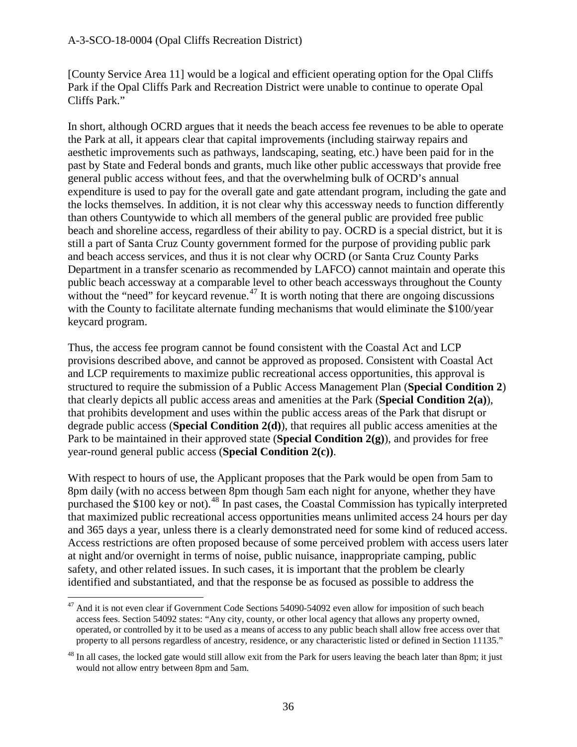[County Service Area 11] would be a logical and efficient operating option for the Opal Cliffs Park if the Opal Cliffs Park and Recreation District were unable to continue to operate Opal Cliffs Park."

In short, although OCRD argues that it needs the beach access fee revenues to be able to operate the Park at all, it appears clear that capital improvements (including stairway repairs and aesthetic improvements such as pathways, landscaping, seating, etc.) have been paid for in the past by State and Federal bonds and grants, much like other public accessways that provide free general public access without fees, and that the overwhelming bulk of OCRD's annual expenditure is used to pay for the overall gate and gate attendant program, including the gate and the locks themselves. In addition, it is not clear why this accessway needs to function differently than others Countywide to which all members of the general public are provided free public beach and shoreline access, regardless of their ability to pay. OCRD is a special district, but it is still a part of Santa Cruz County government formed for the purpose of providing public park and beach access services, and thus it is not clear why OCRD (or Santa Cruz County Parks Department in a transfer scenario as recommended by LAFCO) cannot maintain and operate this public beach accessway at a comparable level to other beach accessways throughout the County without the "need" for keycard revenue.[47] It is worth noting that there are ongoing discussions with the County to facilitate alternate funding mechanisms that would eliminate the $100/year keycard program.

Thus, the access fee program cannot be found consistent with the Coastal Act and LCP provisions described above, and cannot be approved as proposed. Consistent with Coastal Act and LCP requirements to maximize public recreational access opportunities, this approval is structured to require the submission of a Public Access Management Plan (**Special Condition 2**) that clearly depicts all public access areas and amenities at the Park (**Special Condition 2(a)**), that prohibits development and uses within the public access areas of the Park that disrupt or degrade public access (**Special Condition 2(d)**), that requires all public access amenities at the Park to be maintained in their approved state (**Special Condition 2(g)**), and provides for free year-round general public access (**Special Condition 2(c))**.

With respect to hours of use, the Applicant proposes that the Park would be open from 5am to 8pm daily (with no access between 8pm though 5am each night for anyone, whether they have purchased the $100 key or not).[48] In past cases, the Coastal Commission has typically interpreted that maximized public recreational access opportunities means unlimited access 24 hours per day and 365 days a year, unless there is a clearly demonstrated need for some kind of reduced access. Access restrictions are often proposed because of some perceived problem with access users later at night and/or overnight in terms of noise, public nuisance, inappropriate camping, public safety, and other related issues. In such cases, it is important that the problem be clearly identified and substantiated, and that the response be as focused as possible to address the

---

[47] And it is not even clear if Government Code Sections 54090-54092 even allow for imposition of such beach access fees. Section 54092 states: "Any city, county, or other local agency that allows any property owned, operated, or controlled by it to be used as a means of access to any public beach shall allow free access over that property to all persons regardless of ancestry, residence, or any characteristic listed or defined in Section 11135."

[48] In all cases, the locked gate would still allow exit from the Park for users leaving the beach later than 8pm; it just would not allow entry between 8pm and 5am.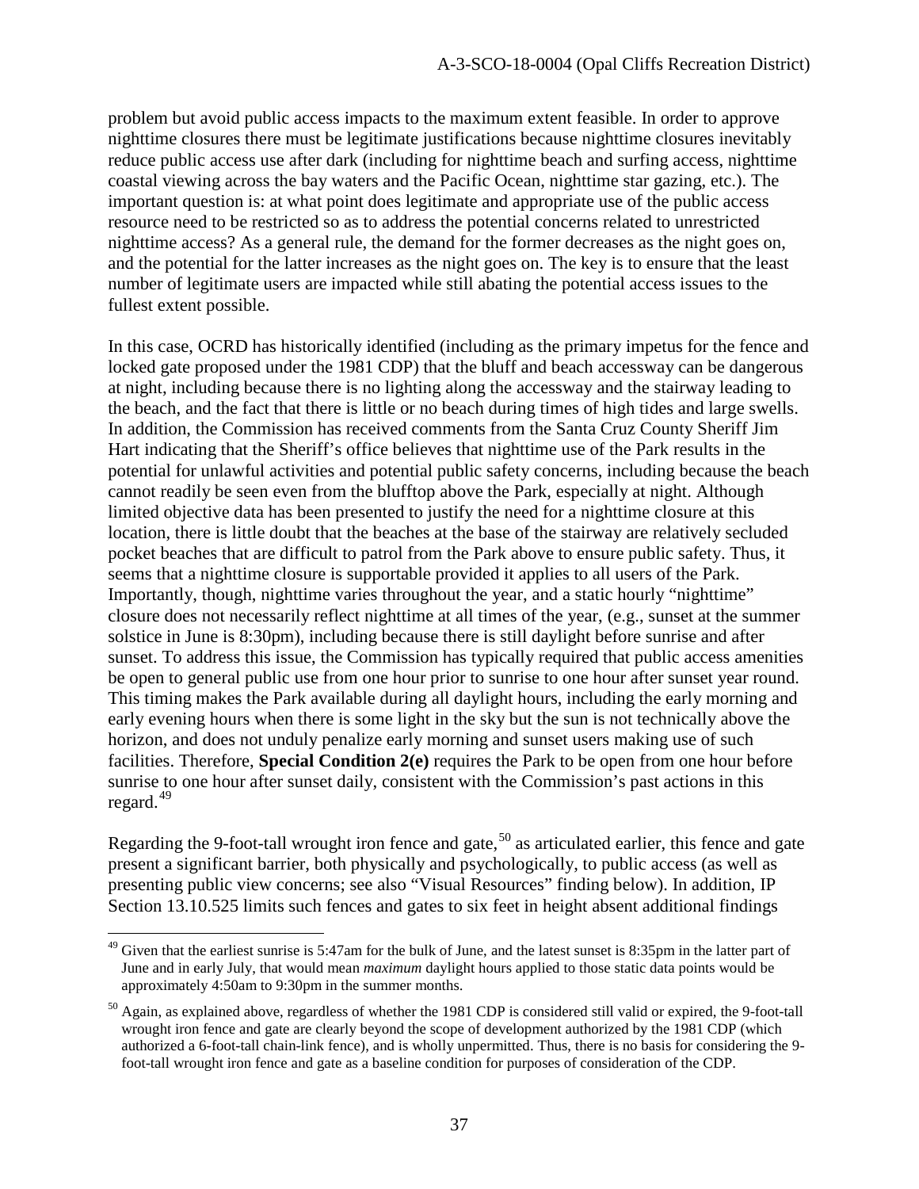problem but avoid public access impacts to the maximum extent feasible. In order to approve nighttime closures there must be legitimate justifications because nighttime closures inevitably reduce public access use after dark (including for nighttime beach and surfing access, nighttime coastal viewing across the bay waters and the Pacific Ocean, nighttime star gazing, etc.). The important question is: at what point does legitimate and appropriate use of the public access resource need to be restricted so as to address the potential concerns related to unrestricted nighttime access? As a general rule, the demand for the former decreases as the night goes on, and the potential for the latter increases as the night goes on. The key is to ensure that the least number of legitimate users are impacted while still abating the potential access issues to the fullest extent possible.

In this case, OCRD has historically identified (including as the primary impetus for the fence and locked gate proposed under the 1981 CDP) that the bluff and beach accessway can be dangerous at night, including because there is no lighting along the accessway and the stairway leading to the beach, and the fact that there is little or no beach during times of high tides and large swells. In addition, the Commission has received comments from the Santa Cruz County Sheriff Jim Hart indicating that the Sheriff's office believes that nighttime use of the Park results in the potential for unlawful activities and potential public safety concerns, including because the beach cannot readily be seen even from the blufftop above the Park, especially at night. Although limited objective data has been presented to justify the need for a nighttime closure at this location, there is little doubt that the beaches at the base of the stairway are relatively secluded pocket beaches that are difficult to patrol from the Park above to ensure public safety. Thus, it seems that a nighttime closure is supportable provided it applies to all users of the Park. Importantly, though, nighttime varies throughout the year, and a static hourly "nighttime" closure does not necessarily reflect nighttime at all times of the year, (e.g., sunset at the summer solstice in June is 8:30pm), including because there is still daylight before sunrise and after sunset. To address this issue, the Commission has typically required that public access amenities be open to general public use from one hour prior to sunrise to one hour after sunset year round. This timing makes the Park available during all daylight hours, including the early morning and early evening hours when there is some light in the sky but the sun is not technically above the horizon, and does not unduly penalize early morning and sunset users making use of such facilities. Therefore, **Special Condition 2(e)** requires the Park to be open from one hour before sunrise to one hour after sunset daily, consistent with the Commission's past actions in this regard.[49]

Regarding the 9-foot-tall wrought iron fence and gate,[50] as articulated earlier, this fence and gate present a significant barrier, both physically and psychologically, to public access (as well as presenting public view concerns; see also "Visual Resources" finding below). In addition, IP Section 13.10.525 limits such fences and gates to six feet in height absent additional findings

---

[49] Given that the earliest sunrise is 5:47am for the bulk of June, and the latest sunset is 8:35pm in the latter part of June and in early July, that would mean *maximum* daylight hours applied to those static data points would be approximately 4:50am to 9:30pm in the summer months.

[50] Again, as explained above, regardless of whether the 1981 CDP is considered still valid or expired, the 9-foot-tall wrought iron fence and gate are clearly beyond the scope of development authorized by the 1981 CDP (which authorized a 6-foot-tall chain-link fence), and is wholly unpermitted. Thus, there is no basis for considering the 9-foot-tall wrought iron fence and gate as a baseline condition for purposes of consideration of the CDP.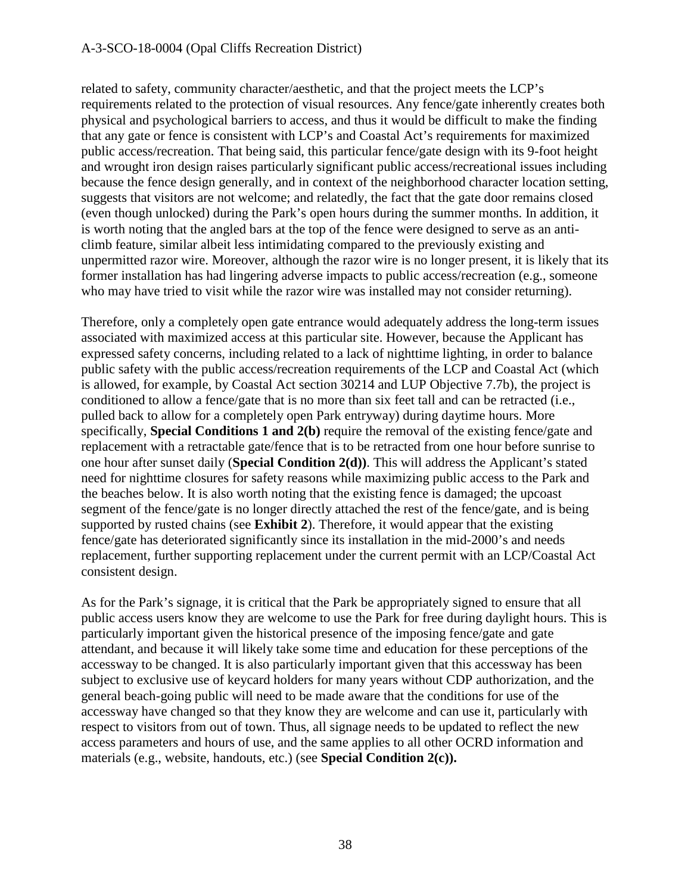related to safety, community character/aesthetic, and that the project meets the LCP's requirements related to the protection of visual resources. Any fence/gate inherently creates both physical and psychological barriers to access, and thus it would be difficult to make the finding that any gate or fence is consistent with LCP's and Coastal Act's requirements for maximized public access/recreation. That being said, this particular fence/gate design with its 9-foot height and wrought iron design raises particularly significant public access/recreational issues including because the fence design generally, and in context of the neighborhood character location setting, suggests that visitors are not welcome; and relatedly, the fact that the gate door remains closed (even though unlocked) during the Park's open hours during the summer months. In addition, it is worth noting that the angled bars at the top of the fence were designed to serve as an anti-climb feature, similar albeit less intimidating compared to the previously existing and unpermitted razor wire. Moreover, although the razor wire is no longer present, it is likely that its former installation has had lingering adverse impacts to public access/recreation (e.g., someone who may have tried to visit while the razor wire was installed may not consider returning).

Therefore, only a completely open gate entrance would adequately address the long-term issues associated with maximized access at this particular site. However, because the Applicant has expressed safety concerns, including related to a lack of nighttime lighting, in order to balance public safety with the public access/recreation requirements of the LCP and Coastal Act (which is allowed, for example, by Coastal Act section 30214 and LUP Objective 7.7b), the project is conditioned to allow a fence/gate that is no more than six feet tall and can be retracted (i.e., pulled back to allow for a completely open Park entryway) during daytime hours. More specifically, **Special Conditions 1 and 2(b)** require the removal of the existing fence/gate and replacement with a retractable gate/fence that is to be retracted from one hour before sunrise to one hour after sunset daily (**Special Condition 2(d))**. This will address the Applicant's stated need for nighttime closures for safety reasons while maximizing public access to the Park and the beaches below. It is also worth noting that the existing fence is damaged; the upcoast segment of the fence/gate is no longer directly attached the rest of the fence/gate, and is being supported by rusted chains (see **Exhibit 2**). Therefore, it would appear that the existing fence/gate has deteriorated significantly since its installation in the mid-2000's and needs replacement, further supporting replacement under the current permit with an LCP/Coastal Act consistent design.

As for the Park's signage, it is critical that the Park be appropriately signed to ensure that all public access users know they are welcome to use the Park for free during daylight hours. This is particularly important given the historical presence of the imposing fence/gate and gate attendant, and because it will likely take some time and education for these perceptions of the accessway to be changed. It is also particularly important given that this accessway has been subject to exclusive use of keycard holders for many years without CDP authorization, and the general beach-going public will need to be made aware that the conditions for use of the accessway have changed so that they know they are welcome and can use it, particularly with respect to visitors from out of town. Thus, all signage needs to be updated to reflect the new access parameters and hours of use, and the same applies to all other OCRD information and materials (e.g., website, handouts, etc.) (see **Special Condition 2(c)).**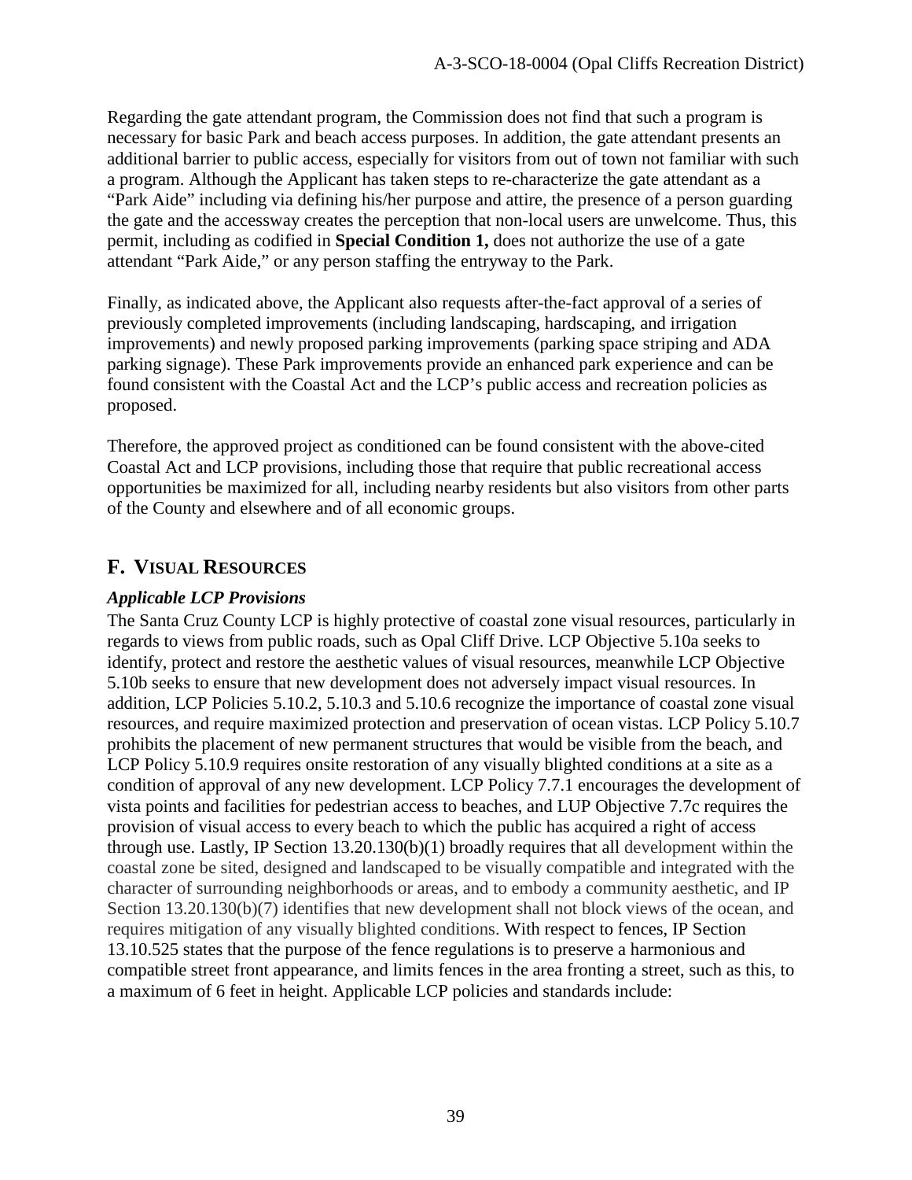Regarding the gate attendant program, the Commission does not find that such a program is necessary for basic Park and beach access purposes. In addition, the gate attendant presents an additional barrier to public access, especially for visitors from out of town not familiar with such a program. Although the Applicant has taken steps to re-characterize the gate attendant as a "Park Aide" including via defining his/her purpose and attire, the presence of a person guarding the gate and the accessway creates the perception that non-local users are unwelcome. Thus, this permit, including as codified in **Special Condition 1,** does not authorize the use of a gate attendant "Park Aide," or any person staffing the entryway to the Park.

Finally, as indicated above, the Applicant also requests after-the-fact approval of a series of previously completed improvements (including landscaping, hardscaping, and irrigation improvements) and newly proposed parking improvements (parking space striping and ADA parking signage). These Park improvements provide an enhanced park experience and can be found consistent with the Coastal Act and the LCP's public access and recreation policies as proposed.

Therefore, the approved project as conditioned can be found consistent with the above-cited Coastal Act and LCP provisions, including those that require that public recreational access opportunities be maximized for all, including nearby residents but also visitors from other parts of the County and elsewhere and of all economic groups.

## F. Visual Resources

### *Applicable LCP Provisions*

The Santa Cruz County LCP is highly protective of coastal zone visual resources, particularly in regards to views from public roads, such as Opal Cliff Drive. LCP Objective 5.10a seeks to identify, protect and restore the aesthetic values of visual resources, meanwhile LCP Objective 5.10b seeks to ensure that new development does not adversely impact visual resources. In addition, LCP Policies 5.10.2, 5.10.3 and 5.10.6 recognize the importance of coastal zone visual resources, and require maximized protection and preservation of ocean vistas. LCP Policy 5.10.7 prohibits the placement of new permanent structures that would be visible from the beach, and LCP Policy 5.10.9 requires onsite restoration of any visually blighted conditions at a site as a condition of approval of any new development. LCP Policy 7.7.1 encourages the development of vista points and facilities for pedestrian access to beaches, and LUP Objective 7.7c requires the provision of visual access to every beach to which the public has acquired a right of access through use. Lastly, IP Section 13.20.130(b)(1) broadly requires that all development within the coastal zone be sited, designed and landscaped to be visually compatible and integrated with the character of surrounding neighborhoods or areas, and to embody a community aesthetic, and IP Section 13.20.130(b)(7) identifies that new development shall not block views of the ocean, and requires mitigation of any visually blighted conditions. With respect to fences, IP Section 13.10.525 states that the purpose of the fence regulations is to preserve a harmonious and compatible street front appearance, and limits fences in the area fronting a street, such as this, to a maximum of 6 feet in height. Applicable LCP policies and standards include: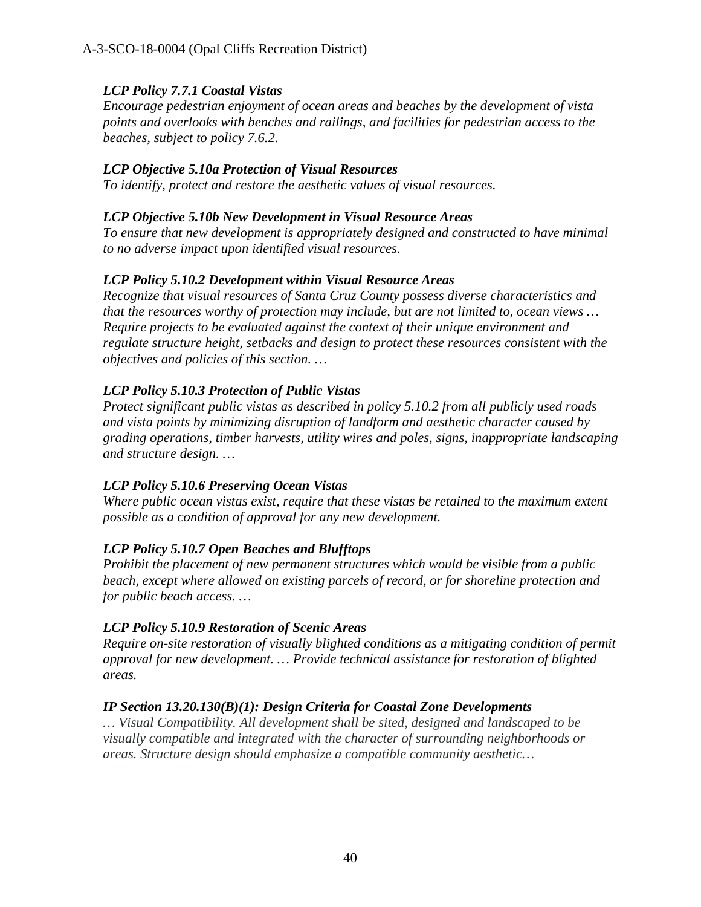***LCP Policy 7.7.1 Coastal Vistas***
*Encourage pedestrian enjoyment of ocean areas and beaches by the development of vista points and overlooks with benches and railings, and facilities for pedestrian access to the beaches, subject to policy 7.6.2.*

***LCP Objective 5.10a Protection of Visual Resources***
*To identify, protect and restore the aesthetic values of visual resources.*

***LCP Objective 5.10b New Development in Visual Resource Areas***
*To ensure that new development is appropriately designed and constructed to have minimal to no adverse impact upon identified visual resources.*

***LCP Policy 5.10.2 Development within Visual Resource Areas***
*Recognize that visual resources of Santa Cruz County possess diverse characteristics and that the resources worthy of protection may include, but are not limited to, ocean views … Require projects to be evaluated against the context of their unique environment and regulate structure height, setbacks and design to protect these resources consistent with the objectives and policies of this section. …*

***LCP Policy 5.10.3 Protection of Public Vistas***
*Protect significant public vistas as described in policy 5.10.2 from all publicly used roads and vista points by minimizing disruption of landform and aesthetic character caused by grading operations, timber harvests, utility wires and poles, signs, inappropriate landscaping and structure design. …*

***LCP Policy 5.10.6 Preserving Ocean Vistas***
*Where public ocean vistas exist, require that these vistas be retained to the maximum extent possible as a condition of approval for any new development.*

***LCP Policy 5.10.7 Open Beaches and Blufftops***
*Prohibit the placement of new permanent structures which would be visible from a public beach, except where allowed on existing parcels of record, or for shoreline protection and for public beach access. …*

***LCP Policy 5.10.9 Restoration of Scenic Areas***
*Require on-site restoration of visually blighted conditions as a mitigating condition of permit approval for new development. … Provide technical assistance for restoration of blighted areas.*

***IP Section 13.20.130(B)(1): Design Criteria for Coastal Zone Developments***
*… Visual Compatibility. All development shall be sited, designed and landscaped to be visually compatible and integrated with the character of surrounding neighborhoods or areas. Structure design should emphasize a compatible community aesthetic…*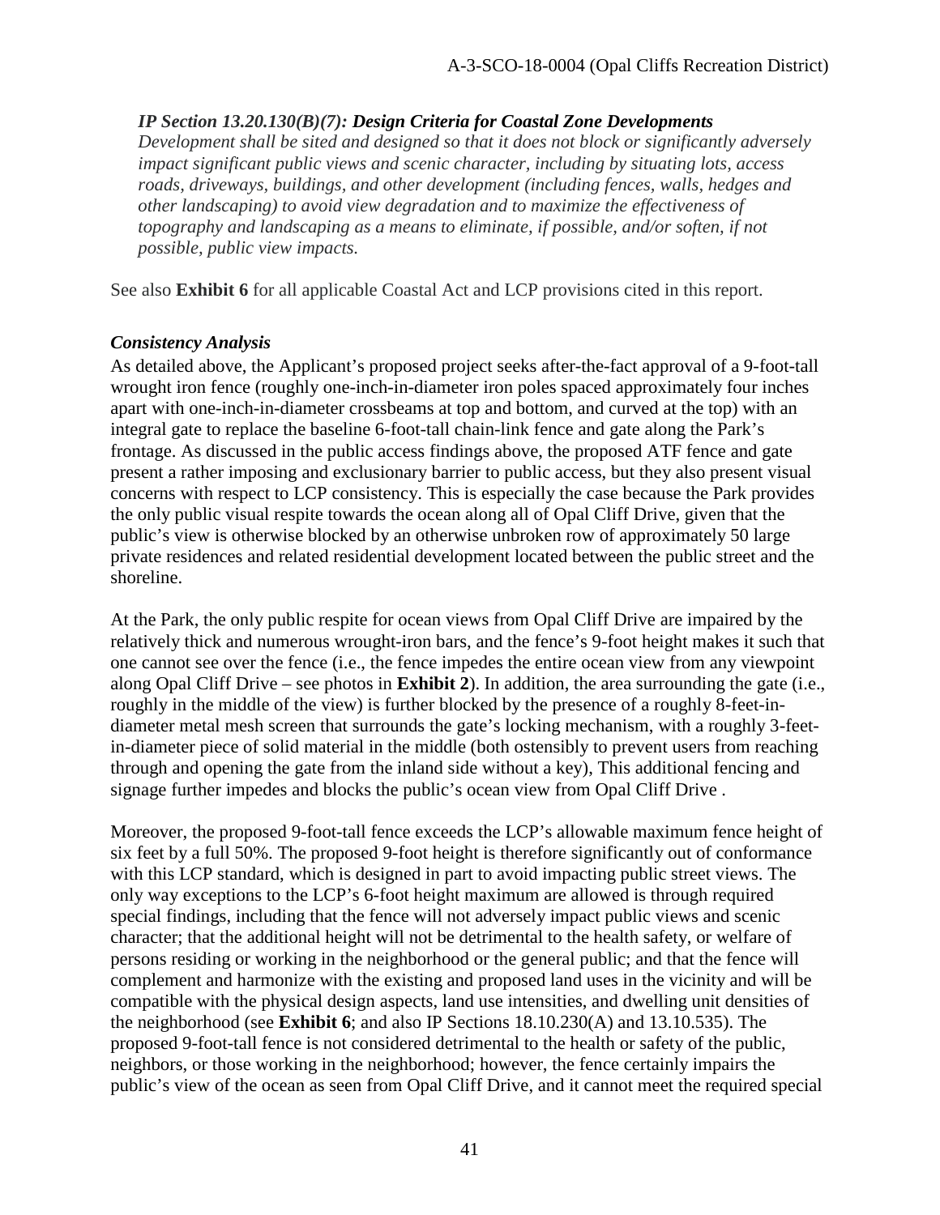*IP Section 13.20.130(B)(7): **Design Criteria for Coastal Zone Developments***
*Development shall be sited and designed so that it does not block or significantly adversely impact significant public views and scenic character, including by situating lots, access roads, driveways, buildings, and other development (including fences, walls, hedges and other landscaping) to avoid view degradation and to maximize the effectiveness of topography and landscaping as a means to eliminate, if possible, and/or soften, if not possible, public view impacts.*

See also **Exhibit 6** for all applicable Coastal Act and LCP provisions cited in this report.

### *Consistency Analysis*

As detailed above, the Applicant's proposed project seeks after-the-fact approval of a 9-foot-tall wrought iron fence (roughly one-inch-in-diameter iron poles spaced approximately four inches apart with one-inch-in-diameter crossbeams at top and bottom, and curved at the top) with an integral gate to replace the baseline 6-foot-tall chain-link fence and gate along the Park's frontage. As discussed in the public access findings above, the proposed ATF fence and gate present a rather imposing and exclusionary barrier to public access, but they also present visual concerns with respect to LCP consistency. This is especially the case because the Park provides the only public visual respite towards the ocean along all of Opal Cliff Drive, given that the public's view is otherwise blocked by an otherwise unbroken row of approximately 50 large private residences and related residential development located between the public street and the shoreline.

At the Park, the only public respite for ocean views from Opal Cliff Drive are impaired by the relatively thick and numerous wrought-iron bars, and the fence's 9-foot height makes it such that one cannot see over the fence (i.e., the fence impedes the entire ocean view from any viewpoint along Opal Cliff Drive – see photos in **Exhibit 2**). In addition, the area surrounding the gate (i.e., roughly in the middle of the view) is further blocked by the presence of a roughly 8-feet-in-diameter metal mesh screen that surrounds the gate's locking mechanism, with a roughly 3-feet-in-diameter piece of solid material in the middle (both ostensibly to prevent users from reaching through and opening the gate from the inland side without a key), This additional fencing and signage further impedes and blocks the public's ocean view from Opal Cliff Drive .

Moreover, the proposed 9-foot-tall fence exceeds the LCP's allowable maximum fence height of six feet by a full 50%. The proposed 9-foot height is therefore significantly out of conformance with this LCP standard, which is designed in part to avoid impacting public street views. The only way exceptions to the LCP's 6-foot height maximum are allowed is through required special findings, including that the fence will not adversely impact public views and scenic character; that the additional height will not be detrimental to the health safety, or welfare of persons residing or working in the neighborhood or the general public; and that the fence will complement and harmonize with the existing and proposed land uses in the vicinity and will be compatible with the physical design aspects, land use intensities, and dwelling unit densities of the neighborhood (see **Exhibit 6**; and also IP Sections 18.10.230(A) and 13.10.535). The proposed 9-foot-tall fence is not considered detrimental to the health or safety of the public, neighbors, or those working in the neighborhood; however, the fence certainly impairs the public's view of the ocean as seen from Opal Cliff Drive, and it cannot meet the required special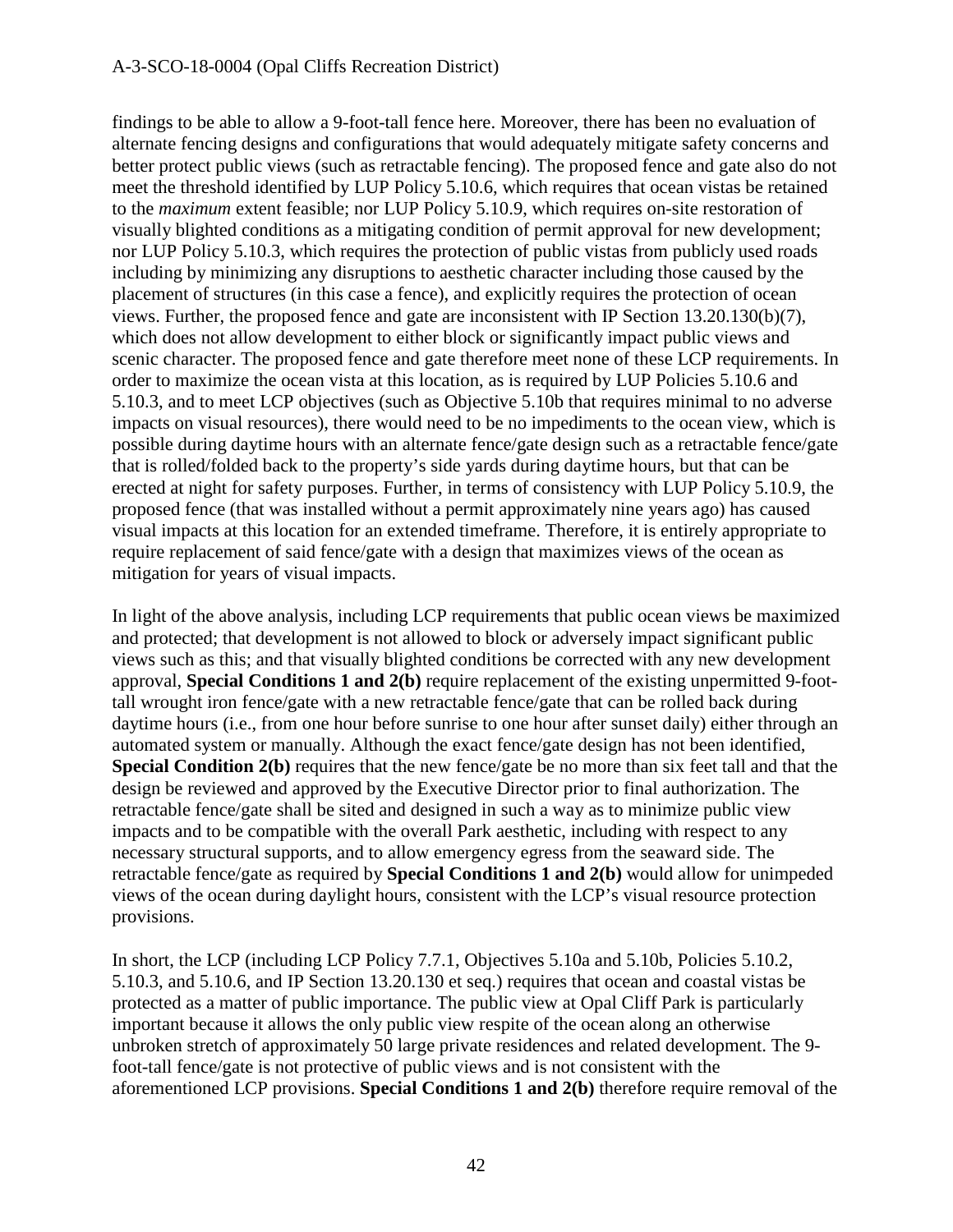findings to be able to allow a 9-foot-tall fence here. Moreover, there has been no evaluation of alternate fencing designs and configurations that would adequately mitigate safety concerns and better protect public views (such as retractable fencing). The proposed fence and gate also do not meet the threshold identified by LUP Policy 5.10.6, which requires that ocean vistas be retained to the *maximum* extent feasible; nor LUP Policy 5.10.9, which requires on-site restoration of visually blighted conditions as a mitigating condition of permit approval for new development; nor LUP Policy 5.10.3, which requires the protection of public vistas from publicly used roads including by minimizing any disruptions to aesthetic character including those caused by the placement of structures (in this case a fence), and explicitly requires the protection of ocean views. Further, the proposed fence and gate are inconsistent with IP Section 13.20.130(b)(7), which does not allow development to either block or significantly impact public views and scenic character. The proposed fence and gate therefore meet none of these LCP requirements. In order to maximize the ocean vista at this location, as is required by LUP Policies 5.10.6 and 5.10.3, and to meet LCP objectives (such as Objective 5.10b that requires minimal to no adverse impacts on visual resources), there would need to be no impediments to the ocean view, which is possible during daytime hours with an alternate fence/gate design such as a retractable fence/gate that is rolled/folded back to the property's side yards during daytime hours, but that can be erected at night for safety purposes. Further, in terms of consistency with LUP Policy 5.10.9, the proposed fence (that was installed without a permit approximately nine years ago) has caused visual impacts at this location for an extended timeframe. Therefore, it is entirely appropriate to require replacement of said fence/gate with a design that maximizes views of the ocean as mitigation for years of visual impacts.

In light of the above analysis, including LCP requirements that public ocean views be maximized and protected; that development is not allowed to block or adversely impact significant public views such as this; and that visually blighted conditions be corrected with any new development approval, **Special Conditions 1 and 2(b)** require replacement of the existing unpermitted 9-foot-tall wrought iron fence/gate with a new retractable fence/gate that can be rolled back during daytime hours (i.e., from one hour before sunrise to one hour after sunset daily) either through an automated system or manually. Although the exact fence/gate design has not been identified, **Special Condition 2(b)** requires that the new fence/gate be no more than six feet tall and that the design be reviewed and approved by the Executive Director prior to final authorization. The retractable fence/gate shall be sited and designed in such a way as to minimize public view impacts and to be compatible with the overall Park aesthetic, including with respect to any necessary structural supports, and to allow emergency egress from the seaward side. The retractable fence/gate as required by **Special Conditions 1 and 2(b)** would allow for unimpeded views of the ocean during daylight hours, consistent with the LCP's visual resource protection provisions.

In short, the LCP (including LCP Policy 7.7.1, Objectives 5.10a and 5.10b, Policies 5.10.2, 5.10.3, and 5.10.6, and IP Section 13.20.130 et seq.) requires that ocean and coastal vistas be protected as a matter of public importance. The public view at Opal Cliff Park is particularly important because it allows the only public view respite of the ocean along an otherwise unbroken stretch of approximately 50 large private residences and related development. The 9-foot-tall fence/gate is not protective of public views and is not consistent with the aforementioned LCP provisions. **Special Conditions 1 and 2(b)** therefore require removal of the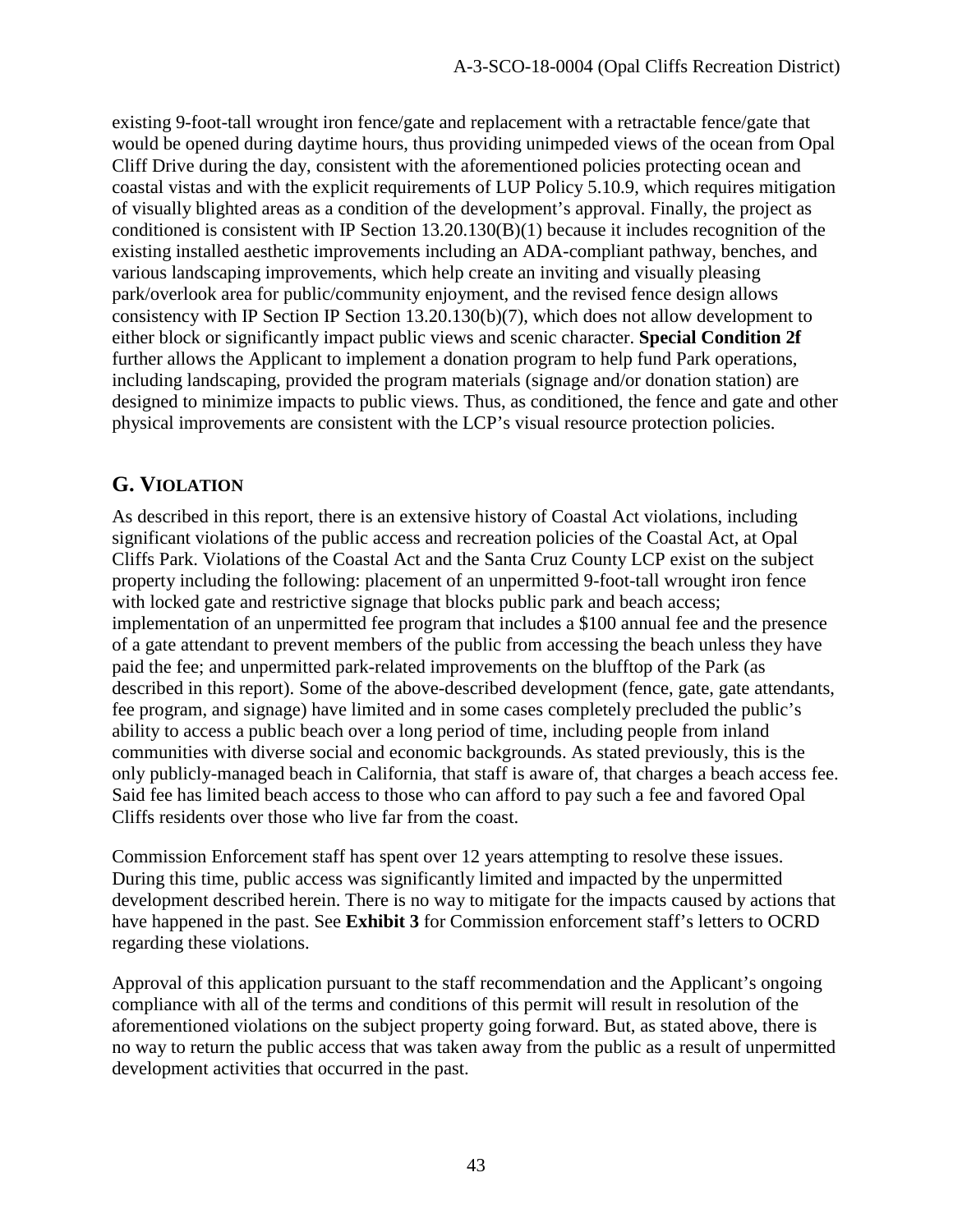existing 9-foot-tall wrought iron fence/gate and replacement with a retractable fence/gate that would be opened during daytime hours, thus providing unimpeded views of the ocean from Opal Cliff Drive during the day, consistent with the aforementioned policies protecting ocean and coastal vistas and with the explicit requirements of LUP Policy 5.10.9, which requires mitigation of visually blighted areas as a condition of the development's approval. Finally, the project as conditioned is consistent with IP Section 13.20.130(B)(1) because it includes recognition of the existing installed aesthetic improvements including an ADA-compliant pathway, benches, and various landscaping improvements, which help create an inviting and visually pleasing park/overlook area for public/community enjoyment, and the revised fence design allows consistency with IP Section IP Section 13.20.130(b)(7), which does not allow development to either block or significantly impact public views and scenic character. **Special Condition 2f** further allows the Applicant to implement a donation program to help fund Park operations, including landscaping, provided the program materials (signage and/or donation station) are designed to minimize impacts to public views. Thus, as conditioned, the fence and gate and other physical improvements are consistent with the LCP's visual resource protection policies.

## G. VIOLATION

As described in this report, there is an extensive history of Coastal Act violations, including significant violations of the public access and recreation policies of the Coastal Act, at Opal Cliffs Park. Violations of the Coastal Act and the Santa Cruz County LCP exist on the subject property including the following: placement of an unpermitted 9-foot-tall wrought iron fence with locked gate and restrictive signage that blocks public park and beach access; implementation of an unpermitted fee program that includes a $100 annual fee and the presence of a gate attendant to prevent members of the public from accessing the beach unless they have paid the fee; and unpermitted park-related improvements on the blufftop of the Park (as described in this report). Some of the above-described development (fence, gate, gate attendants, fee program, and signage) have limited and in some cases completely precluded the public's ability to access a public beach over a long period of time, including people from inland communities with diverse social and economic backgrounds. As stated previously, this is the only publicly-managed beach in California, that staff is aware of, that charges a beach access fee. Said fee has limited beach access to those who can afford to pay such a fee and favored Opal Cliffs residents over those who live far from the coast.

Commission Enforcement staff has spent over 12 years attempting to resolve these issues. During this time, public access was significantly limited and impacted by the unpermitted development described herein. There is no way to mitigate for the impacts caused by actions that have happened in the past. See **Exhibit 3** for Commission enforcement staff's letters to OCRD regarding these violations.

Approval of this application pursuant to the staff recommendation and the Applicant's ongoing compliance with all of the terms and conditions of this permit will result in resolution of the aforementioned violations on the subject property going forward. But, as stated above, there is no way to return the public access that was taken away from the public as a result of unpermitted development activities that occurred in the past.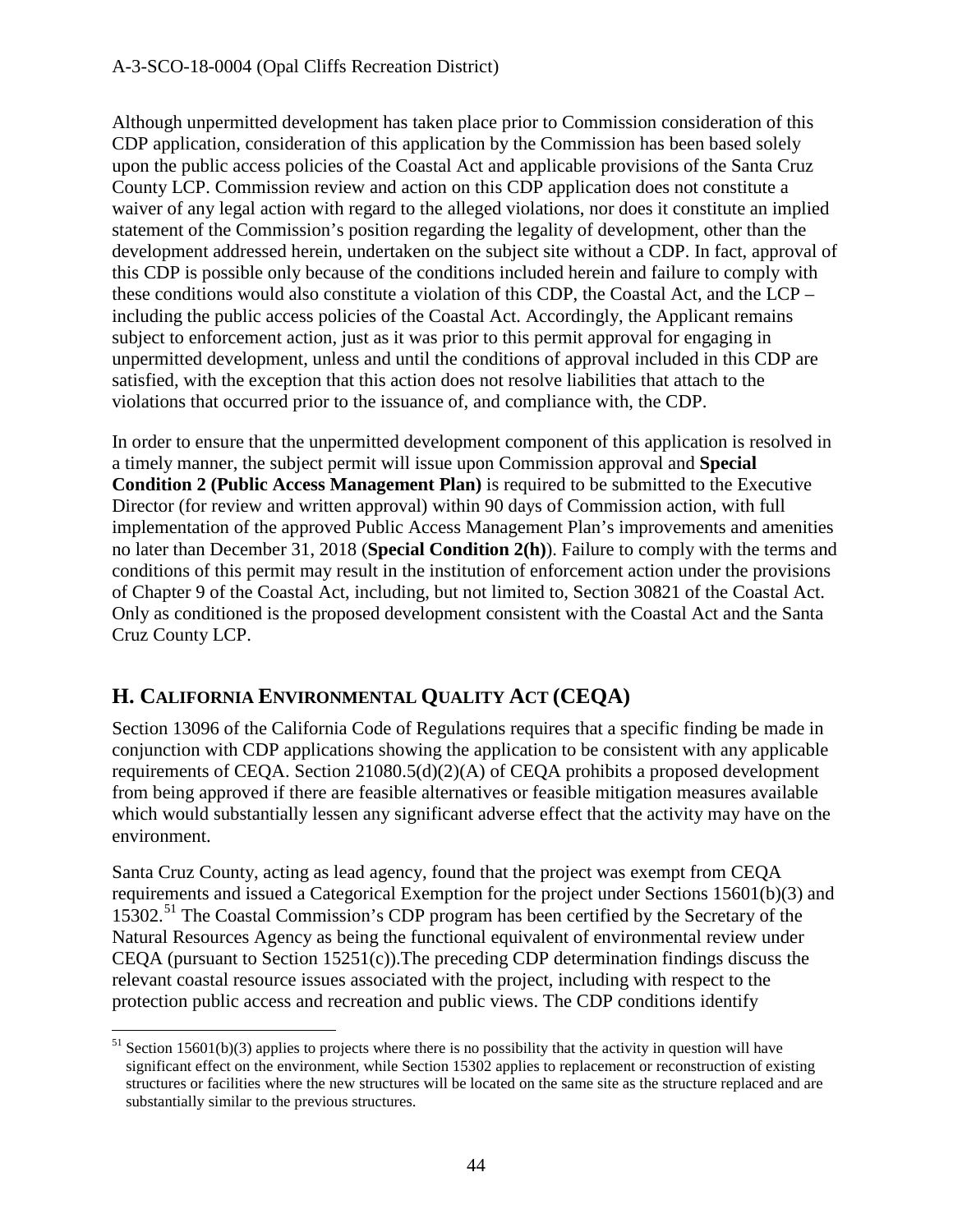Although unpermitted development has taken place prior to Commission consideration of this CDP application, consideration of this application by the Commission has been based solely upon the public access policies of the Coastal Act and applicable provisions of the Santa Cruz County LCP. Commission review and action on this CDP application does not constitute a waiver of any legal action with regard to the alleged violations, nor does it constitute an implied statement of the Commission's position regarding the legality of development, other than the development addressed herein, undertaken on the subject site without a CDP. In fact, approval of this CDP is possible only because of the conditions included herein and failure to comply with these conditions would also constitute a violation of this CDP, the Coastal Act, and the LCP – including the public access policies of the Coastal Act. Accordingly, the Applicant remains subject to enforcement action, just as it was prior to this permit approval for engaging in unpermitted development, unless and until the conditions of approval included in this CDP are satisfied, with the exception that this action does not resolve liabilities that attach to the violations that occurred prior to the issuance of, and compliance with, the CDP.

In order to ensure that the unpermitted development component of this application is resolved in a timely manner, the subject permit will issue upon Commission approval and **Special Condition 2 (Public Access Management Plan)** is required to be submitted to the Executive Director (for review and written approval) within 90 days of Commission action, with full implementation of the approved Public Access Management Plan's improvements and amenities no later than December 31, 2018 (**Special Condition 2(h)**). Failure to comply with the terms and conditions of this permit may result in the institution of enforcement action under the provisions of Chapter 9 of the Coastal Act, including, but not limited to, Section 30821 of the Coastal Act. Only as conditioned is the proposed development consistent with the Coastal Act and the Santa Cruz County LCP.

## H. CALIFORNIA ENVIRONMENTAL QUALITY ACT (CEQA)

Section 13096 of the California Code of Regulations requires that a specific finding be made in conjunction with CDP applications showing the application to be consistent with any applicable requirements of CEQA. Section 21080.5(d)(2)(A) of CEQA prohibits a proposed development from being approved if there are feasible alternatives or feasible mitigation measures available which would substantially lessen any significant adverse effect that the activity may have on the environment.

Santa Cruz County, acting as lead agency, found that the project was exempt from CEQA requirements and issued a Categorical Exemption for the project under Sections 15601(b)(3) and 15302.[51] The Coastal Commission's CDP program has been certified by the Secretary of the Natural Resources Agency as being the functional equivalent of environmental review under CEQA (pursuant to Section 15251(c)).The preceding CDP determination findings discuss the relevant coastal resource issues associated with the project, including with respect to the protection public access and recreation and public views. The CDP conditions identify

[51] Section 15601(b)(3) applies to projects where there is no possibility that the activity in question will have significant effect on the environment, while Section 15302 applies to replacement or reconstruction of existing structures or facilities where the new structures will be located on the same site as the structure replaced and are substantially similar to the previous structures.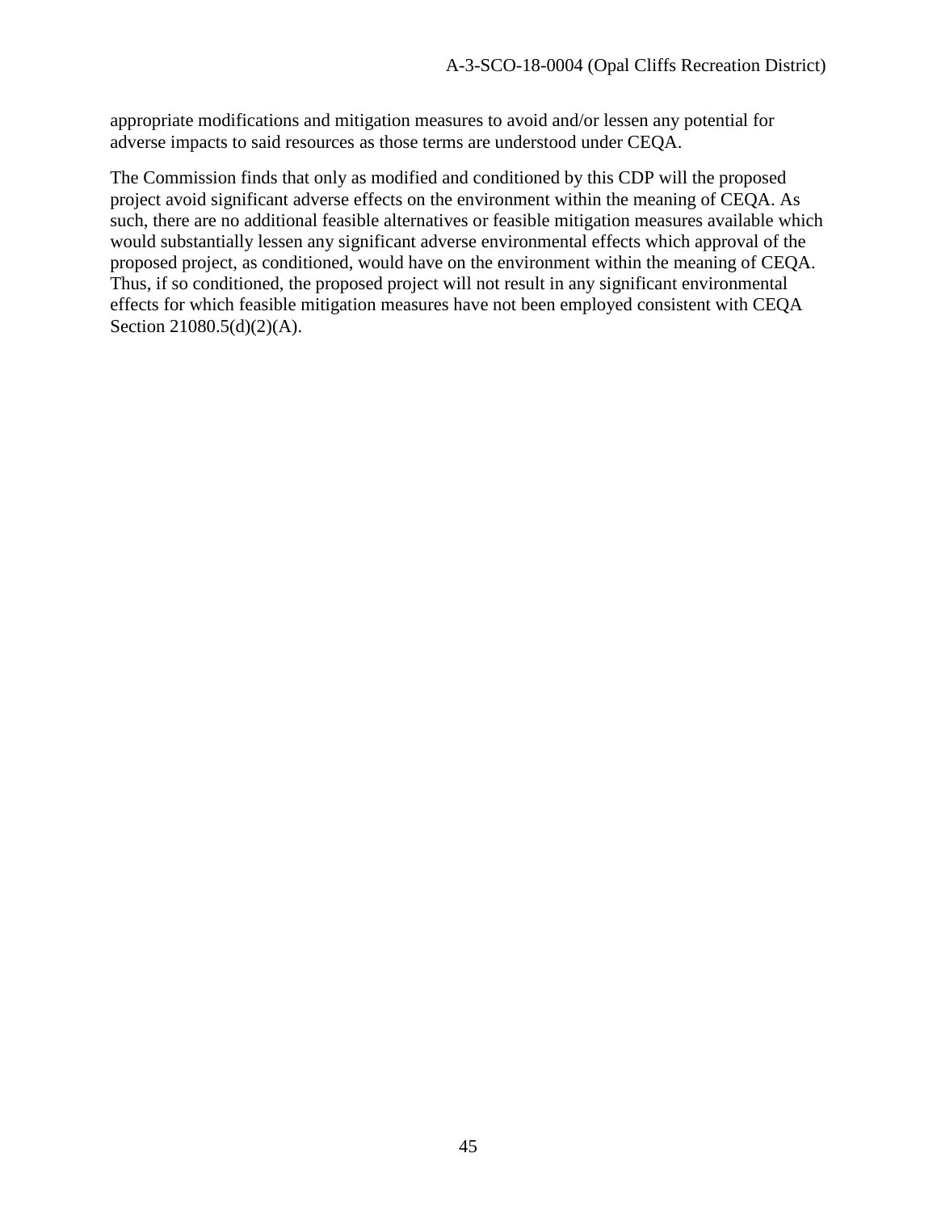appropriate modifications and mitigation measures to avoid and/or lessen any potential for adverse impacts to said resources as those terms are understood under CEQA.

The Commission finds that only as modified and conditioned by this CDP will the proposed project avoid significant adverse effects on the environment within the meaning of CEQA. As such, there are no additional feasible alternatives or feasible mitigation measures available which would substantially lessen any significant adverse environmental effects which approval of the proposed project, as conditioned, would have on the environment within the meaning of CEQA. Thus, if so conditioned, the proposed project will not result in any significant environmental effects for which feasible mitigation measures have not been employed consistent with CEQA Section 21080.5(d)(2)(A).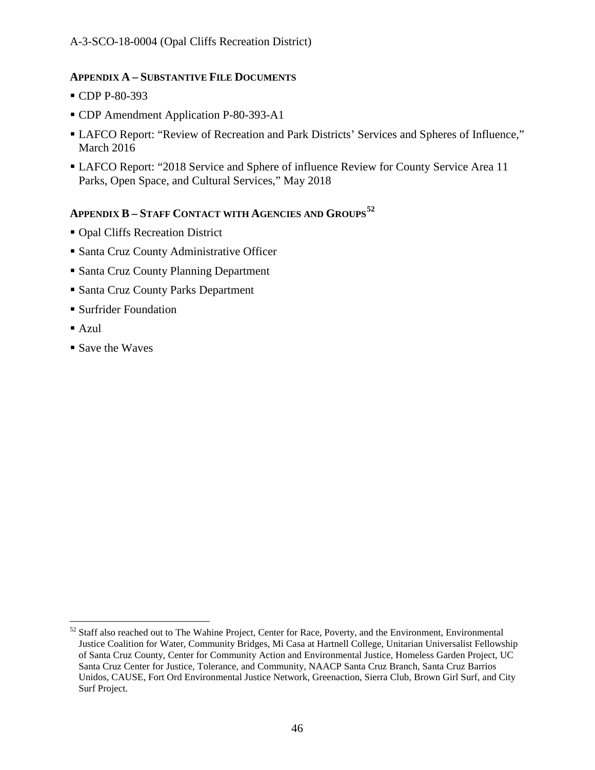## APPENDIX A – SUBSTANTIVE FILE DOCUMENTS

- CDP P-80-393
- CDP Amendment Application P-80-393-A1
- LAFCO Report: "Review of Recreation and Park Districts' Services and Spheres of Influence," March 2016
- LAFCO Report: "2018 Service and Sphere of influence Review for County Service Area 11 Parks, Open Space, and Cultural Services," May 2018

## APPENDIX B – STAFF CONTACT WITH AGENCIES AND GROUPS[52]

- Opal Cliffs Recreation District
- Santa Cruz County Administrative Officer
- Santa Cruz County Planning Department
- Santa Cruz County Parks Department
- Surfrider Foundation
- Azul
- Save the Waves

[52] Staff also reached out to The Wahine Project, Center for Race, Poverty, and the Environment, Environmental Justice Coalition for Water, Community Bridges, Mi Casa at Hartnell College, Unitarian Universalist Fellowship of Santa Cruz County, Center for Community Action and Environmental Justice, Homeless Garden Project, UC Santa Cruz Center for Justice, Tolerance, and Community, NAACP Santa Cruz Branch, Santa Cruz Barrios Unidos, CAUSE, Fort Ord Environmental Justice Network, Greenaction, Sierra Club, Brown Girl Surf, and City Surf Project.